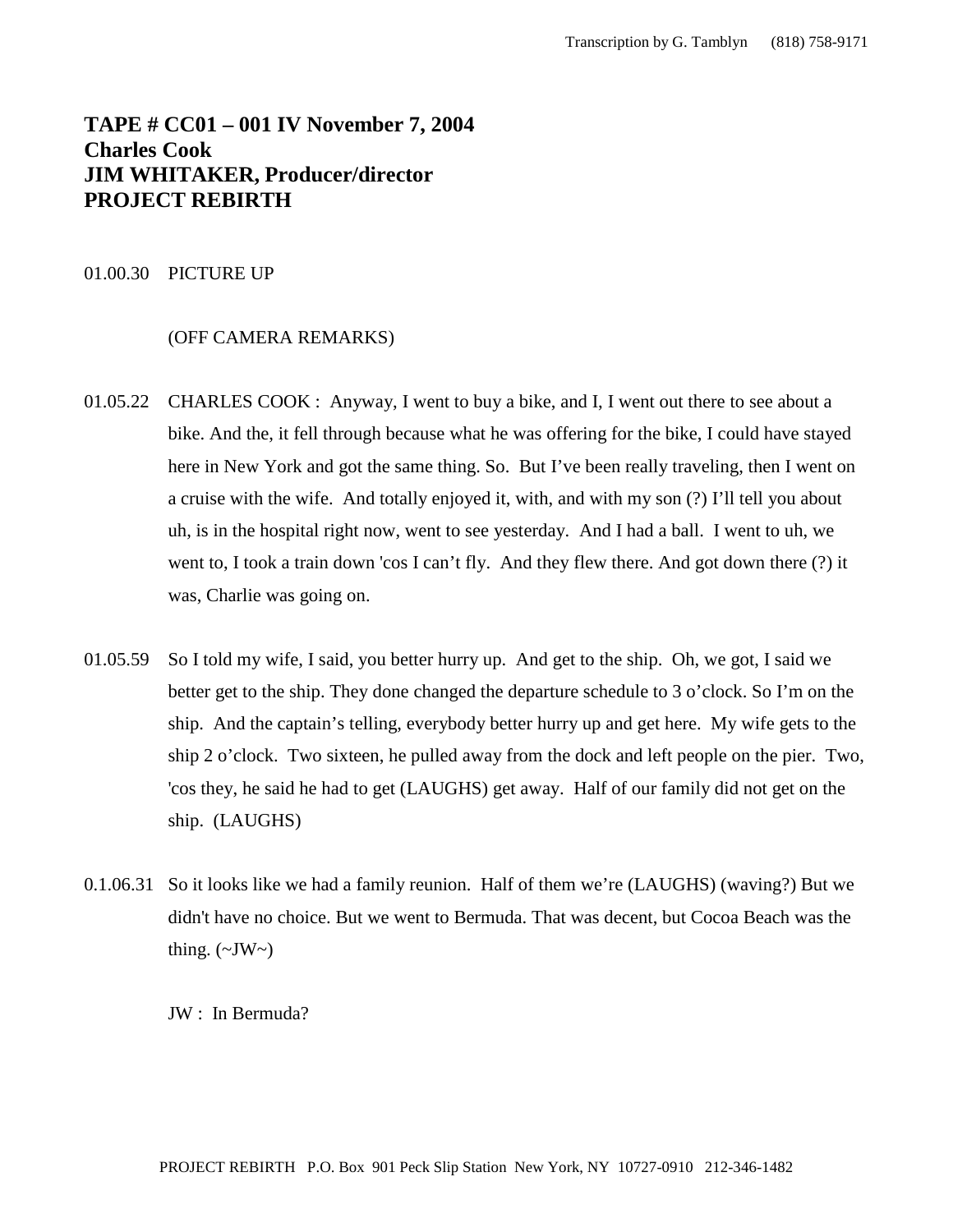**TAPE # CC01 – 001 IV November 7, 2004**
**Charles Cook**
**JIM WHITAKER, Producer/director**
**PROJECT REBIRTH**

01.00.30 PICTURE UP

(OFF CAMERA REMARKS)

01.05.22 CHARLES COOK : Anyway, I went to buy a bike, and I, I went out there to see about a bike. And the, it fell through because what he was offering for the bike, I could have stayed here in New York and got the same thing. So. But I've been really traveling, then I went on a cruise with the wife. And totally enjoyed it, with, and with my son (?) I'll tell you about uh, is in the hospital right now, went to see yesterday. And I had a ball. I went to uh, we went to, I took a train down 'cos I can't fly. And they flew there. And got down there (?) it was, Charlie was going on.

01.05.59 So I told my wife, I said, you better hurry up. And get to the ship. Oh, we got, I said we better get to the ship. They done changed the departure schedule to 3 o'clock. So I'm on the ship. And the captain's telling, everybody better hurry up and get here. My wife gets to the ship 2 o'clock. Two sixteen, he pulled away from the dock and left people on the pier. Two, 'cos they, he said he had to get (LAUGHS) get away. Half of our family did not get on the ship. (LAUGHS)

0.1.06.31 So it looks like we had a family reunion. Half of them we're (LAUGHS) (waving?) But we didn't have no choice. But we went to Bermuda. That was decent, but Cocoa Beach was the thing. (~JW~)

JW : In Bermuda?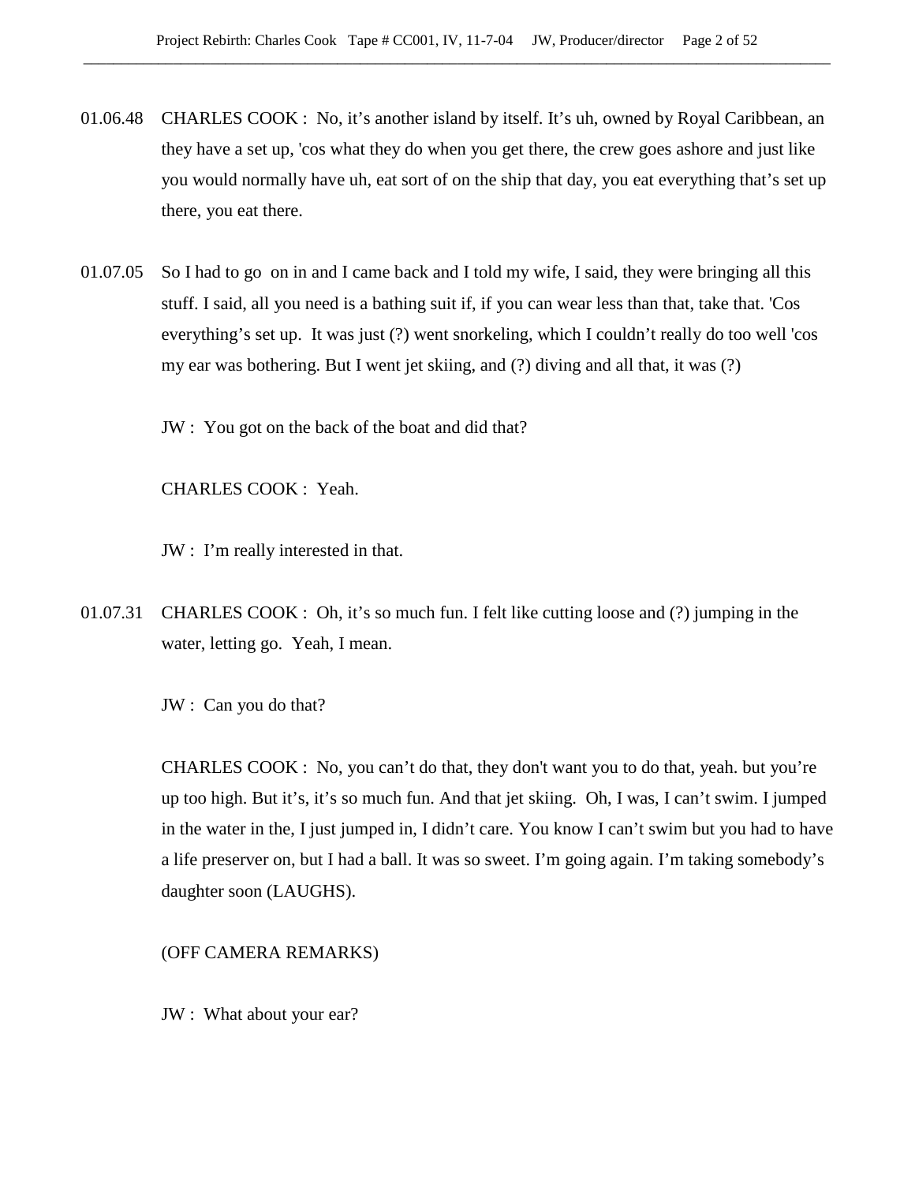01.06.48 CHARLES COOK : No, it's another island by itself. It's uh, owned by Royal Caribbean, an they have a set up, 'cos what they do when you get there, the crew goes ashore and just like you would normally have uh, eat sort of on the ship that day, you eat everything that's set up there, you eat there.

01.07.05 So I had to go on in and I came back and I told my wife, I said, they were bringing all this stuff. I said, all you need is a bathing suit if, if you can wear less than that, take that. 'Cos everything's set up. It was just (?) went snorkeling, which I couldn't really do too well 'cos my ear was bothering. But I went jet skiing, and (?) diving and all that, it was (?)

JW : You got on the back of the boat and did that?

CHARLES COOK : Yeah.

JW : I'm really interested in that.

01.07.31 CHARLES COOK : Oh, it's so much fun. I felt like cutting loose and (?) jumping in the water, letting go. Yeah, I mean.

JW : Can you do that?

CHARLES COOK : No, you can't do that, they don't want you to do that, yeah. but you're up too high. But it's, it's so much fun. And that jet skiing. Oh, I was, I can't swim. I jumped in the water in the, I just jumped in, I didn't care. You know I can't swim but you had to have a life preserver on, but I had a ball. It was so sweet. I'm going again. I'm taking somebody's daughter soon (LAUGHS).

(OFF CAMERA REMARKS)

JW : What about your ear?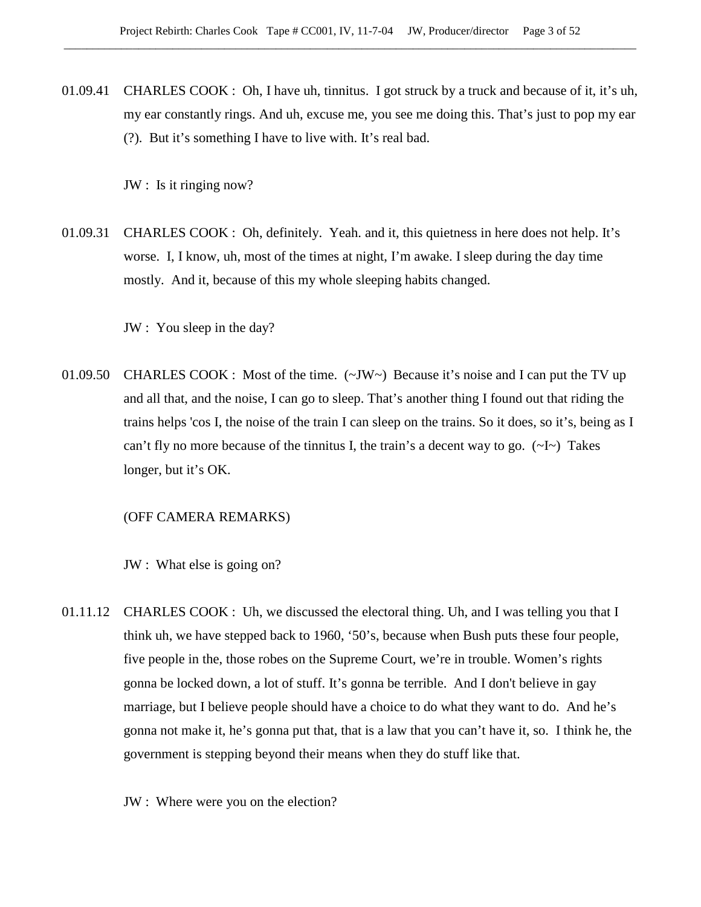01.09.41 CHARLES COOK : Oh, I have uh, tinnitus. I got struck by a truck and because of it, it's uh, my ear constantly rings. And uh, excuse me, you see me doing this. That's just to pop my ear (?). But it's something I have to live with. It's real bad.

JW : Is it ringing now?

01.09.31 CHARLES COOK : Oh, definitely. Yeah. and it, this quietness in here does not help. It's worse. I, I know, uh, most of the times at night, I'm awake. I sleep during the day time mostly. And it, because of this my whole sleeping habits changed.

JW : You sleep in the day?

01.09.50 CHARLES COOK : Most of the time. (~JW~) Because it's noise and I can put the TV up and all that, and the noise, I can go to sleep. That's another thing I found out that riding the trains helps 'cos I, the noise of the train I can sleep on the trains. So it does, so it's, being as I can't fly no more because of the tinnitus I, the train's a decent way to go. (~I~) Takes longer, but it's OK.

(OFF CAMERA REMARKS)

JW : What else is going on?

01.11.12 CHARLES COOK : Uh, we discussed the electoral thing. Uh, and I was telling you that I think uh, we have stepped back to 1960, '50's, because when Bush puts these four people, five people in the, those robes on the Supreme Court, we're in trouble. Women's rights gonna be locked down, a lot of stuff. It's gonna be terrible. And I don't believe in gay marriage, but I believe people should have a choice to do what they want to do. And he's gonna not make it, he's gonna put that, that is a law that you can't have it, so. I think he, the government is stepping beyond their means when they do stuff like that.

JW : Where were you on the election?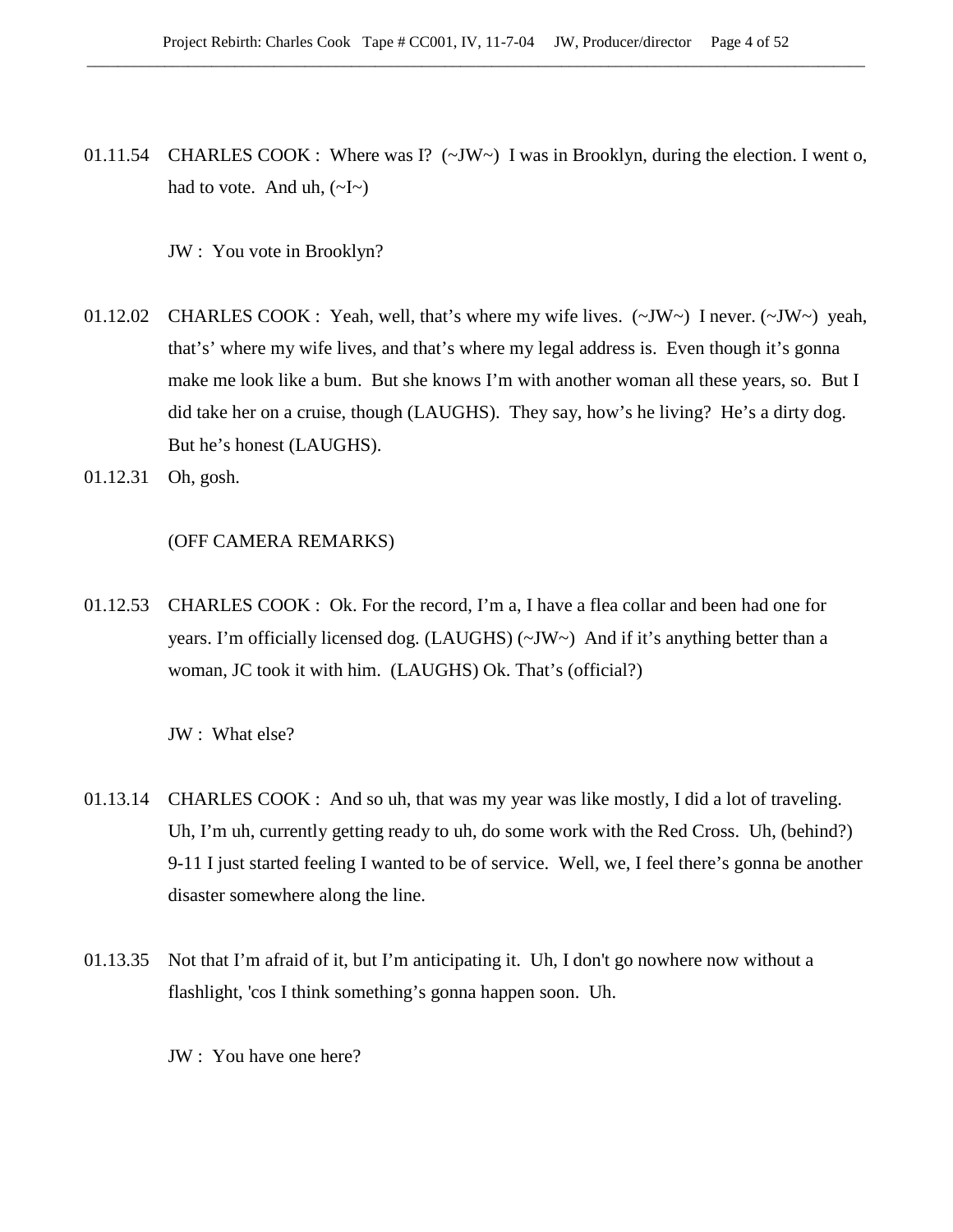01.11.54 CHARLES COOK : Where was I? (~JW~) I was in Brooklyn, during the election. I went o, had to vote. And uh, (~I~)

JW : You vote in Brooklyn?

01.12.02 CHARLES COOK : Yeah, well, that's where my wife lives. (~JW~) I never. (~JW~) yeah, that's' where my wife lives, and that's where my legal address is. Even though it's gonna make me look like a bum. But she knows I'm with another woman all these years, so. But I did take her on a cruise, though (LAUGHS). They say, how's he living? He's a dirty dog. But he's honest (LAUGHS).

01.12.31 Oh, gosh.

(OFF CAMERA REMARKS)

01.12.53 CHARLES COOK : Ok. For the record, I'm a, I have a flea collar and been had one for years. I'm officially licensed dog. (LAUGHS) (~JW~) And if it's anything better than a woman, JC took it with him. (LAUGHS) Ok. That's (official?)

JW : What else?

01.13.14 CHARLES COOK : And so uh, that was my year was like mostly, I did a lot of traveling. Uh, I'm uh, currently getting ready to uh, do some work with the Red Cross. Uh, (behind?) 9-11 I just started feeling I wanted to be of service. Well, we, I feel there's gonna be another disaster somewhere along the line.

01.13.35 Not that I'm afraid of it, but I'm anticipating it. Uh, I don't go nowhere now without a flashlight, 'cos I think something's gonna happen soon. Uh.

JW : You have one here?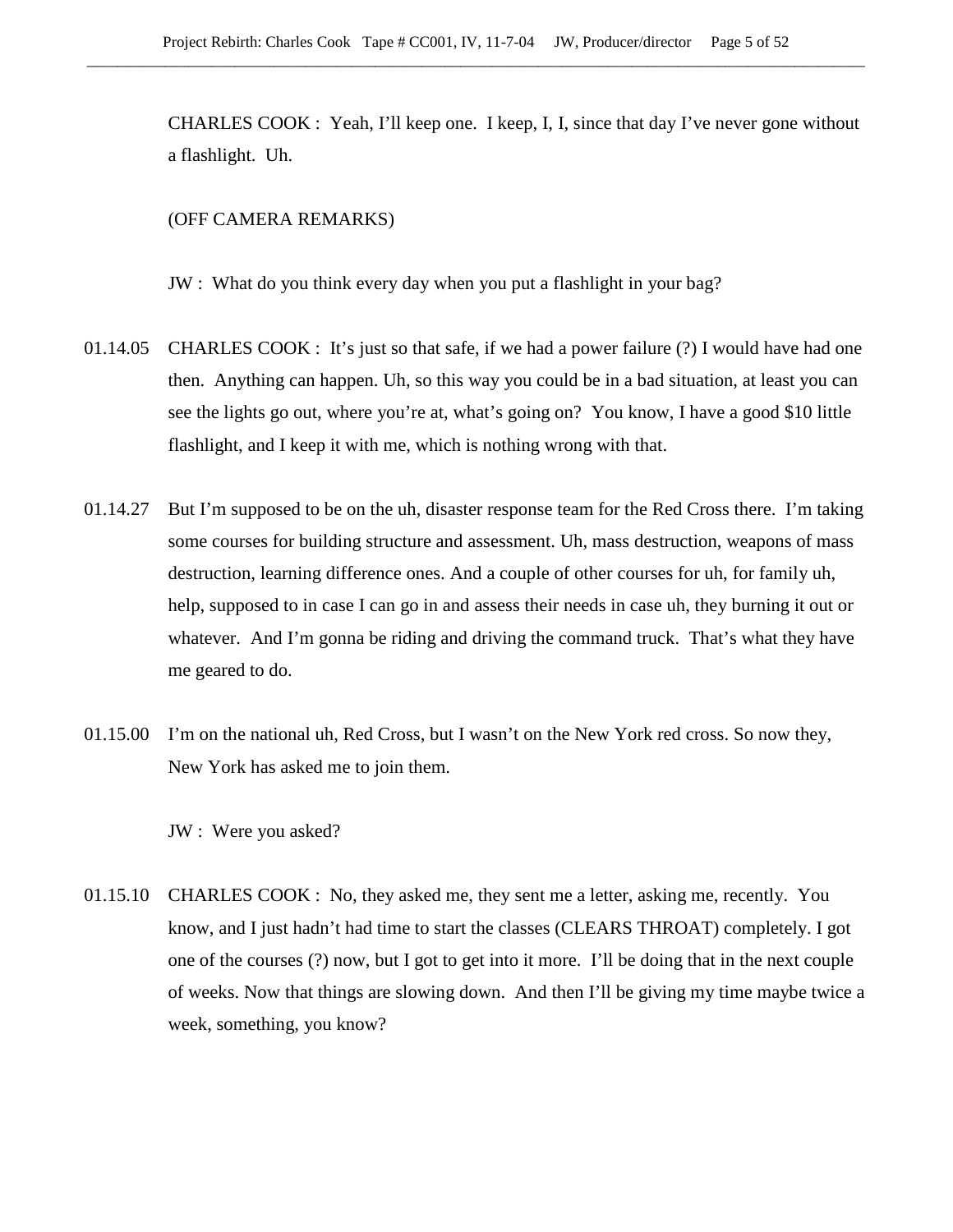CHARLES COOK : Yeah, I'll keep one. I keep, I, I, since that day I've never gone without a flashlight. Uh.

(OFF CAMERA REMARKS)

JW : What do you think every day when you put a flashlight in your bag?

01.14.05 CHARLES COOK : It's just so that safe, if we had a power failure (?) I would have had one then. Anything can happen. Uh, so this way you could be in a bad situation, at least you can see the lights go out, where you're at, what's going on? You know, I have a good $10 little flashlight, and I keep it with me, which is nothing wrong with that.

01.14.27 But I'm supposed to be on the uh, disaster response team for the Red Cross there. I'm taking some courses for building structure and assessment. Uh, mass destruction, weapons of mass destruction, learning difference ones. And a couple of other courses for uh, for family uh, help, supposed to in case I can go in and assess their needs in case uh, they burning it out or whatever. And I'm gonna be riding and driving the command truck. That's what they have me geared to do.

01.15.00 I'm on the national uh, Red Cross, but I wasn't on the New York red cross. So now they, New York has asked me to join them.

JW : Were you asked?

01.15.10 CHARLES COOK : No, they asked me, they sent me a letter, asking me, recently. You know, and I just hadn't had time to start the classes (CLEARS THROAT) completely. I got one of the courses (?) now, but I got to get into it more. I'll be doing that in the next couple of weeks. Now that things are slowing down. And then I'll be giving my time maybe twice a week, something, you know?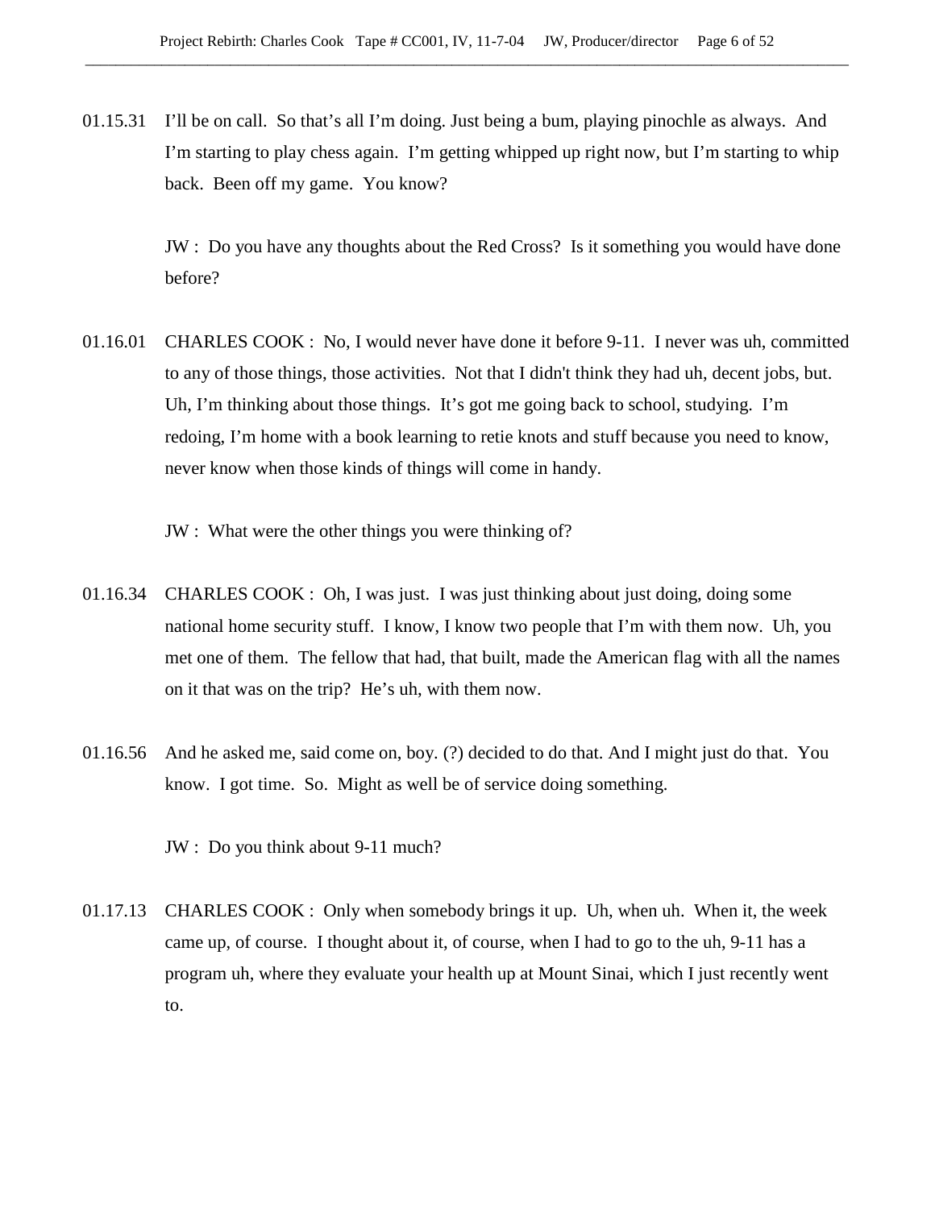01.15.31 I'll be on call. So that's all I'm doing. Just being a bum, playing pinochle as always. And I'm starting to play chess again. I'm getting whipped up right now, but I'm starting to whip back. Been off my game. You know?

JW : Do you have any thoughts about the Red Cross? Is it something you would have done before?

01.16.01 CHARLES COOK : No, I would never have done it before 9-11. I never was uh, committed to any of those things, those activities. Not that I didn't think they had uh, decent jobs, but. Uh, I'm thinking about those things. It's got me going back to school, studying. I'm redoing, I'm home with a book learning to retie knots and stuff because you need to know, never know when those kinds of things will come in handy.

JW : What were the other things you were thinking of?

01.16.34 CHARLES COOK : Oh, I was just. I was just thinking about just doing, doing some national home security stuff. I know, I know two people that I'm with them now. Uh, you met one of them. The fellow that had, that built, made the American flag with all the names on it that was on the trip? He's uh, with them now.

01.16.56 And he asked me, said come on, boy. (?) decided to do that. And I might just do that. You know. I got time. So. Might as well be of service doing something.

JW : Do you think about 9-11 much?

01.17.13 CHARLES COOK : Only when somebody brings it up. Uh, when uh. When it, the week came up, of course. I thought about it, of course, when I had to go to the uh, 9-11 has a program uh, where they evaluate your health up at Mount Sinai, which I just recently went to.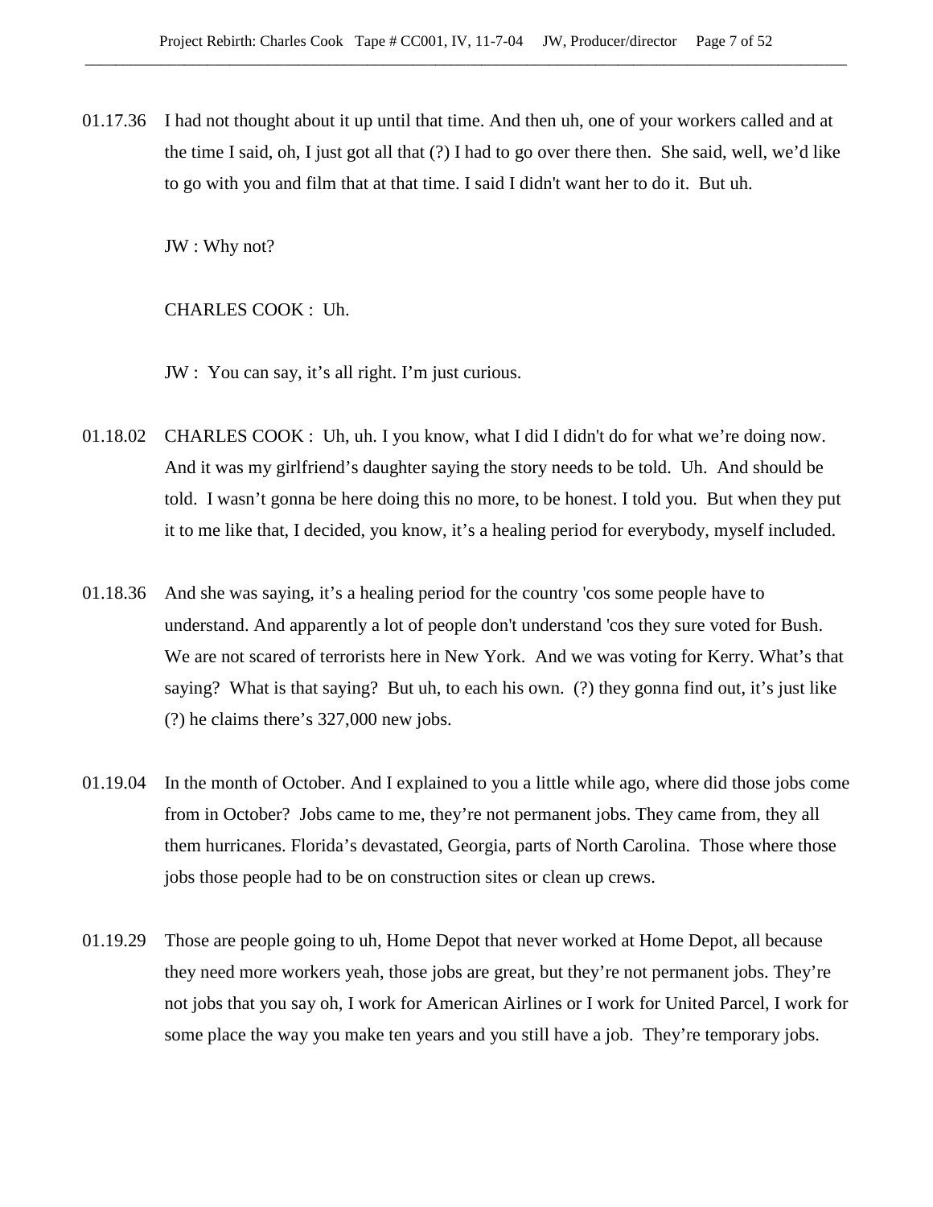01.17.36 I had not thought about it up until that time. And then uh, one of your workers called and at the time I said, oh, I just got all that (?) I had to go over there then. She said, well, we'd like to go with you and film that at that time. I said I didn't want her to do it. But uh.

JW : Why not?

CHARLES COOK : Uh.

JW : You can say, it's all right. I'm just curious.

01.18.02 CHARLES COOK : Uh, uh. I you know, what I did I didn't do for what we're doing now. And it was my girlfriend's daughter saying the story needs to be told. Uh. And should be told. I wasn't gonna be here doing this no more, to be honest. I told you. But when they put it to me like that, I decided, you know, it's a healing period for everybody, myself included.

01.18.36 And she was saying, it's a healing period for the country 'cos some people have to understand. And apparently a lot of people don't understand 'cos they sure voted for Bush. We are not scared of terrorists here in New York. And we was voting for Kerry. What's that saying? What is that saying? But uh, to each his own. (?) they gonna find out, it's just like (?) he claims there's 327,000 new jobs.

01.19.04 In the month of October. And I explained to you a little while ago, where did those jobs come from in October? Jobs came to me, they're not permanent jobs. They came from, they all them hurricanes. Florida's devastated, Georgia, parts of North Carolina. Those where those jobs those people had to be on construction sites or clean up crews.

01.19.29 Those are people going to uh, Home Depot that never worked at Home Depot, all because they need more workers yeah, those jobs are great, but they're not permanent jobs. They're not jobs that you say oh, I work for American Airlines or I work for United Parcel, I work for some place the way you make ten years and you still have a job. They're temporary jobs.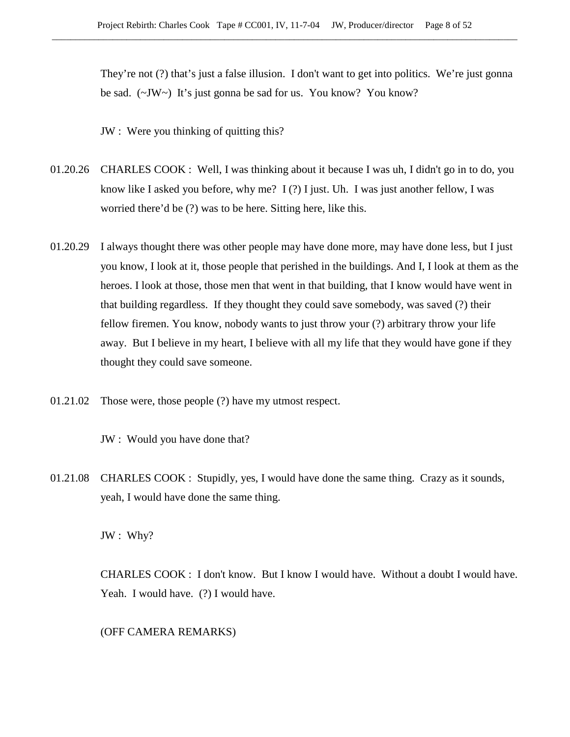They're not (?) that's just a false illusion.  I don't want to get into politics.  We're just gonna be sad.  (~JW~)  It's just gonna be sad for us.  You know?  You know?

JW :  Were you thinking of quitting this?

01.20.26   CHARLES COOK :  Well, I was thinking about it because I was uh, I didn't go in to do, you know like I asked you before, why me?  I (?) I just. Uh.  I was just another fellow, I was worried there'd be (?) was to be here. Sitting here, like this.

01.20.29   I always thought there was other people may have done more, may have done less, but I just you know, I look at it, those people that perished in the buildings. And I, I look at them as the heroes. I look at those, those men that went in that building, that I know would have went in that building regardless.  If they thought they could save somebody, was saved (?) their fellow firemen. You know, nobody wants to just throw your (?) arbitrary throw your life away.  But I believe in my heart, I believe with all my life that they would have gone if they thought they could save someone.

01.21.02   Those were, those people (?) have my utmost respect.

JW :  Would you have done that?

01.21.08   CHARLES COOK :  Stupidly, yes, I would have done the same thing.  Crazy as it sounds, yeah, I would have done the same thing.

JW :  Why?

CHARLES COOK :  I don't know.  But I know I would have.  Without a doubt I would have. Yeah.  I would have.  (?) I would have.

(OFF CAMERA REMARKS)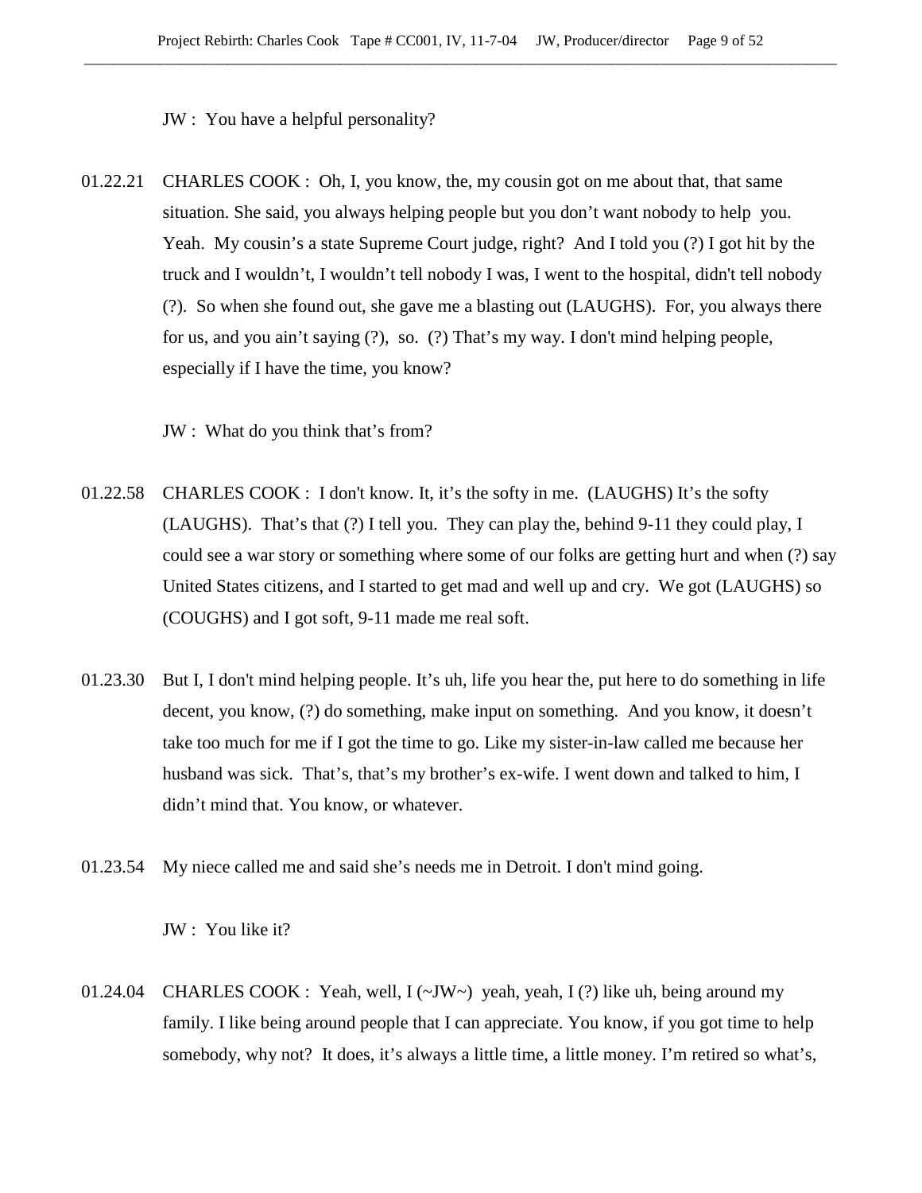JW : You have a helpful personality?

01.22.21 CHARLES COOK : Oh, I, you know, the, my cousin got on me about that, that same situation. She said, you always helping people but you don't want nobody to help you. Yeah. My cousin's a state Supreme Court judge, right? And I told you (?) I got hit by the truck and I wouldn't, I wouldn't tell nobody I was, I went to the hospital, didn't tell nobody (?). So when she found out, she gave me a blasting out (LAUGHS). For, you always there for us, and you ain't saying (?), so. (?) That's my way. I don't mind helping people, especially if I have the time, you know?

JW : What do you think that's from?

01.22.58 CHARLES COOK : I don't know. It, it's the softy in me. (LAUGHS) It's the softy (LAUGHS). That's that (?) I tell you. They can play the, behind 9-11 they could play, I could see a war story or something where some of our folks are getting hurt and when (?) say United States citizens, and I started to get mad and well up and cry. We got (LAUGHS) so (COUGHS) and I got soft, 9-11 made me real soft.

01.23.30 But I, I don't mind helping people. It's uh, life you hear the, put here to do something in life decent, you know, (?) do something, make input on something. And you know, it doesn't take too much for me if I got the time to go. Like my sister-in-law called me because her husband was sick. That's, that's my brother's ex-wife. I went down and talked to him, I didn't mind that. You know, or whatever.

01.23.54 My niece called me and said she's needs me in Detroit. I don't mind going.

JW : You like it?

01.24.04 CHARLES COOK : Yeah, well, I (~JW~) yeah, yeah, I (?) like uh, being around my family. I like being around people that I can appreciate. You know, if you got time to help somebody, why not? It does, it's always a little time, a little money. I'm retired so what's,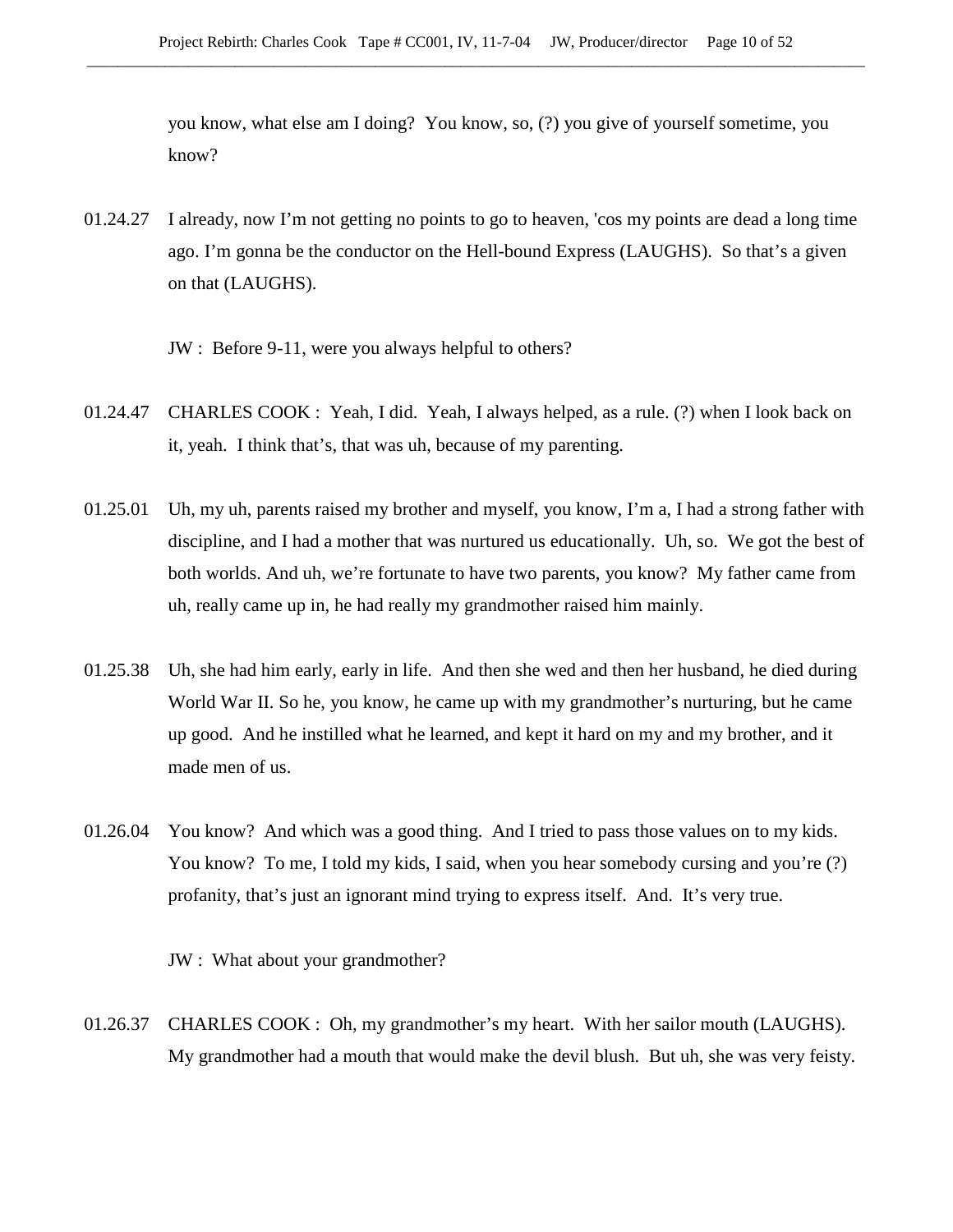you know, what else am I doing? You know, so, (?) you give of yourself sometime, you know?

01.24.27 I already, now I'm not getting no points to go to heaven, 'cos my points are dead a long time ago. I'm gonna be the conductor on the Hell-bound Express (LAUGHS). So that's a given on that (LAUGHS).

JW : Before 9-11, were you always helpful to others?

01.24.47 CHARLES COOK : Yeah, I did. Yeah, I always helped, as a rule. (?) when I look back on it, yeah. I think that's, that was uh, because of my parenting.

01.25.01 Uh, my uh, parents raised my brother and myself, you know, I'm a, I had a strong father with discipline, and I had a mother that was nurtured us educationally. Uh, so. We got the best of both worlds. And uh, we're fortunate to have two parents, you know? My father came from uh, really came up in, he had really my grandmother raised him mainly.

01.25.38 Uh, she had him early, early in life. And then she wed and then her husband, he died during World War II. So he, you know, he came up with my grandmother's nurturing, but he came up good. And he instilled what he learned, and kept it hard on my and my brother, and it made men of us.

01.26.04 You know? And which was a good thing. And I tried to pass those values on to my kids. You know? To me, I told my kids, I said, when you hear somebody cursing and you're (?) profanity, that's just an ignorant mind trying to express itself. And. It's very true.

JW : What about your grandmother?

01.26.37 CHARLES COOK : Oh, my grandmother's my heart. With her sailor mouth (LAUGHS). My grandmother had a mouth that would make the devil blush. But uh, she was very feisty.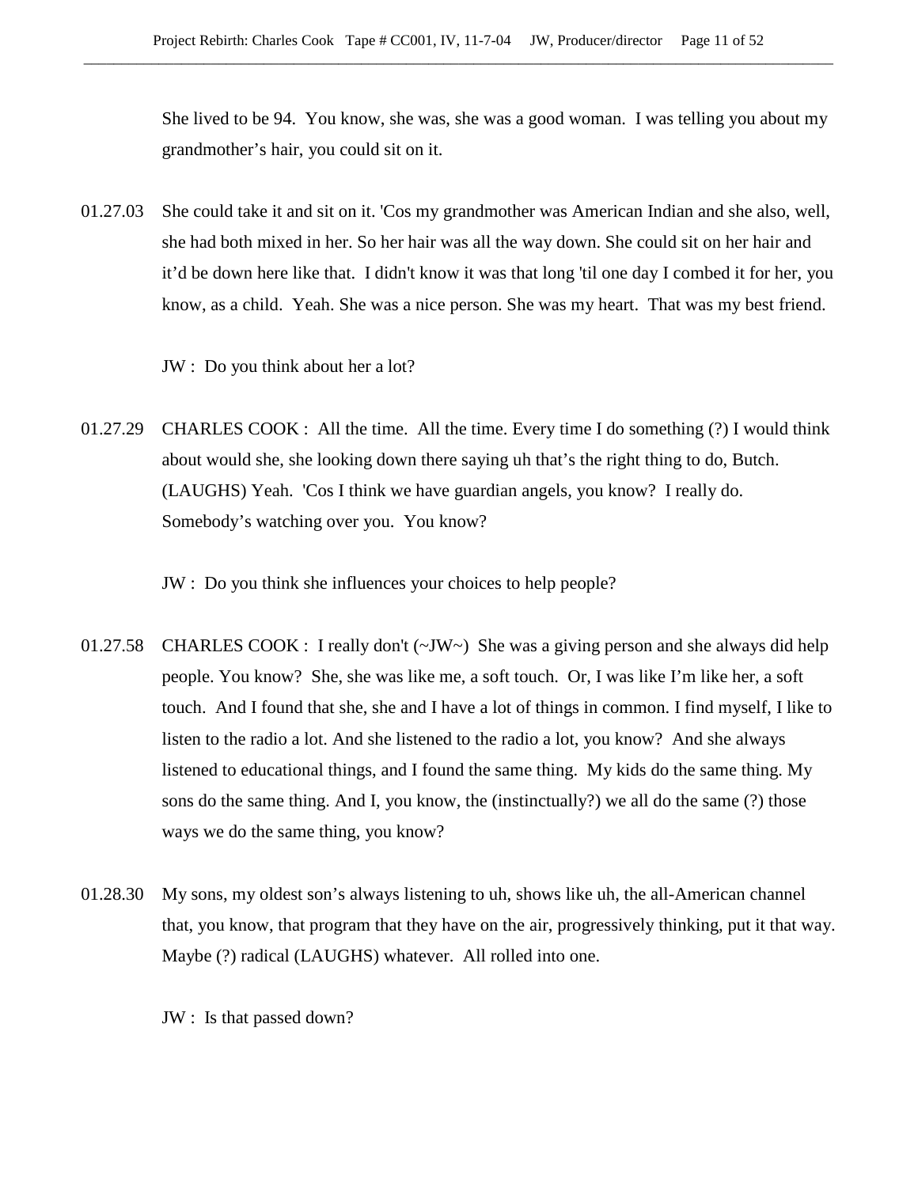She lived to be 94. You know, she was, she was a good woman. I was telling you about my grandmother's hair, you could sit on it.

01.27.03 She could take it and sit on it. 'Cos my grandmother was American Indian and she also, well, she had both mixed in her. So her hair was all the way down. She could sit on her hair and it'd be down here like that. I didn't know it was that long 'til one day I combed it for her, you know, as a child. Yeah. She was a nice person. She was my heart. That was my best friend.

JW : Do you think about her a lot?

01.27.29 CHARLES COOK : All the time. All the time. Every time I do something (?) I would think about would she, she looking down there saying uh that's the right thing to do, Butch. (LAUGHS) Yeah. 'Cos I think we have guardian angels, you know? I really do. Somebody's watching over you. You know?

JW : Do you think she influences your choices to help people?

01.27.58 CHARLES COOK : I really don't (~JW~) She was a giving person and she always did help people. You know? She, she was like me, a soft touch. Or, I was like I'm like her, a soft touch. And I found that she, she and I have a lot of things in common. I find myself, I like to listen to the radio a lot. And she listened to the radio a lot, you know? And she always listened to educational things, and I found the same thing. My kids do the same thing. My sons do the same thing. And I, you know, the (instinctually?) we all do the same (?) those ways we do the same thing, you know?

01.28.30 My sons, my oldest son's always listening to uh, shows like uh, the all-American channel that, you know, that program that they have on the air, progressively thinking, put it that way. Maybe (?) radical (LAUGHS) whatever. All rolled into one.

JW : Is that passed down?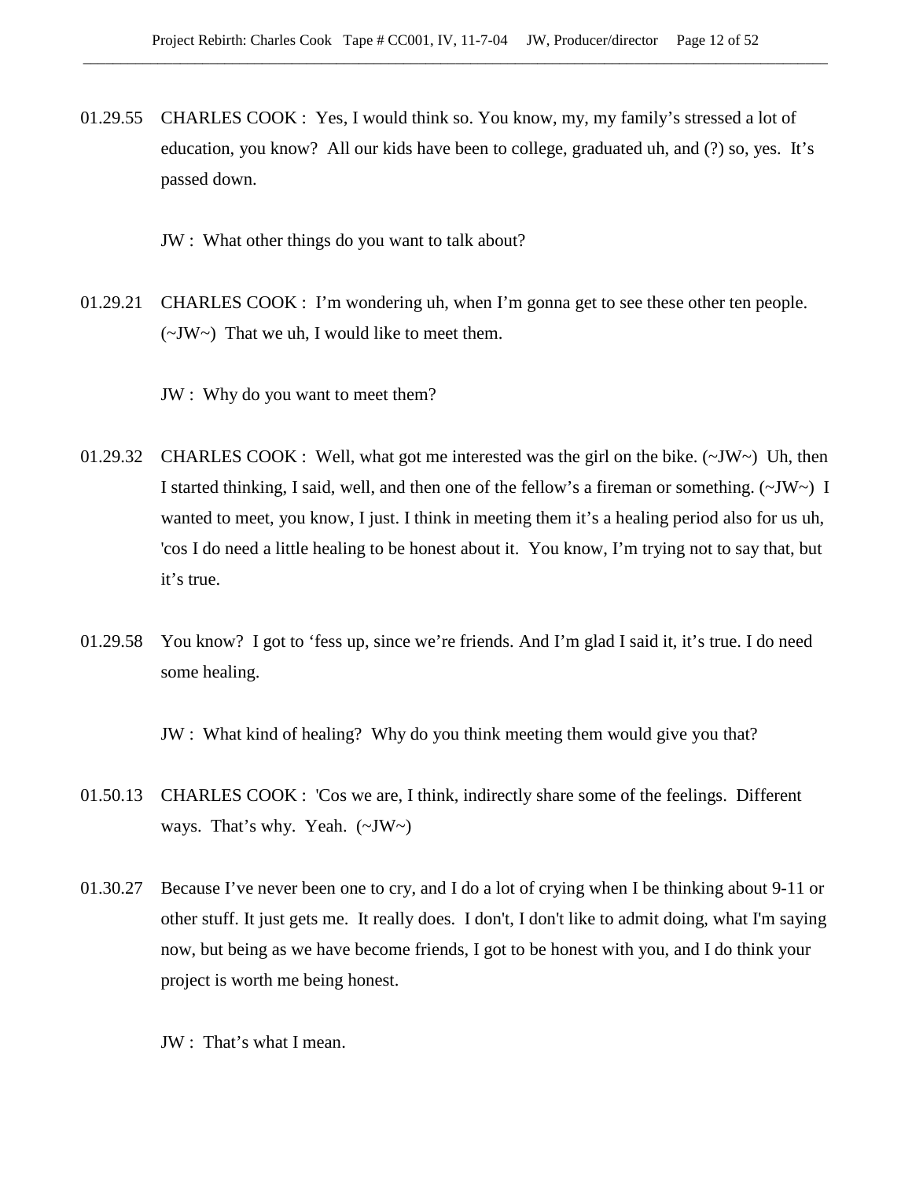01.29.55 CHARLES COOK : Yes, I would think so. You know, my, my family's stressed a lot of education, you know? All our kids have been to college, graduated uh, and (?) so, yes. It's passed down.

JW : What other things do you want to talk about?

01.29.21 CHARLES COOK : I'm wondering uh, when I'm gonna get to see these other ten people. (~JW~) That we uh, I would like to meet them.

JW : Why do you want to meet them?

01.29.32 CHARLES COOK : Well, what got me interested was the girl on the bike. (~JW~) Uh, then I started thinking, I said, well, and then one of the fellow's a fireman or something. (~JW~) I wanted to meet, you know, I just. I think in meeting them it's a healing period also for us uh, 'cos I do need a little healing to be honest about it. You know, I'm trying not to say that, but it's true.

01.29.58 You know? I got to 'fess up, since we're friends. And I'm glad I said it, it's true. I do need some healing.

JW : What kind of healing? Why do you think meeting them would give you that?

01.50.13 CHARLES COOK : 'Cos we are, I think, indirectly share some of the feelings. Different ways. That's why. Yeah. (~JW~)

01.30.27 Because I've never been one to cry, and I do a lot of crying when I be thinking about 9-11 or other stuff. It just gets me. It really does. I don't, I don't like to admit doing, what I'm saying now, but being as we have become friends, I got to be honest with you, and I do think your project is worth me being honest.

JW : That's what I mean.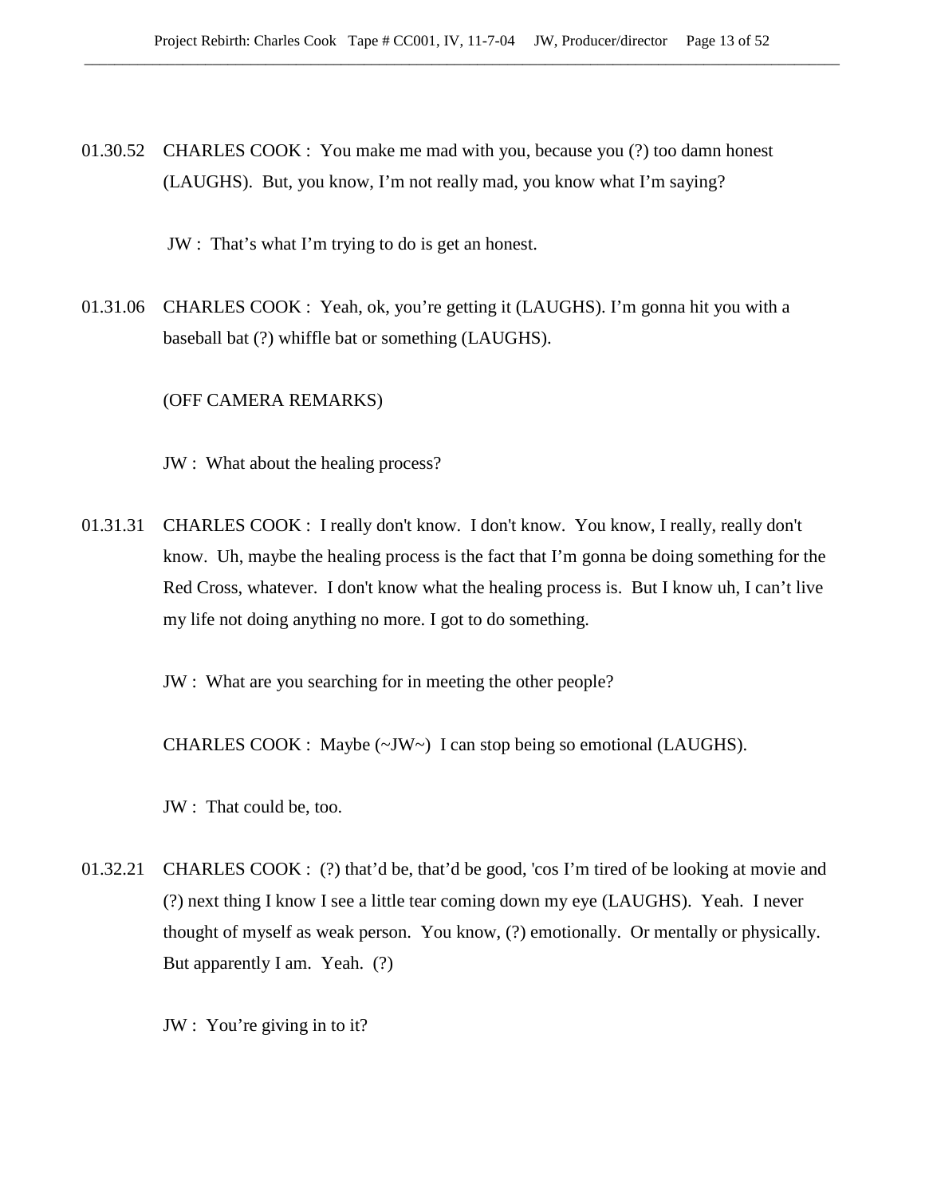01.30.52 CHARLES COOK : You make me mad with you, because you (?) too damn honest (LAUGHS). But, you know, I'm not really mad, you know what I'm saying?

JW : That's what I'm trying to do is get an honest.

01.31.06 CHARLES COOK : Yeah, ok, you're getting it (LAUGHS). I'm gonna hit you with a baseball bat (?) whiffle bat or something (LAUGHS).

(OFF CAMERA REMARKS)

JW : What about the healing process?

01.31.31 CHARLES COOK : I really don't know. I don't know. You know, I really, really don't know. Uh, maybe the healing process is the fact that I'm gonna be doing something for the Red Cross, whatever. I don't know what the healing process is. But I know uh, I can't live my life not doing anything no more. I got to do something.

JW : What are you searching for in meeting the other people?

CHARLES COOK : Maybe (~JW~) I can stop being so emotional (LAUGHS).

JW : That could be, too.

01.32.21 CHARLES COOK : (?) that'd be, that'd be good, 'cos I'm tired of be looking at movie and (?) next thing I know I see a little tear coming down my eye (LAUGHS). Yeah. I never thought of myself as weak person. You know, (?) emotionally. Or mentally or physically. But apparently I am. Yeah. (?)

JW : You're giving in to it?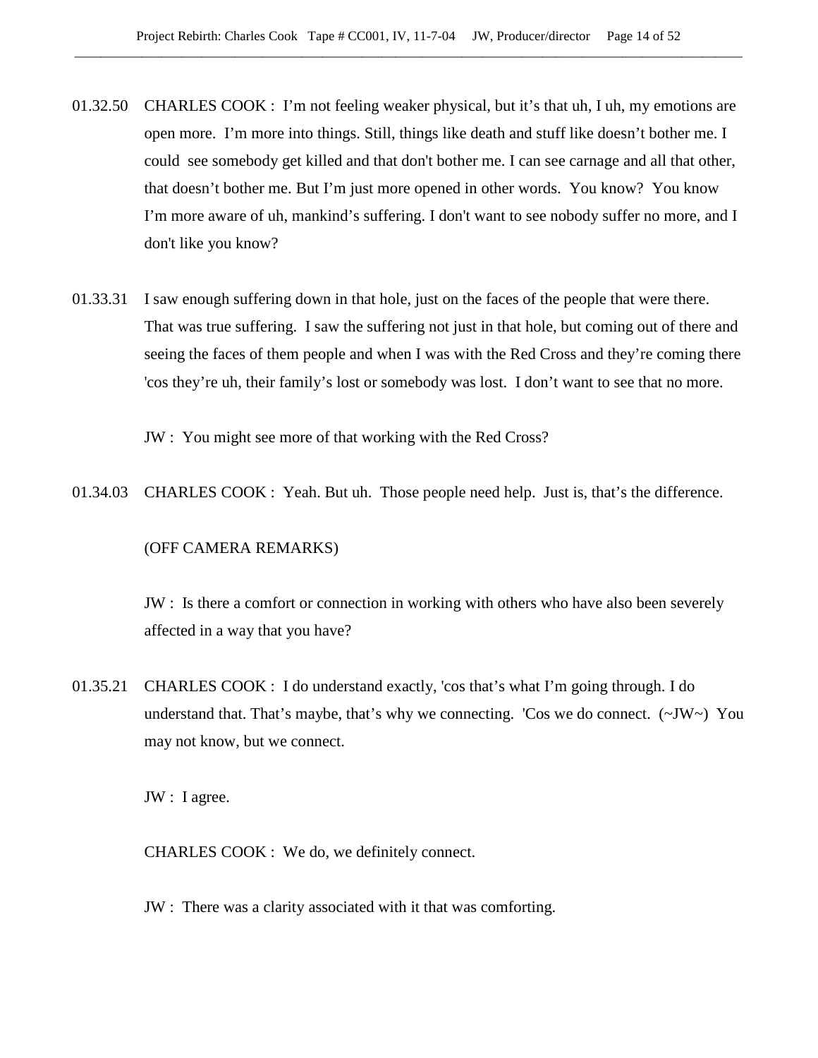01.32.50 CHARLES COOK : I'm not feeling weaker physical, but it's that uh, I uh, my emotions are open more. I'm more into things. Still, things like death and stuff like doesn't bother me. I could see somebody get killed and that don't bother me. I can see carnage and all that other, that doesn't bother me. But I'm just more opened in other words. You know? You know I'm more aware of uh, mankind's suffering. I don't want to see nobody suffer no more, and I don't like you know?

01.33.31 I saw enough suffering down in that hole, just on the faces of the people that were there. That was true suffering. I saw the suffering not just in that hole, but coming out of there and seeing the faces of them people and when I was with the Red Cross and they're coming there 'cos they're uh, their family's lost or somebody was lost. I don't want to see that no more.

JW : You might see more of that working with the Red Cross?

01.34.03 CHARLES COOK : Yeah. But uh. Those people need help. Just is, that's the difference.

(OFF CAMERA REMARKS)

JW : Is there a comfort or connection in working with others who have also been severely affected in a way that you have?

01.35.21 CHARLES COOK : I do understand exactly, 'cos that's what I'm going through. I do understand that. That's maybe, that's why we connecting. 'Cos we do connect. (~JW~) You may not know, but we connect.

JW : I agree.

CHARLES COOK : We do, we definitely connect.

JW : There was a clarity associated with it that was comforting.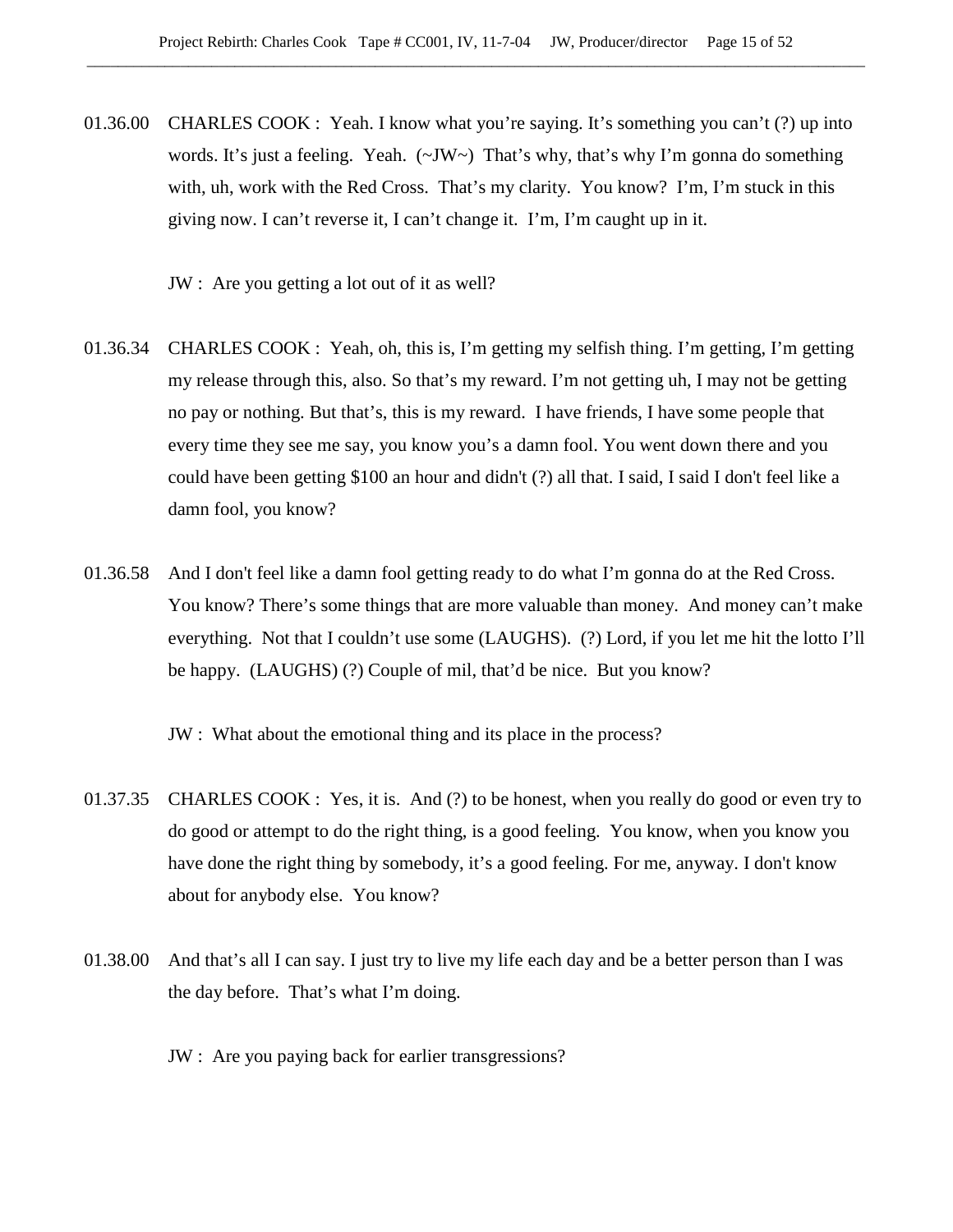01.36.00 CHARLES COOK : Yeah. I know what you're saying. It's something you can't (?) up into words. It's just a feeling. Yeah. (~JW~) That's why, that's why I'm gonna do something with, uh, work with the Red Cross. That's my clarity. You know? I'm, I'm stuck in this giving now. I can't reverse it, I can't change it. I'm, I'm caught up in it.

JW : Are you getting a lot out of it as well?

01.36.34 CHARLES COOK : Yeah, oh, this is, I'm getting my selfish thing. I'm getting, I'm getting my release through this, also. So that's my reward. I'm not getting uh, I may not be getting no pay or nothing. But that's, this is my reward. I have friends, I have some people that every time they see me say, you know you's a damn fool. You went down there and you could have been getting $100 an hour and didn't (?) all that. I said, I said I don't feel like a damn fool, you know?

01.36.58 And I don't feel like a damn fool getting ready to do what I'm gonna do at the Red Cross. You know? There's some things that are more valuable than money. And money can't make everything. Not that I couldn't use some (LAUGHS). (?) Lord, if you let me hit the lotto I'll be happy. (LAUGHS) (?) Couple of mil, that'd be nice. But you know?

JW : What about the emotional thing and its place in the process?

01.37.35 CHARLES COOK : Yes, it is. And (?) to be honest, when you really do good or even try to do good or attempt to do the right thing, is a good feeling. You know, when you know you have done the right thing by somebody, it's a good feeling. For me, anyway. I don't know about for anybody else. You know?

01.38.00 And that's all I can say. I just try to live my life each day and be a better person than I was the day before. That's what I'm doing.

JW : Are you paying back for earlier transgressions?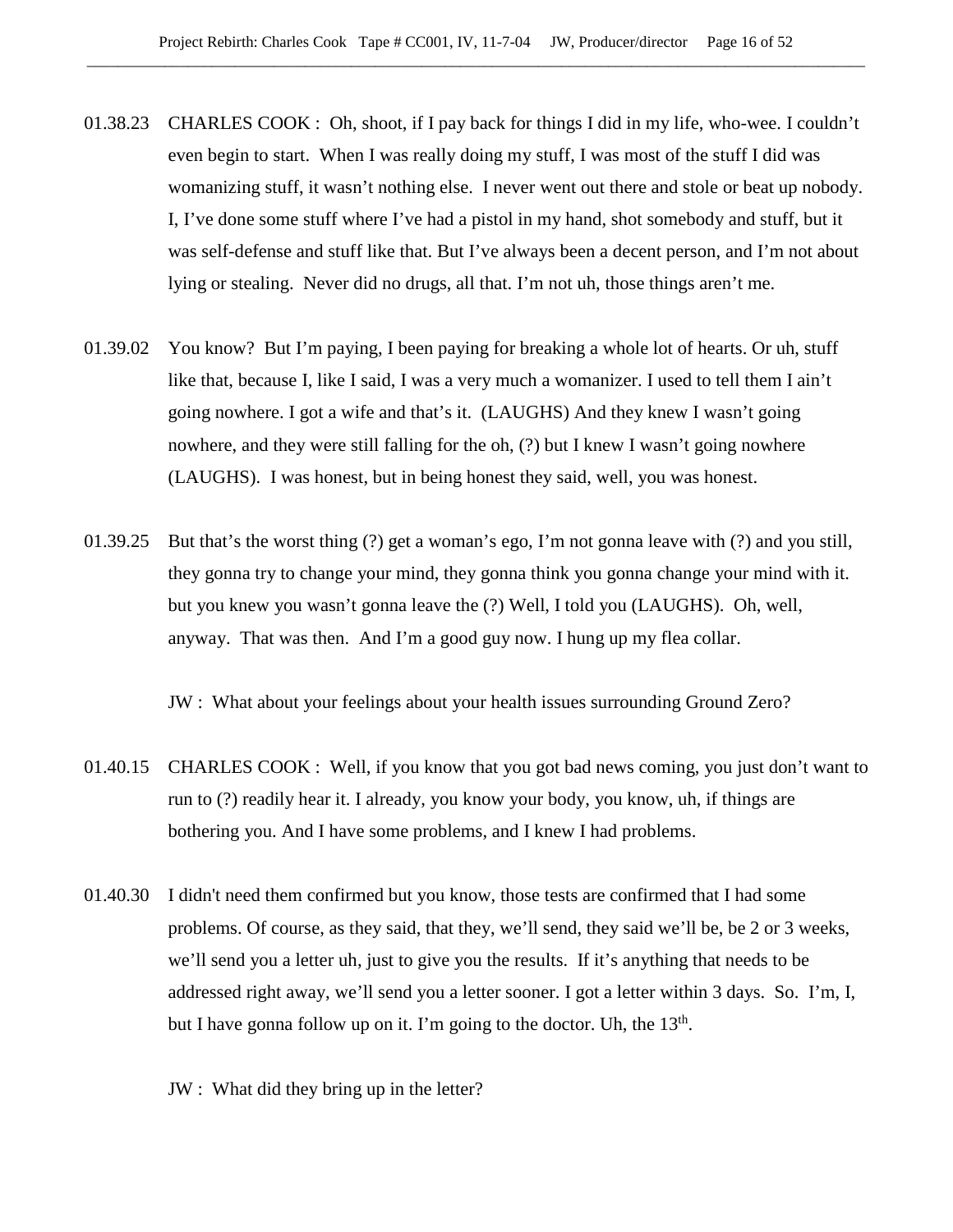01.38.23 CHARLES COOK : Oh, shoot, if I pay back for things I did in my life, who-wee. I couldn't even begin to start. When I was really doing my stuff, I was most of the stuff I did was womanizing stuff, it wasn't nothing else. I never went out there and stole or beat up nobody. I, I've done some stuff where I've had a pistol in my hand, shot somebody and stuff, but it was self-defense and stuff like that. But I've always been a decent person, and I'm not about lying or stealing. Never did no drugs, all that. I'm not uh, those things aren't me.

01.39.02 You know? But I'm paying, I been paying for breaking a whole lot of hearts. Or uh, stuff like that, because I, like I said, I was a very much a womanizer. I used to tell them I ain't going nowhere. I got a wife and that's it. (LAUGHS) And they knew I wasn't going nowhere, and they were still falling for the oh, (?) but I knew I wasn't going nowhere (LAUGHS). I was honest, but in being honest they said, well, you was honest.

01.39.25 But that's the worst thing (?) get a woman's ego, I'm not gonna leave with (?) and you still, they gonna try to change your mind, they gonna think you gonna change your mind with it. but you knew you wasn't gonna leave the (?) Well, I told you (LAUGHS). Oh, well, anyway. That was then. And I'm a good guy now. I hung up my flea collar.

JW : What about your feelings about your health issues surrounding Ground Zero?

01.40.15 CHARLES COOK : Well, if you know that you got bad news coming, you just don't want to run to (?) readily hear it. I already, you know your body, you know, uh, if things are bothering you. And I have some problems, and I knew I had problems.

01.40.30 I didn't need them confirmed but you know, those tests are confirmed that I had some problems. Of course, as they said, that they, we'll send, they said we'll be, be 2 or 3 weeks, we'll send you a letter uh, just to give you the results. If it's anything that needs to be addressed right away, we'll send you a letter sooner. I got a letter within 3 days. So. I'm, I, but I have gonna follow up on it. I'm going to the doctor. Uh, the 13th.

JW : What did they bring up in the letter?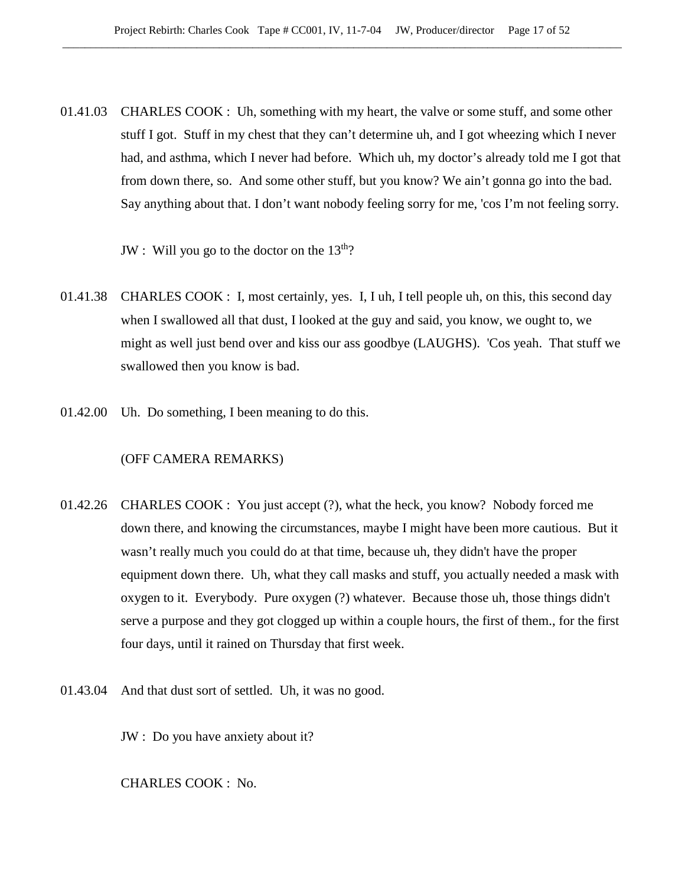01.41.03 CHARLES COOK : Uh, something with my heart, the valve or some stuff, and some other stuff I got. Stuff in my chest that they can't determine uh, and I got wheezing which I never had, and asthma, which I never had before. Which uh, my doctor's already told me I got that from down there, so. And some other stuff, but you know? We ain't gonna go into the bad. Say anything about that. I don't want nobody feeling sorry for me, 'cos I'm not feeling sorry.

JW : Will you go to the doctor on the 13th?

01.41.38 CHARLES COOK : I, most certainly, yes. I, I uh, I tell people uh, on this, this second day when I swallowed all that dust, I looked at the guy and said, you know, we ought to, we might as well just bend over and kiss our ass goodbye (LAUGHS). 'Cos yeah. That stuff we swallowed then you know is bad.

01.42.00 Uh. Do something, I been meaning to do this.

(OFF CAMERA REMARKS)

01.42.26 CHARLES COOK : You just accept (?), what the heck, you know? Nobody forced me down there, and knowing the circumstances, maybe I might have been more cautious. But it wasn't really much you could do at that time, because uh, they didn't have the proper equipment down there. Uh, what they call masks and stuff, you actually needed a mask with oxygen to it. Everybody. Pure oxygen (?) whatever. Because those uh, those things didn't serve a purpose and they got clogged up within a couple hours, the first of them., for the first four days, until it rained on Thursday that first week.

01.43.04 And that dust sort of settled. Uh, it was no good.

JW : Do you have anxiety about it?

CHARLES COOK : No.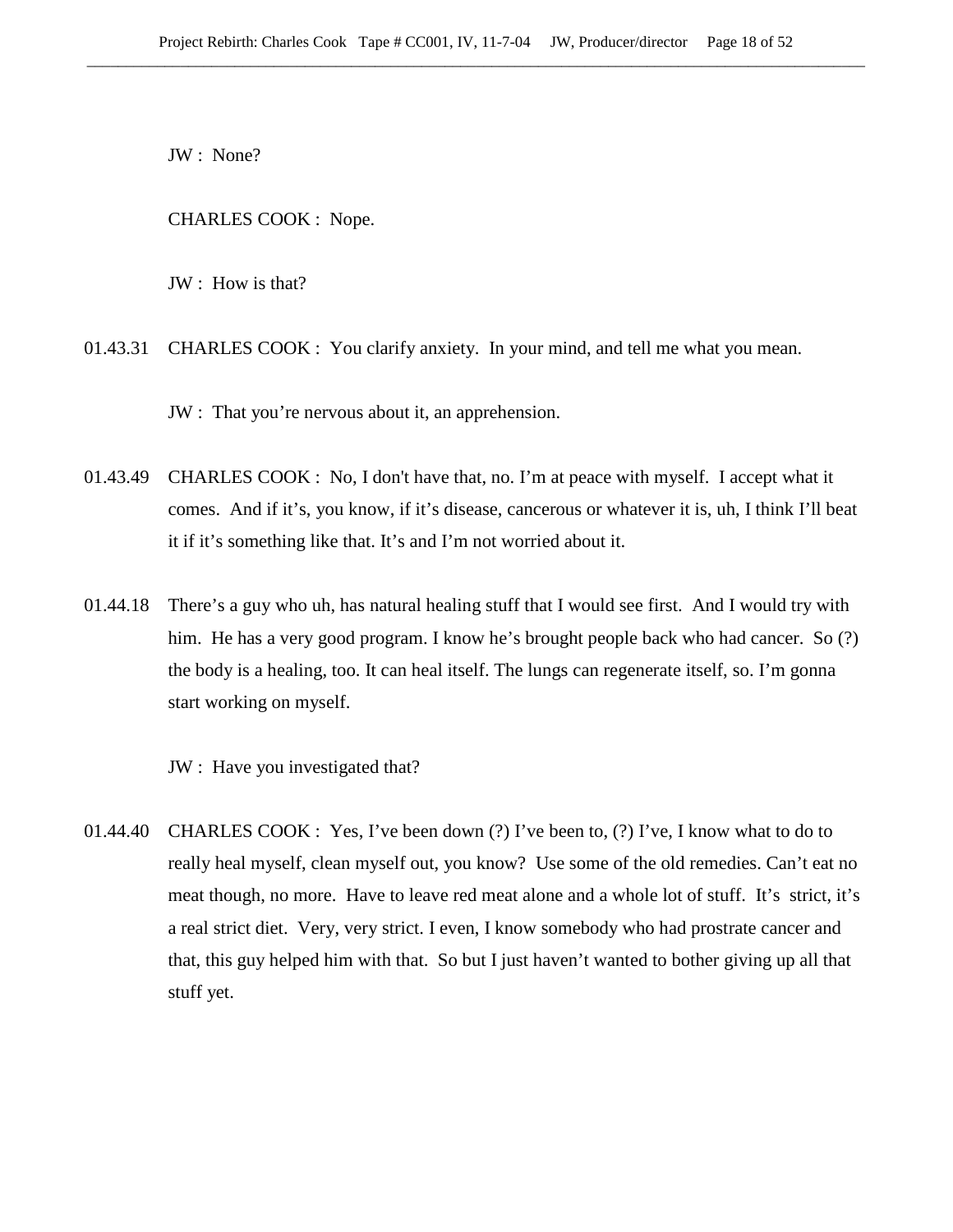JW : None?

CHARLES COOK : Nope.

JW : How is that?

01.43.31 CHARLES COOK : You clarify anxiety. In your mind, and tell me what you mean.

JW : That you're nervous about it, an apprehension.

01.43.49 CHARLES COOK : No, I don't have that, no. I'm at peace with myself. I accept what it comes. And if it's, you know, if it's disease, cancerous or whatever it is, uh, I think I'll beat it if it's something like that. It's and I'm not worried about it.

01.44.18 There's a guy who uh, has natural healing stuff that I would see first. And I would try with him. He has a very good program. I know he's brought people back who had cancer. So (?) the body is a healing, too. It can heal itself. The lungs can regenerate itself, so. I'm gonna start working on myself.

JW : Have you investigated that?

01.44.40 CHARLES COOK : Yes, I've been down (?) I've been to, (?) I've, I know what to do to really heal myself, clean myself out, you know? Use some of the old remedies. Can't eat no meat though, no more. Have to leave red meat alone and a whole lot of stuff. It's strict, it's a real strict diet. Very, very strict. I even, I know somebody who had prostrate cancer and that, this guy helped him with that. So but I just haven't wanted to bother giving up all that stuff yet.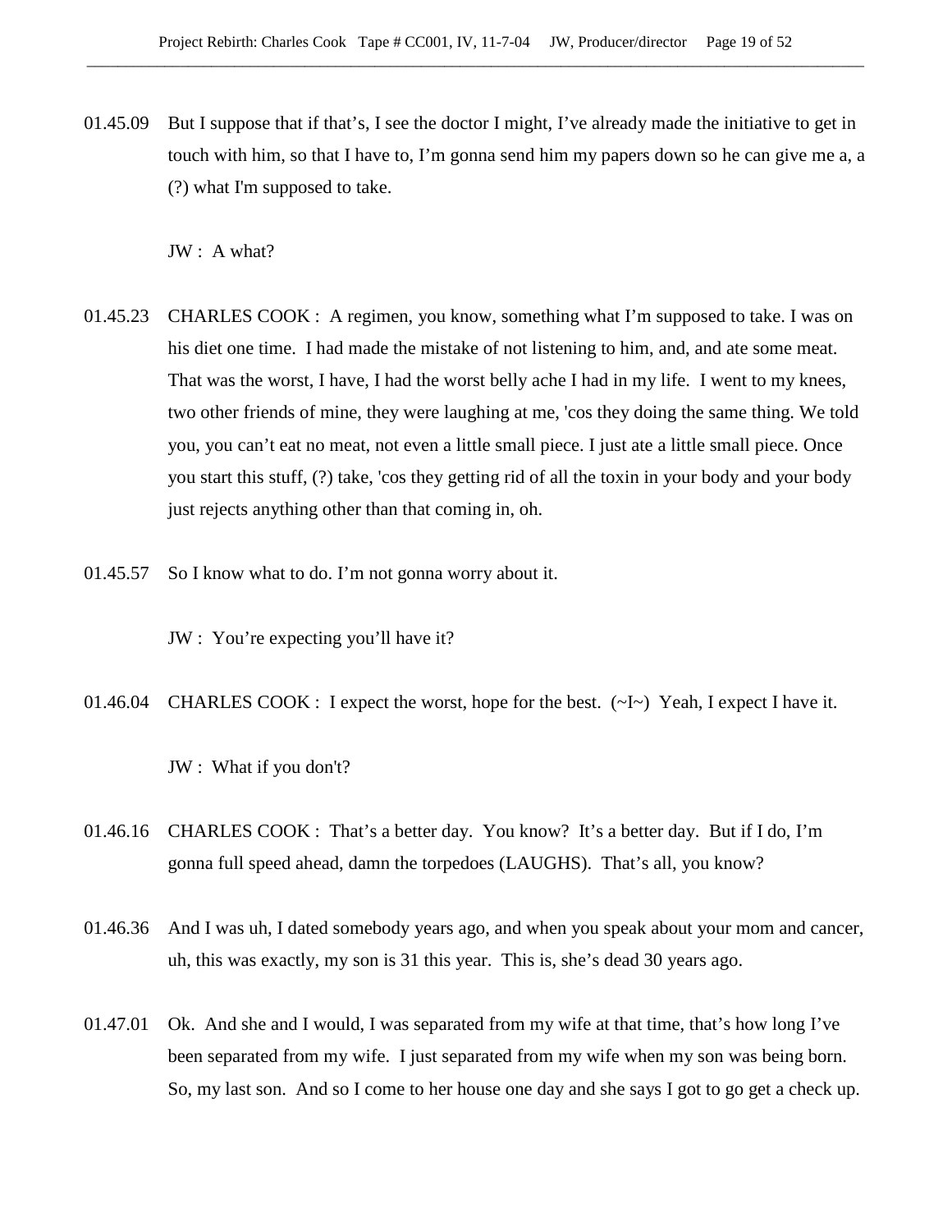01.45.09 But I suppose that if that's, I see the doctor I might, I've already made the initiative to get in touch with him, so that I have to, I'm gonna send him my papers down so he can give me a, a (?) what I'm supposed to take.

JW : A what?

01.45.23 CHARLES COOK : A regimen, you know, something what I'm supposed to take. I was on his diet one time. I had made the mistake of not listening to him, and, and ate some meat. That was the worst, I have, I had the worst belly ache I had in my life. I went to my knees, two other friends of mine, they were laughing at me, 'cos they doing the same thing. We told you, you can't eat no meat, not even a little small piece. I just ate a little small piece. Once you start this stuff, (?) take, 'cos they getting rid of all the toxin in your body and your body just rejects anything other than that coming in, oh.

01.45.57 So I know what to do. I'm not gonna worry about it.

JW : You're expecting you'll have it?

01.46.04 CHARLES COOK : I expect the worst, hope for the best. (~I~) Yeah, I expect I have it.

JW : What if you don't?

01.46.16 CHARLES COOK : That's a better day. You know? It's a better day. But if I do, I'm gonna full speed ahead, damn the torpedoes (LAUGHS). That's all, you know?

01.46.36 And I was uh, I dated somebody years ago, and when you speak about your mom and cancer, uh, this was exactly, my son is 31 this year. This is, she's dead 30 years ago.

01.47.01 Ok. And she and I would, I was separated from my wife at that time, that's how long I've been separated from my wife. I just separated from my wife when my son was being born. So, my last son. And so I come to her house one day and she says I got to go get a check up.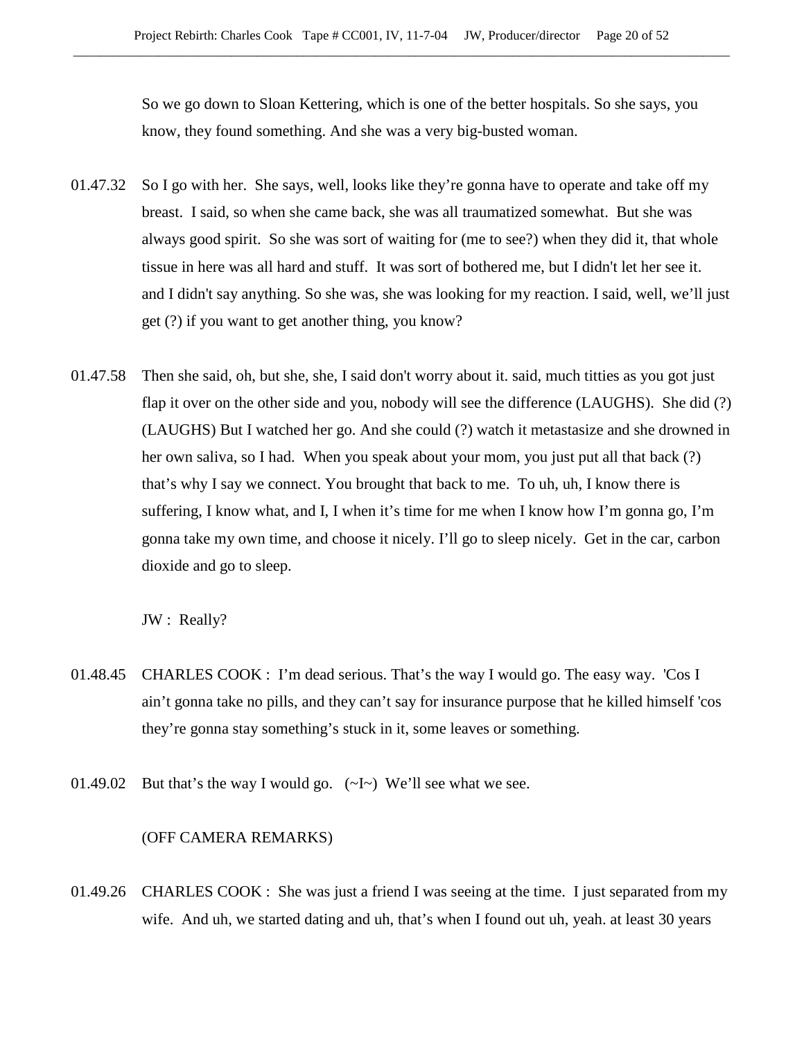So we go down to Sloan Kettering, which is one of the better hospitals. So she says, you know, they found something. And she was a very big-busted woman.

01.47.32 So I go with her. She says, well, looks like they're gonna have to operate and take off my breast. I said, so when she came back, she was all traumatized somewhat. But she was always good spirit. So she was sort of waiting for (me to see?) when they did it, that whole tissue in here was all hard and stuff. It was sort of bothered me, but I didn't let her see it. and I didn't say anything. So she was, she was looking for my reaction. I said, well, we'll just get (?) if you want to get another thing, you know?

01.47.58 Then she said, oh, but she, she, I said don't worry about it. said, much titties as you got just flap it over on the other side and you, nobody will see the difference (LAUGHS). She did (?) (LAUGHS) But I watched her go. And she could (?) watch it metastasize and she drowned in her own saliva, so I had. When you speak about your mom, you just put all that back (?) that's why I say we connect. You brought that back to me. To uh, uh, I know there is suffering, I know what, and I, I when it's time for me when I know how I'm gonna go, I'm gonna take my own time, and choose it nicely. I'll go to sleep nicely. Get in the car, carbon dioxide and go to sleep.

JW : Really?

01.48.45 CHARLES COOK : I'm dead serious. That's the way I would go. The easy way. 'Cos I ain't gonna take no pills, and they can't say for insurance purpose that he killed himself 'cos they're gonna stay something's stuck in it, some leaves or something.

01.49.02 But that's the way I would go. (~I~) We'll see what we see.

(OFF CAMERA REMARKS)

01.49.26 CHARLES COOK : She was just a friend I was seeing at the time. I just separated from my wife. And uh, we started dating and uh, that's when I found out uh, yeah. at least 30 years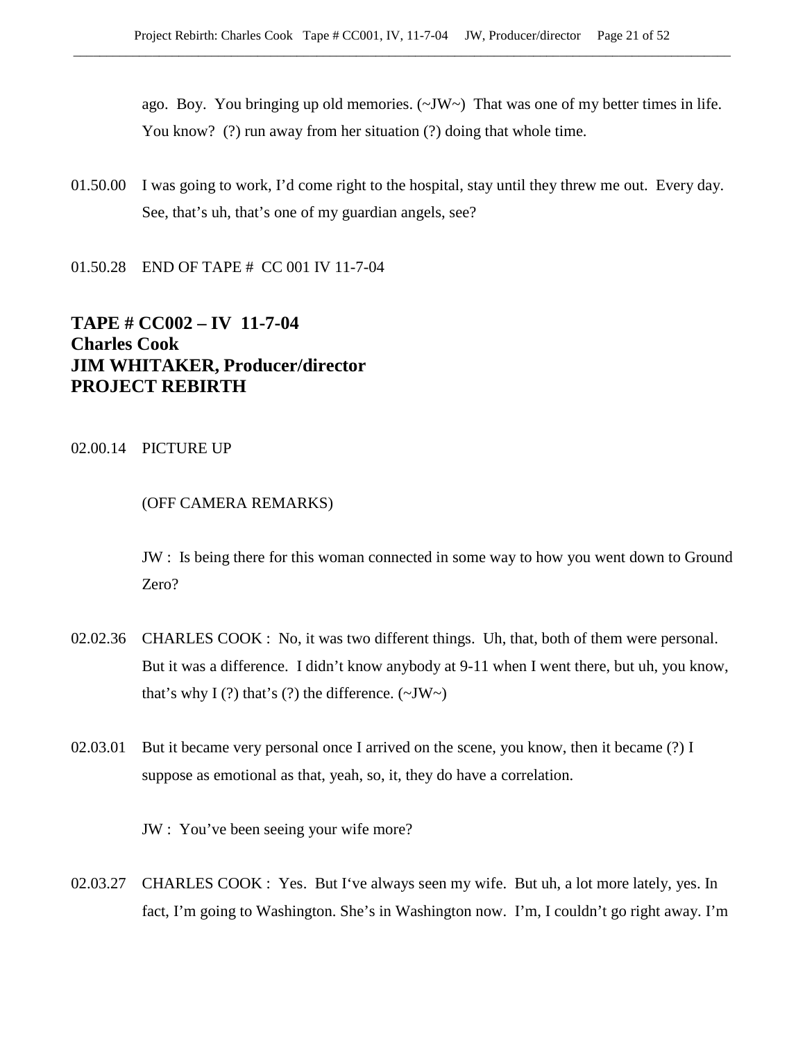ago. Boy. You bringing up old memories. (~JW~) That was one of my better times in life. You know? (?) run away from her situation (?) doing that whole time.

01.50.00 I was going to work, I'd come right to the hospital, stay until they threw me out. Every day. See, that's uh, that's one of my guardian angels, see?

01.50.28 END OF TAPE # CC 001 IV 11-7-04

## TAPE # CC002 – IV 11-7-04
## Charles Cook
## JIM WHITAKER, Producer/director
## PROJECT REBIRTH

02.00.14 PICTURE UP

(OFF CAMERA REMARKS)

JW : Is being there for this woman connected in some way to how you went down to Ground Zero?

02.02.36 CHARLES COOK : No, it was two different things. Uh, that, both of them were personal. But it was a difference. I didn't know anybody at 9-11 when I went there, but uh, you know, that's why I (?) that's (?) the difference. (~JW~)

02.03.01 But it became very personal once I arrived on the scene, you know, then it became (?) I suppose as emotional as that, yeah, so, it, they do have a correlation.

JW : You've been seeing your wife more?

02.03.27 CHARLES COOK : Yes. But I've always seen my wife. But uh, a lot more lately, yes. In fact, I'm going to Washington. She's in Washington now. I'm, I couldn't go right away. I'm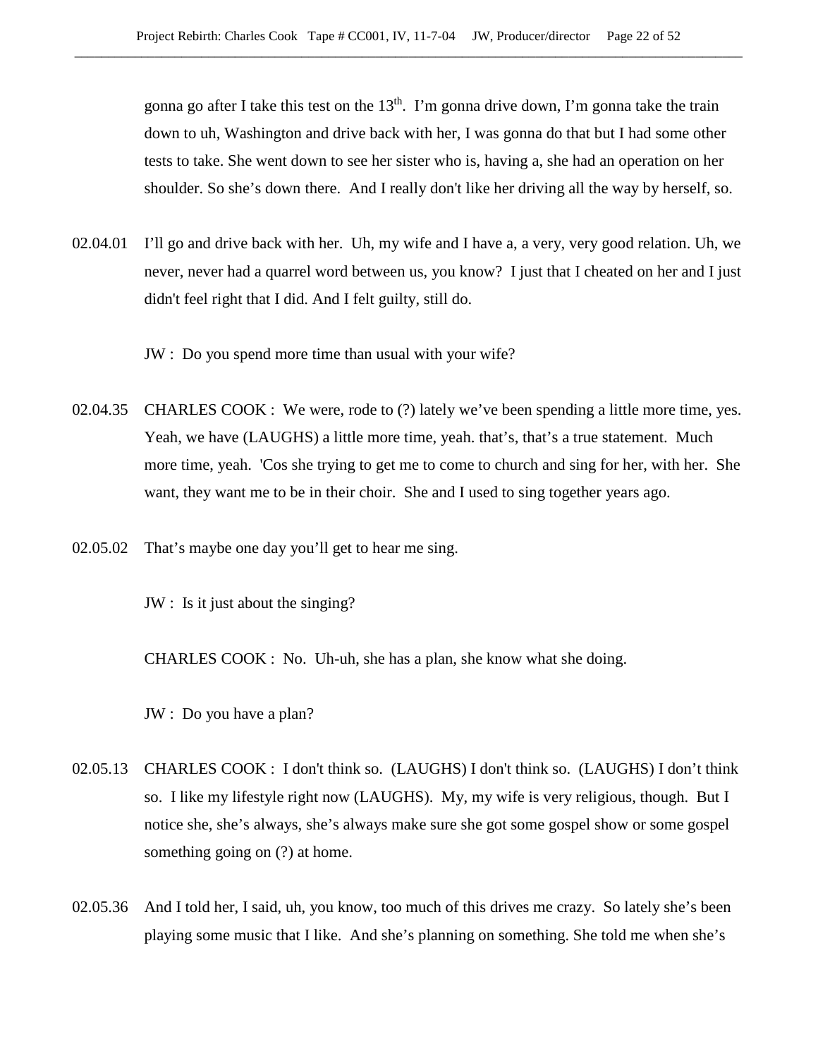gonna go after I take this test on the 13th.  I'm gonna drive down, I'm gonna take the train down to uh, Washington and drive back with her, I was gonna do that but I had some other tests to take. She went down to see her sister who is, having a, she had an operation on her shoulder. So she's down there.  And I really don't like her driving all the way by herself, so.

02.04.01  I'll go and drive back with her.  Uh, my wife and I have a, a very, very good relation. Uh, we never, never had a quarrel word between us, you know?  I just that I cheated on her and I just didn't feel right that I did. And I felt guilty, still do.

JW :  Do you spend more time than usual with your wife?

02.04.35  CHARLES COOK :  We were, rode to (?) lately we've been spending a little more time, yes. Yeah, we have (LAUGHS) a little more time, yeah. that's, that's a true statement.  Much more time, yeah.  'Cos she trying to get me to come to church and sing for her, with her.  She want, they want me to be in their choir.  She and I used to sing together years ago.

02.05.02  That's maybe one day you'll get to hear me sing.

JW :  Is it just about the singing?

CHARLES COOK :  No.  Uh-uh, she has a plan, she know what she doing.

JW :  Do you have a plan?

02.05.13  CHARLES COOK :  I don't think so.  (LAUGHS) I don't think so.  (LAUGHS) I don't think so.  I like my lifestyle right now (LAUGHS).  My, my wife is very religious, though.  But I notice she, she's always, she's always make sure she got some gospel show or some gospel something going on (?) at home.

02.05.36  And I told her, I said, uh, you know, too much of this drives me crazy.  So lately she's been playing some music that I like.  And she's planning on something. She told me when she's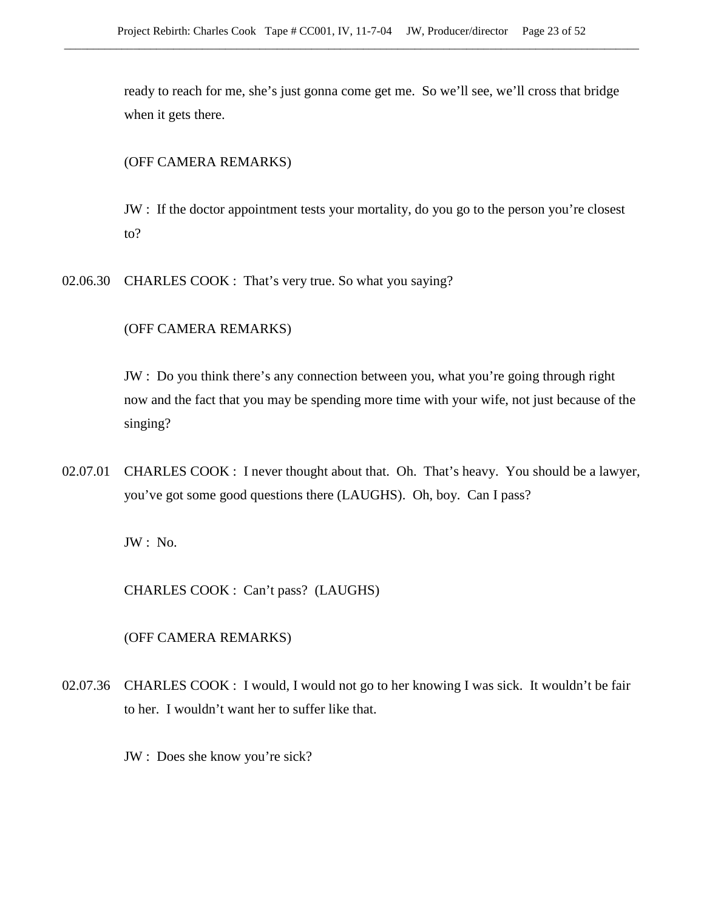ready to reach for me, she's just gonna come get me. So we'll see, we'll cross that bridge when it gets there.

(OFF CAMERA REMARKS)

JW : If the doctor appointment tests your mortality, do you go to the person you're closest to?

02.06.30 CHARLES COOK : That's very true. So what you saying?

(OFF CAMERA REMARKS)

JW : Do you think there's any connection between you, what you're going through right now and the fact that you may be spending more time with your wife, not just because of the singing?

02.07.01 CHARLES COOK : I never thought about that. Oh. That's heavy. You should be a lawyer, you've got some good questions there (LAUGHS). Oh, boy. Can I pass?

JW : No.

CHARLES COOK : Can't pass? (LAUGHS)

(OFF CAMERA REMARKS)

02.07.36 CHARLES COOK : I would, I would not go to her knowing I was sick. It wouldn't be fair to her. I wouldn't want her to suffer like that.

JW : Does she know you're sick?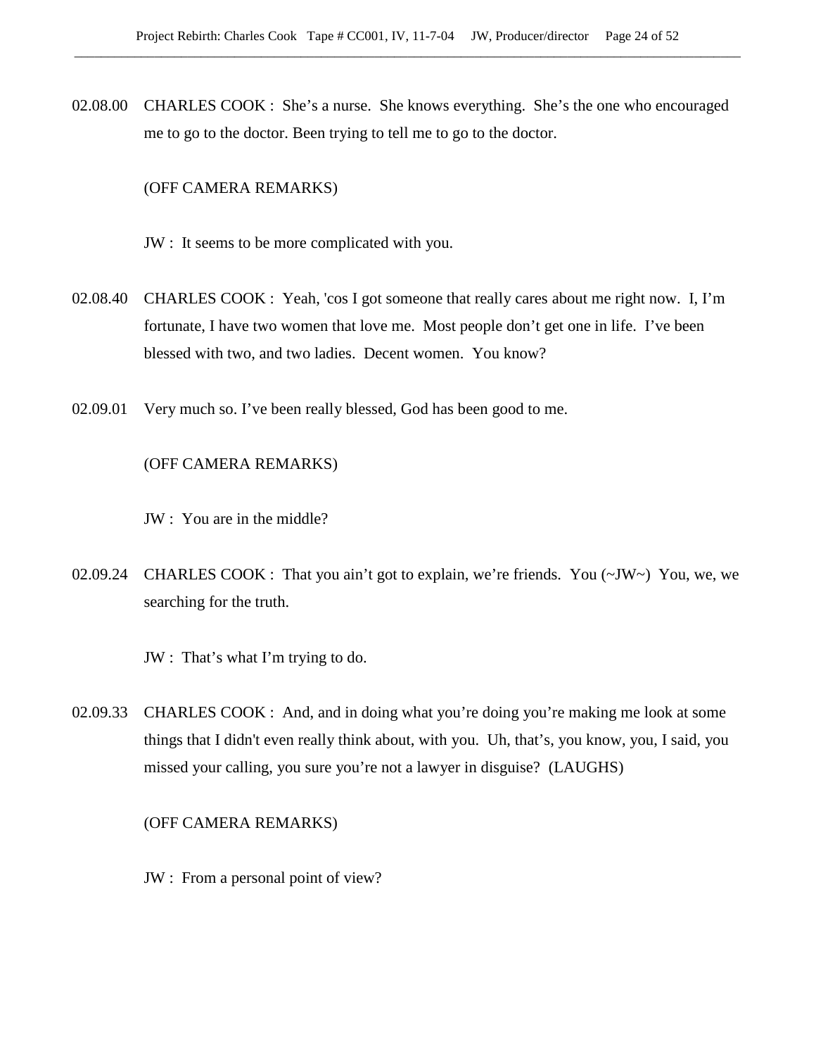02.08.00 CHARLES COOK : She's a nurse. She knows everything. She's the one who encouraged me to go to the doctor. Been trying to tell me to go to the doctor.

(OFF CAMERA REMARKS)

JW : It seems to be more complicated with you.

02.08.40 CHARLES COOK : Yeah, 'cos I got someone that really cares about me right now. I, I'm fortunate, I have two women that love me. Most people don't get one in life. I've been blessed with two, and two ladies. Decent women. You know?

02.09.01 Very much so. I've been really blessed, God has been good to me.

(OFF CAMERA REMARKS)

JW : You are in the middle?

02.09.24 CHARLES COOK : That you ain't got to explain, we're friends. You (~JW~) You, we, we searching for the truth.

JW : That's what I'm trying to do.

02.09.33 CHARLES COOK : And, and in doing what you're doing you're making me look at some things that I didn't even really think about, with you. Uh, that's, you know, you, I said, you missed your calling, you sure you're not a lawyer in disguise? (LAUGHS)

(OFF CAMERA REMARKS)

JW : From a personal point of view?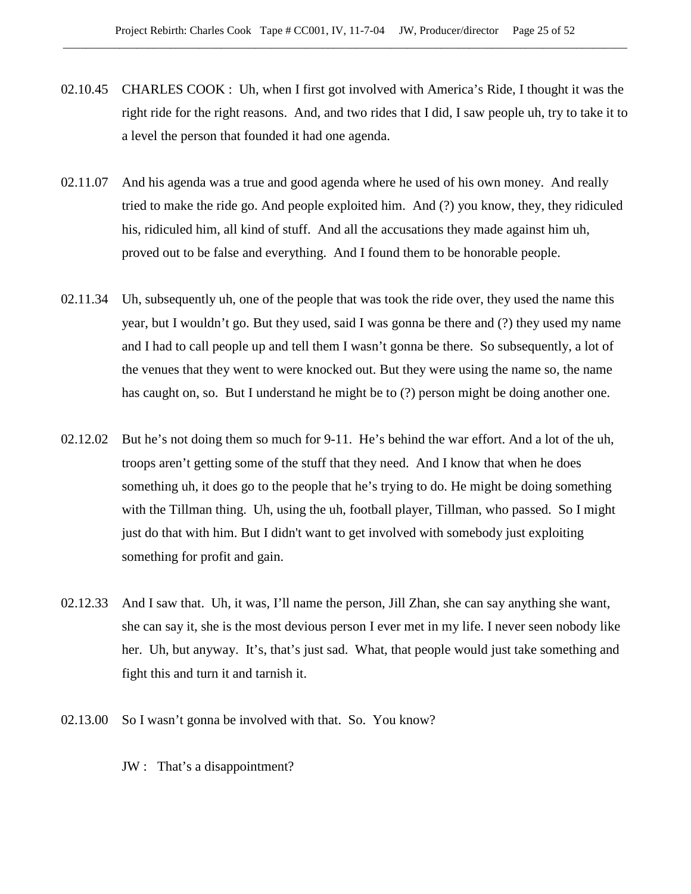02.10.45 CHARLES COOK : Uh, when I first got involved with America's Ride, I thought it was the right ride for the right reasons. And, and two rides that I did, I saw people uh, try to take it to a level the person that founded it had one agenda.

02.11.07 And his agenda was a true and good agenda where he used of his own money. And really tried to make the ride go. And people exploited him. And (?) you know, they, they ridiculed his, ridiculed him, all kind of stuff. And all the accusations they made against him uh, proved out to be false and everything. And I found them to be honorable people.

02.11.34 Uh, subsequently uh, one of the people that was took the ride over, they used the name this year, but I wouldn't go. But they used, said I was gonna be there and (?) they used my name and I had to call people up and tell them I wasn't gonna be there. So subsequently, a lot of the venues that they went to were knocked out. But they were using the name so, the name has caught on, so. But I understand he might be to (?) person might be doing another one.

02.12.02 But he's not doing them so much for 9-11. He's behind the war effort. And a lot of the uh, troops aren't getting some of the stuff that they need. And I know that when he does something uh, it does go to the people that he's trying to do. He might be doing something with the Tillman thing. Uh, using the uh, football player, Tillman, who passed. So I might just do that with him. But I didn't want to get involved with somebody just exploiting something for profit and gain.

02.12.33 And I saw that. Uh, it was, I'll name the person, Jill Zhan, she can say anything she want, she can say it, she is the most devious person I ever met in my life. I never seen nobody like her. Uh, but anyway. It's, that's just sad. What, that people would just take something and fight this and turn it and tarnish it.

02.13.00 So I wasn't gonna be involved with that. So. You know?

JW : That's a disappointment?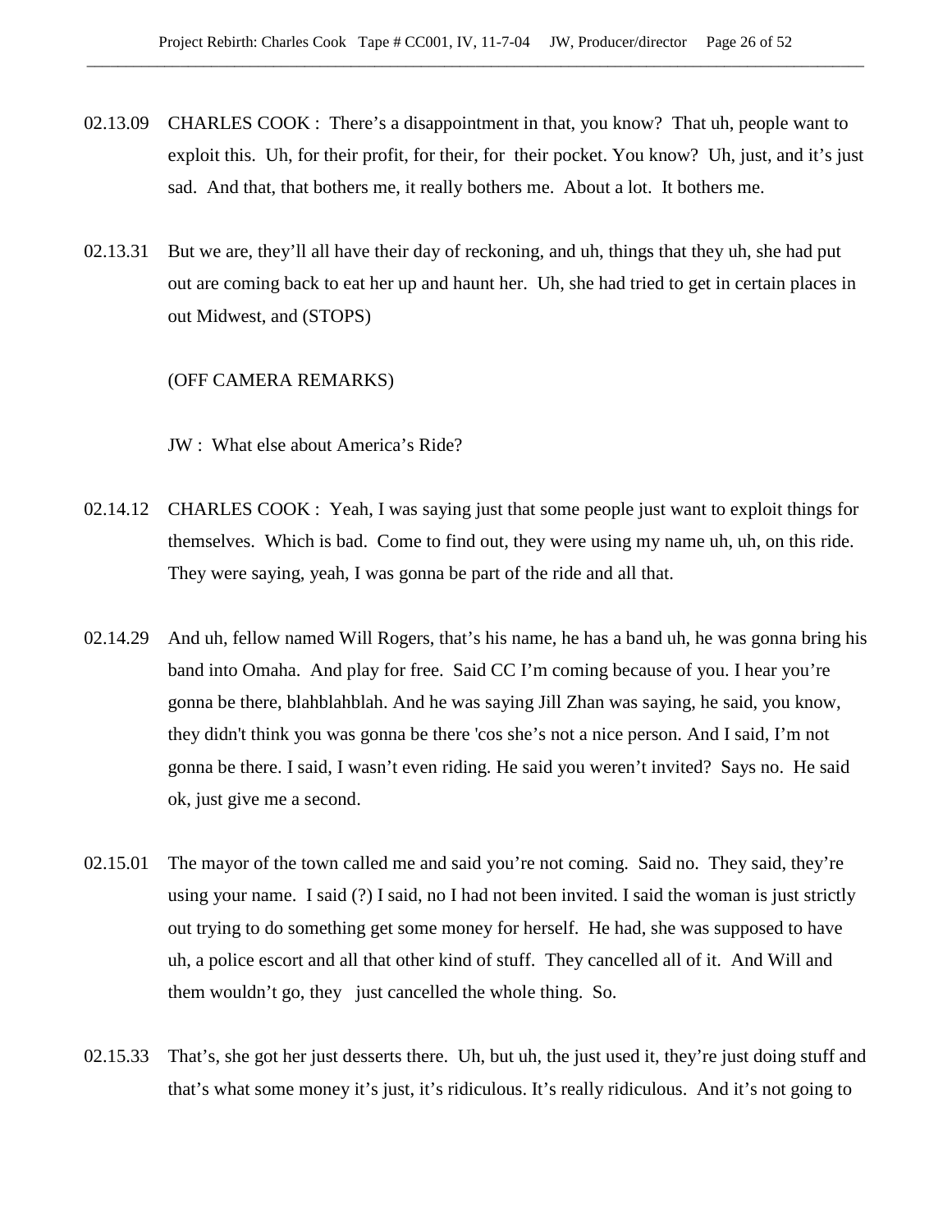02.13.09 CHARLES COOK : There's a disappointment in that, you know? That uh, people want to exploit this. Uh, for their profit, for their, for their pocket. You know? Uh, just, and it's just sad. And that, that bothers me, it really bothers me. About a lot. It bothers me.

02.13.31 But we are, they'll all have their day of reckoning, and uh, things that they uh, she had put out are coming back to eat her up and haunt her. Uh, she had tried to get in certain places in out Midwest, and (STOPS)

(OFF CAMERA REMARKS)

JW : What else about America's Ride?

02.14.12 CHARLES COOK : Yeah, I was saying just that some people just want to exploit things for themselves. Which is bad. Come to find out, they were using my name uh, uh, on this ride. They were saying, yeah, I was gonna be part of the ride and all that.

02.14.29 And uh, fellow named Will Rogers, that's his name, he has a band uh, he was gonna bring his band into Omaha. And play for free. Said CC I'm coming because of you. I hear you're gonna be there, blahblahblah. And he was saying Jill Zhan was saying, he said, you know, they didn't think you was gonna be there 'cos she's not a nice person. And I said, I'm not gonna be there. I said, I wasn't even riding. He said you weren't invited? Says no. He said ok, just give me a second.

02.15.01 The mayor of the town called me and said you're not coming. Said no. They said, they're using your name. I said (?) I said, no I had not been invited. I said the woman is just strictly out trying to do something get some money for herself. He had, she was supposed to have uh, a police escort and all that other kind of stuff. They cancelled all of it. And Will and them wouldn't go, they just cancelled the whole thing. So.

02.15.33 That's, she got her just desserts there. Uh, but uh, the just used it, they're just doing stuff and that's what some money it's just, it's ridiculous. It's really ridiculous. And it's not going to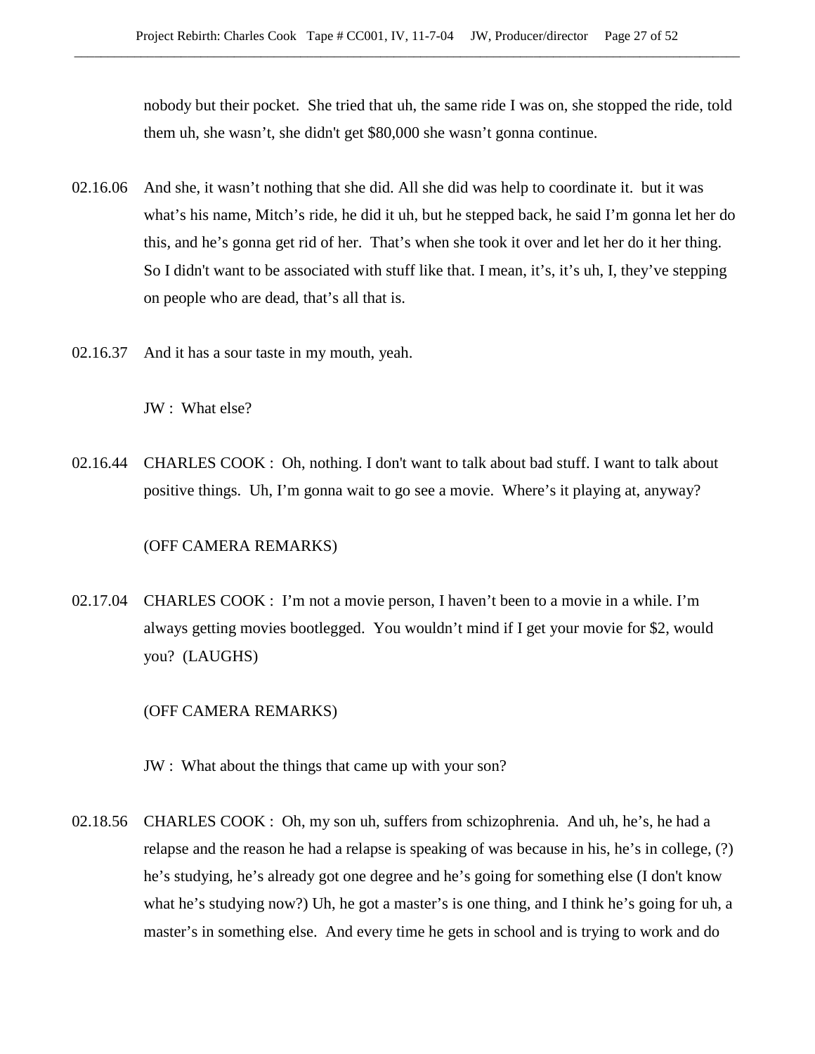nobody but their pocket. She tried that uh, the same ride I was on, she stopped the ride, told them uh, she wasn't, she didn't get $80,000 she wasn't gonna continue.

02.16.06 And she, it wasn't nothing that she did. All she did was help to coordinate it. but it was what's his name, Mitch's ride, he did it uh, but he stepped back, he said I'm gonna let her do this, and he's gonna get rid of her. That's when she took it over and let her do it her thing. So I didn't want to be associated with stuff like that. I mean, it's, it's uh, I, they've stepping on people who are dead, that's all that is.

02.16.37 And it has a sour taste in my mouth, yeah.

JW : What else?

02.16.44 CHARLES COOK : Oh, nothing. I don't want to talk about bad stuff. I want to talk about positive things. Uh, I'm gonna wait to go see a movie. Where's it playing at, anyway?

(OFF CAMERA REMARKS)

02.17.04 CHARLES COOK : I'm not a movie person, I haven't been to a movie in a while. I'm always getting movies bootlegged. You wouldn't mind if I get your movie for $2, would you? (LAUGHS)

(OFF CAMERA REMARKS)

JW : What about the things that came up with your son?

02.18.56 CHARLES COOK : Oh, my son uh, suffers from schizophrenia. And uh, he's, he had a relapse and the reason he had a relapse is speaking of was because in his, he's in college, (?) he's studying, he's already got one degree and he's going for something else (I don't know what he's studying now?) Uh, he got a master's is one thing, and I think he's going for uh, a master's in something else. And every time he gets in school and is trying to work and do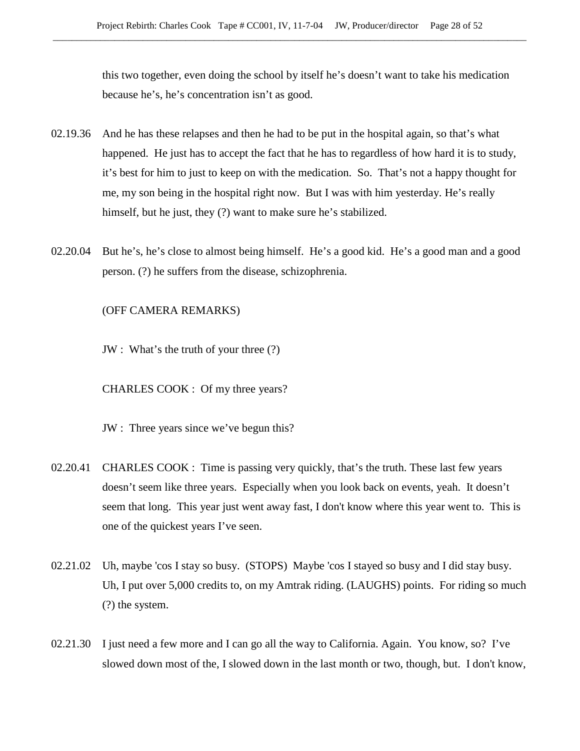this two together, even doing the school by itself he's doesn't want to take his medication because he's, he's concentration isn't as good.

02.19.36 And he has these relapses and then he had to be put in the hospital again, so that's what happened. He just has to accept the fact that he has to regardless of how hard it is to study, it's best for him to just to keep on with the medication. So. That's not a happy thought for me, my son being in the hospital right now. But I was with him yesterday. He's really himself, but he just, they (?) want to make sure he's stabilized.

02.20.04 But he's, he's close to almost being himself. He's a good kid. He's a good man and a good person. (?) he suffers from the disease, schizophrenia.

(OFF CAMERA REMARKS)

JW : What's the truth of your three (?)

CHARLES COOK : Of my three years?

JW : Three years since we've begun this?

02.20.41 CHARLES COOK : Time is passing very quickly, that's the truth. These last few years doesn't seem like three years. Especially when you look back on events, yeah. It doesn't seem that long. This year just went away fast, I don't know where this year went to. This is one of the quickest years I've seen.

02.21.02 Uh, maybe 'cos I stay so busy. (STOPS) Maybe 'cos I stayed so busy and I did stay busy. Uh, I put over 5,000 credits to, on my Amtrak riding. (LAUGHS) points. For riding so much (?) the system.

02.21.30 I just need a few more and I can go all the way to California. Again. You know, so? I've slowed down most of the, I slowed down in the last month or two, though, but. I don't know,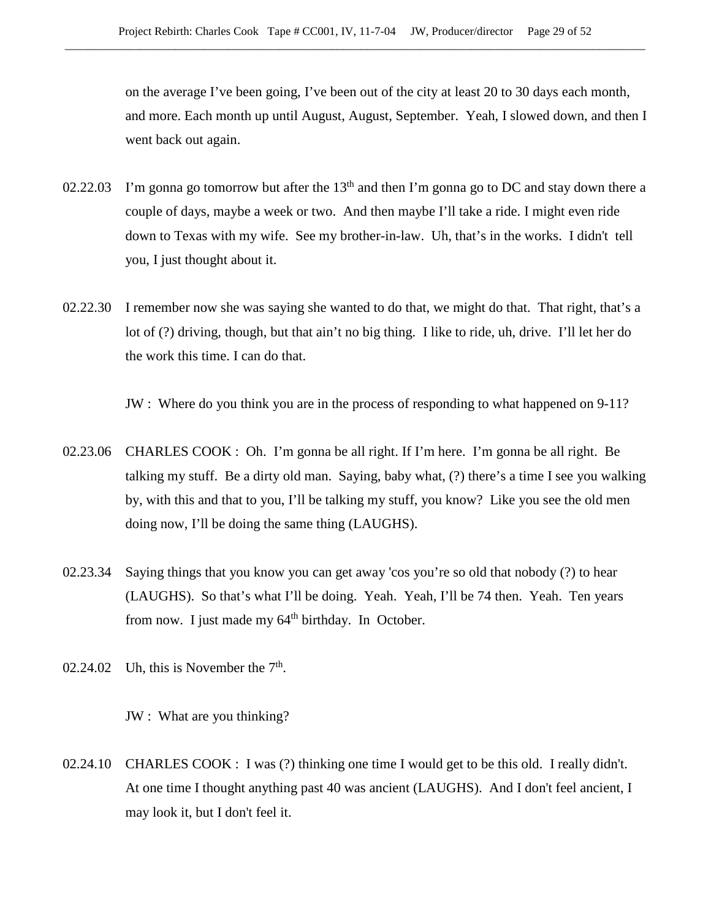on the average I've been going, I've been out of the city at least 20 to 30 days each month, and more. Each month up until August, August, September. Yeah, I slowed down, and then I went back out again.

02.22.03 I'm gonna go tomorrow but after the 13th and then I'm gonna go to DC and stay down there a couple of days, maybe a week or two. And then maybe I'll take a ride. I might even ride down to Texas with my wife. See my brother-in-law. Uh, that's in the works. I didn't tell you, I just thought about it.

02.22.30 I remember now she was saying she wanted to do that, we might do that. That right, that's a lot of (?) driving, though, but that ain't no big thing. I like to ride, uh, drive. I'll let her do the work this time. I can do that.

JW : Where do you think you are in the process of responding to what happened on 9-11?

02.23.06 CHARLES COOK : Oh. I'm gonna be all right. If I'm here. I'm gonna be all right. Be talking my stuff. Be a dirty old man. Saying, baby what, (?) there's a time I see you walking by, with this and that to you, I'll be talking my stuff, you know? Like you see the old men doing now, I'll be doing the same thing (LAUGHS).

02.23.34 Saying things that you know you can get away 'cos you're so old that nobody (?) to hear (LAUGHS). So that's what I'll be doing. Yeah. Yeah, I'll be 74 then. Yeah. Ten years from now. I just made my 64th birthday. In October.

02.24.02 Uh, this is November the 7th.

JW : What are you thinking?

02.24.10 CHARLES COOK : I was (?) thinking one time I would get to be this old. I really didn't. At one time I thought anything past 40 was ancient (LAUGHS). And I don't feel ancient, I may look it, but I don't feel it.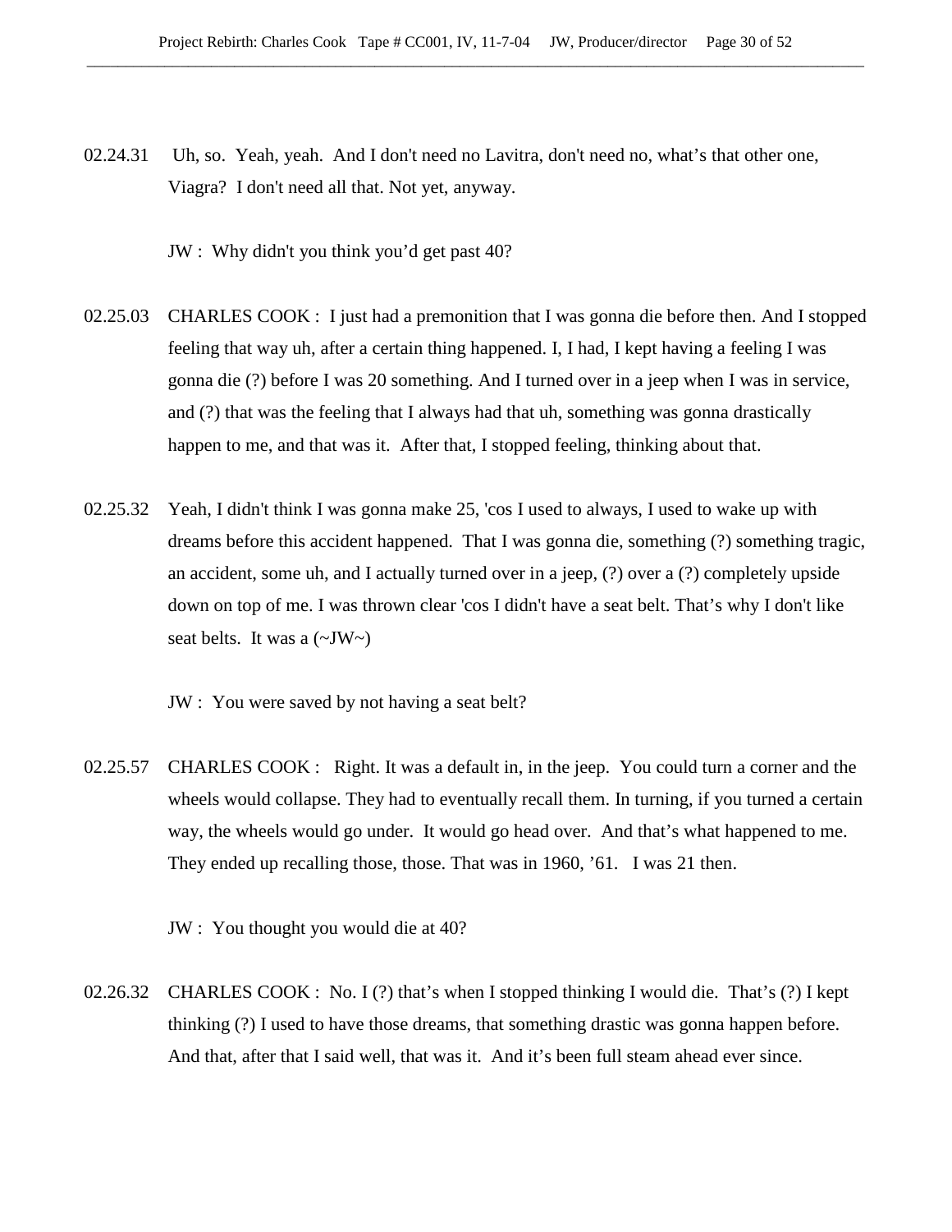02.24.31 Uh, so. Yeah, yeah. And I don't need no Lavitra, don't need no, what's that other one, Viagra? I don't need all that. Not yet, anyway.

JW : Why didn't you think you'd get past 40?

02.25.03 CHARLES COOK : I just had a premonition that I was gonna die before then. And I stopped feeling that way uh, after a certain thing happened. I, I had, I kept having a feeling I was gonna die (?) before I was 20 something. And I turned over in a jeep when I was in service, and (?) that was the feeling that I always had that uh, something was gonna drastically happen to me, and that was it. After that, I stopped feeling, thinking about that.

02.25.32 Yeah, I didn't think I was gonna make 25, 'cos I used to always, I used to wake up with dreams before this accident happened. That I was gonna die, something (?) something tragic, an accident, some uh, and I actually turned over in a jeep, (?) over a (?) completely upside down on top of me. I was thrown clear 'cos I didn't have a seat belt. That's why I don't like seat belts. It was a (~JW~)

JW : You were saved by not having a seat belt?

02.25.57 CHARLES COOK : Right. It was a default in, in the jeep. You could turn a corner and the wheels would collapse. They had to eventually recall them. In turning, if you turned a certain way, the wheels would go under. It would go head over. And that's what happened to me. They ended up recalling those, those. That was in 1960, '61. I was 21 then.

JW : You thought you would die at 40?

02.26.32 CHARLES COOK : No. I (?) that's when I stopped thinking I would die. That's (?) I kept thinking (?) I used to have those dreams, that something drastic was gonna happen before. And that, after that I said well, that was it. And it's been full steam ahead ever since.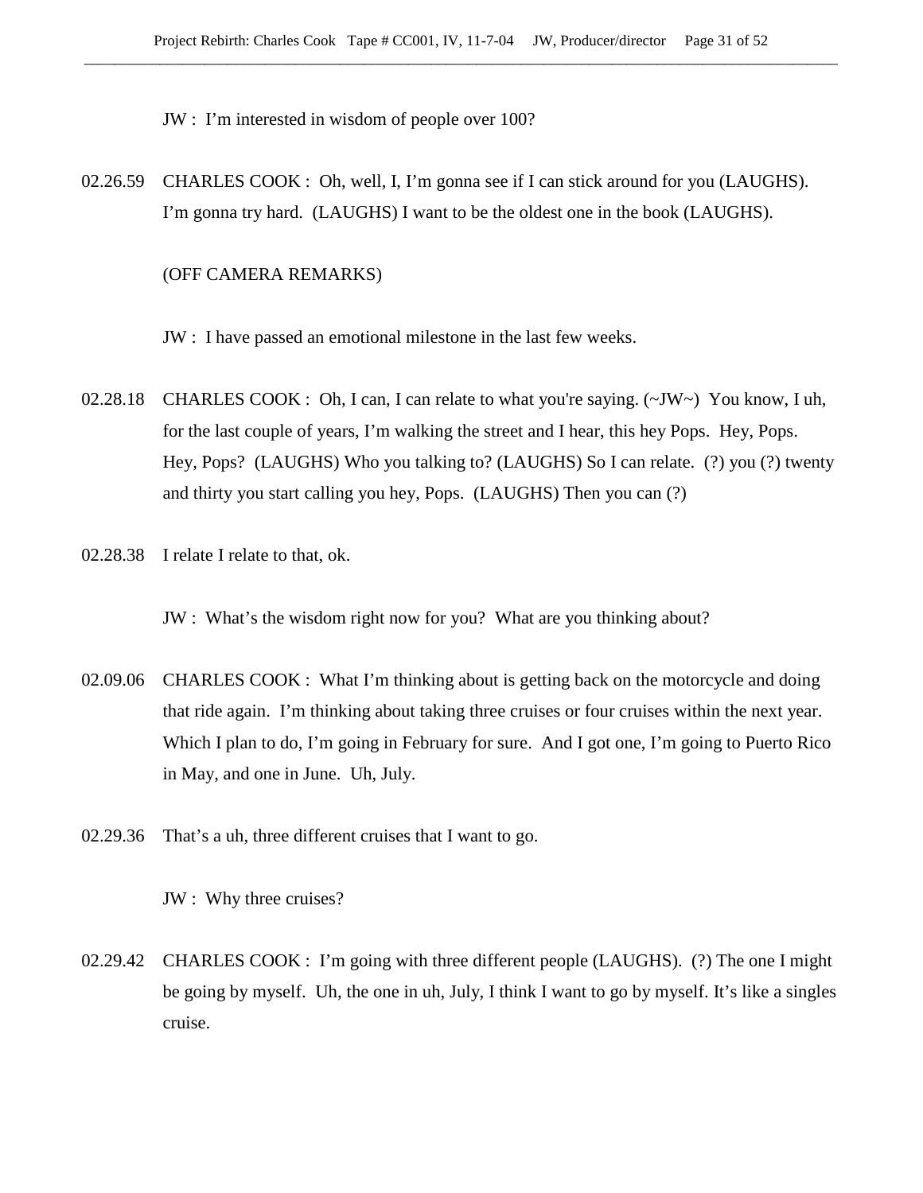JW : I'm interested in wisdom of people over 100?

02.26.59 CHARLES COOK : Oh, well, I, I'm gonna see if I can stick around for you (LAUGHS). I'm gonna try hard. (LAUGHS) I want to be the oldest one in the book (LAUGHS).

(OFF CAMERA REMARKS)

JW : I have passed an emotional milestone in the last few weeks.

02.28.18 CHARLES COOK : Oh, I can, I can relate to what you're saying. (~JW~) You know, I uh, for the last couple of years, I'm walking the street and I hear, this hey Pops. Hey, Pops. Hey, Pops? (LAUGHS) Who you talking to? (LAUGHS) So I can relate. (?) you (?) twenty and thirty you start calling you hey, Pops. (LAUGHS) Then you can (?)

02.28.38 I relate I relate to that, ok.

JW : What's the wisdom right now for you? What are you thinking about?

02.09.06 CHARLES COOK : What I'm thinking about is getting back on the motorcycle and doing that ride again. I'm thinking about taking three cruises or four cruises within the next year. Which I plan to do, I'm going in February for sure. And I got one, I'm going to Puerto Rico in May, and one in June. Uh, July.

02.29.36 That's a uh, three different cruises that I want to go.

JW : Why three cruises?

02.29.42 CHARLES COOK : I'm going with three different people (LAUGHS). (?) The one I might be going by myself. Uh, the one in uh, July, I think I want to go by myself. It's like a singles cruise.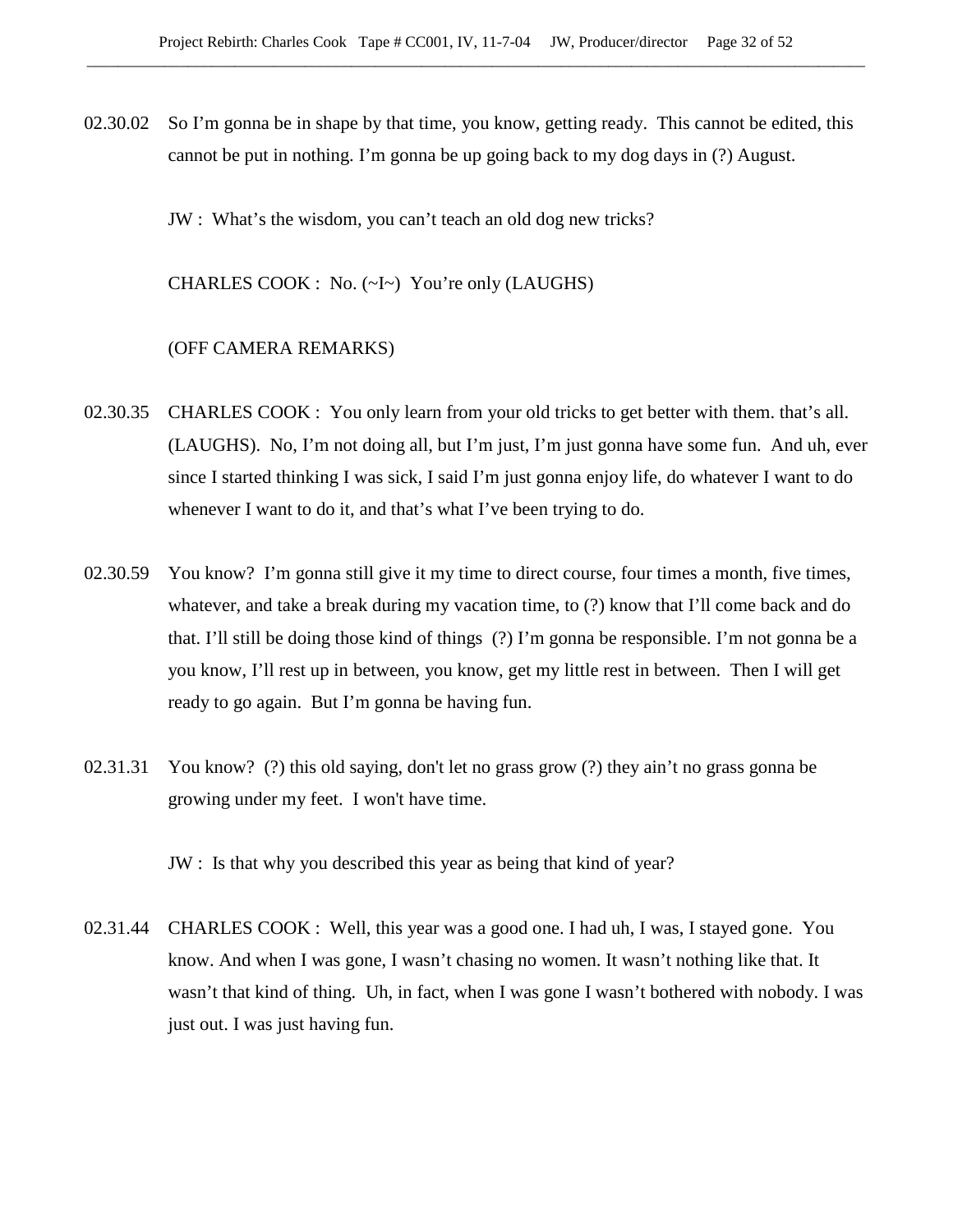02.30.02 So I'm gonna be in shape by that time, you know, getting ready. This cannot be edited, this cannot be put in nothing. I'm gonna be up going back to my dog days in (?) August.

JW : What's the wisdom, you can't teach an old dog new tricks?

CHARLES COOK : No. (~I~) You're only (LAUGHS)

(OFF CAMERA REMARKS)

02.30.35 CHARLES COOK : You only learn from your old tricks to get better with them. that's all. (LAUGHS). No, I'm not doing all, but I'm just, I'm just gonna have some fun. And uh, ever since I started thinking I was sick, I said I'm just gonna enjoy life, do whatever I want to do whenever I want to do it, and that's what I've been trying to do.

02.30.59 You know? I'm gonna still give it my time to direct course, four times a month, five times, whatever, and take a break during my vacation time, to (?) know that I'll come back and do that. I'll still be doing those kind of things (?) I'm gonna be responsible. I'm not gonna be a you know, I'll rest up in between, you know, get my little rest in between. Then I will get ready to go again. But I'm gonna be having fun.

02.31.31 You know? (?) this old saying, don't let no grass grow (?) they ain't no grass gonna be growing under my feet. I won't have time.

JW : Is that why you described this year as being that kind of year?

02.31.44 CHARLES COOK : Well, this year was a good one. I had uh, I was, I stayed gone. You know. And when I was gone, I wasn't chasing no women. It wasn't nothing like that. It wasn't that kind of thing. Uh, in fact, when I was gone I wasn't bothered with nobody. I was just out. I was just having fun.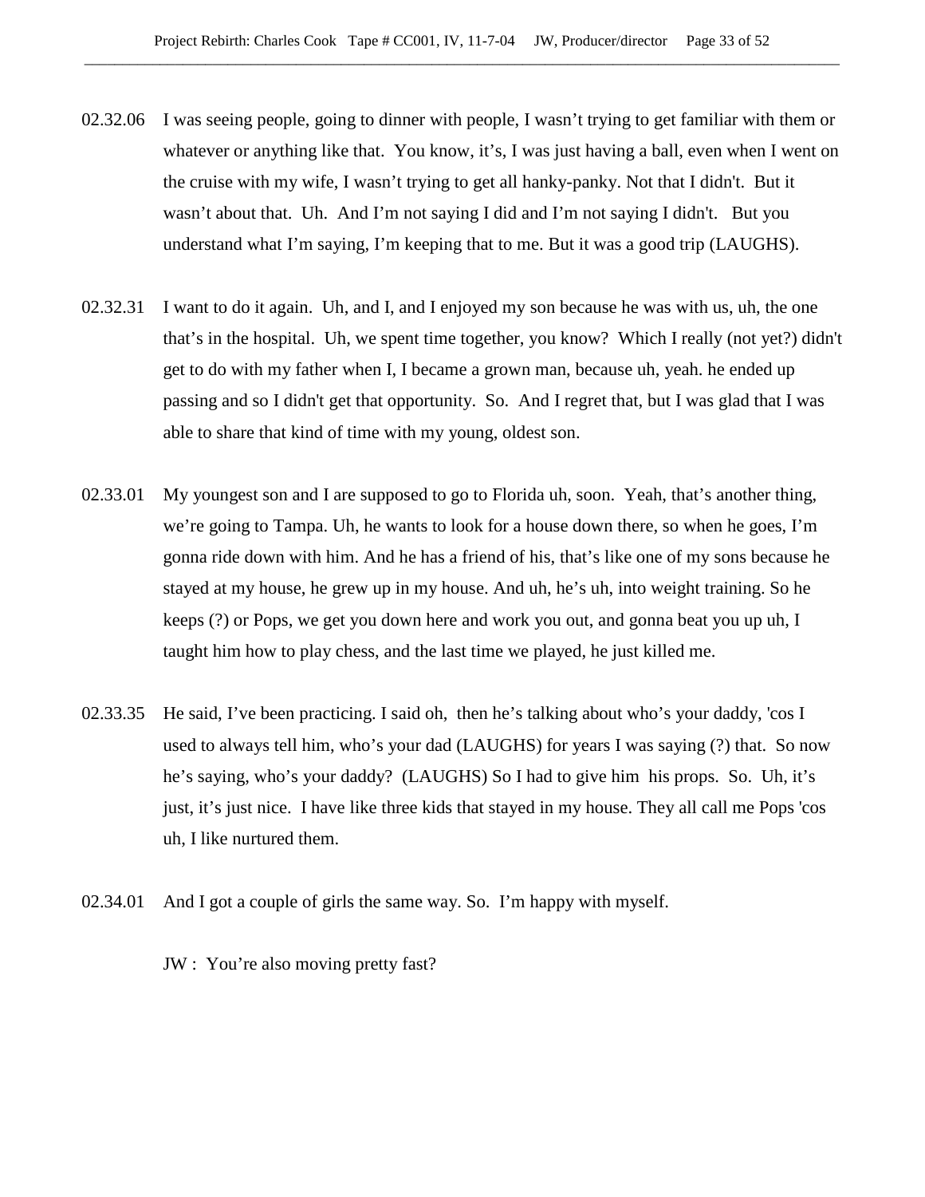02.32.06 I was seeing people, going to dinner with people, I wasn't trying to get familiar with them or whatever or anything like that. You know, it's, I was just having a ball, even when I went on the cruise with my wife, I wasn't trying to get all hanky-panky. Not that I didn't. But it wasn't about that. Uh. And I'm not saying I did and I'm not saying I didn't. But you understand what I'm saying, I'm keeping that to me. But it was a good trip (LAUGHS).

02.32.31 I want to do it again. Uh, and I, and I enjoyed my son because he was with us, uh, the one that's in the hospital. Uh, we spent time together, you know? Which I really (not yet?) didn't get to do with my father when I, I became a grown man, because uh, yeah. he ended up passing and so I didn't get that opportunity. So. And I regret that, but I was glad that I was able to share that kind of time with my young, oldest son.

02.33.01 My youngest son and I are supposed to go to Florida uh, soon. Yeah, that's another thing, we're going to Tampa. Uh, he wants to look for a house down there, so when he goes, I'm gonna ride down with him. And he has a friend of his, that's like one of my sons because he stayed at my house, he grew up in my house. And uh, he's uh, into weight training. So he keeps (?) or Pops, we get you down here and work you out, and gonna beat you up uh, I taught him how to play chess, and the last time we played, he just killed me.

02.33.35 He said, I've been practicing. I said oh, then he's talking about who's your daddy, 'cos I used to always tell him, who's your dad (LAUGHS) for years I was saying (?) that. So now he's saying, who's your daddy? (LAUGHS) So I had to give him his props. So. Uh, it's just, it's just nice. I have like three kids that stayed in my house. They all call me Pops 'cos uh, I like nurtured them.

02.34.01 And I got a couple of girls the same way. So. I'm happy with myself.

JW : You're also moving pretty fast?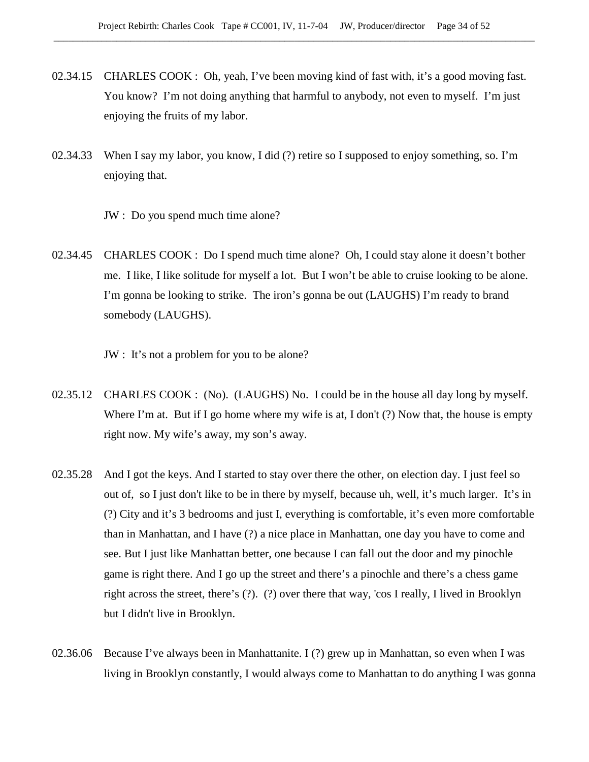02.34.15 CHARLES COOK : Oh, yeah, I've been moving kind of fast with, it's a good moving fast. You know? I'm not doing anything that harmful to anybody, not even to myself. I'm just enjoying the fruits of my labor.

02.34.33 When I say my labor, you know, I did (?) retire so I supposed to enjoy something, so. I'm enjoying that.

JW : Do you spend much time alone?

02.34.45 CHARLES COOK : Do I spend much time alone? Oh, I could stay alone it doesn't bother me. I like, I like solitude for myself a lot. But I won't be able to cruise looking to be alone. I'm gonna be looking to strike. The iron's gonna be out (LAUGHS) I'm ready to brand somebody (LAUGHS).

JW : It's not a problem for you to be alone?

02.35.12 CHARLES COOK : (No). (LAUGHS) No. I could be in the house all day long by myself. Where I'm at. But if I go home where my wife is at, I don't (?) Now that, the house is empty right now. My wife's away, my son's away.

02.35.28 And I got the keys. And I started to stay over there the other, on election day. I just feel so out of, so I just don't like to be in there by myself, because uh, well, it's much larger. It's in (?) City and it's 3 bedrooms and just I, everything is comfortable, it's even more comfortable than in Manhattan, and I have (?) a nice place in Manhattan, one day you have to come and see. But I just like Manhattan better, one because I can fall out the door and my pinochle game is right there. And I go up the street and there's a pinochle and there's a chess game right across the street, there's (?). (?) over there that way, 'cos I really, I lived in Brooklyn but I didn't live in Brooklyn.

02.36.06 Because I've always been in Manhattanite. I (?) grew up in Manhattan, so even when I was living in Brooklyn constantly, I would always come to Manhattan to do anything I was gonna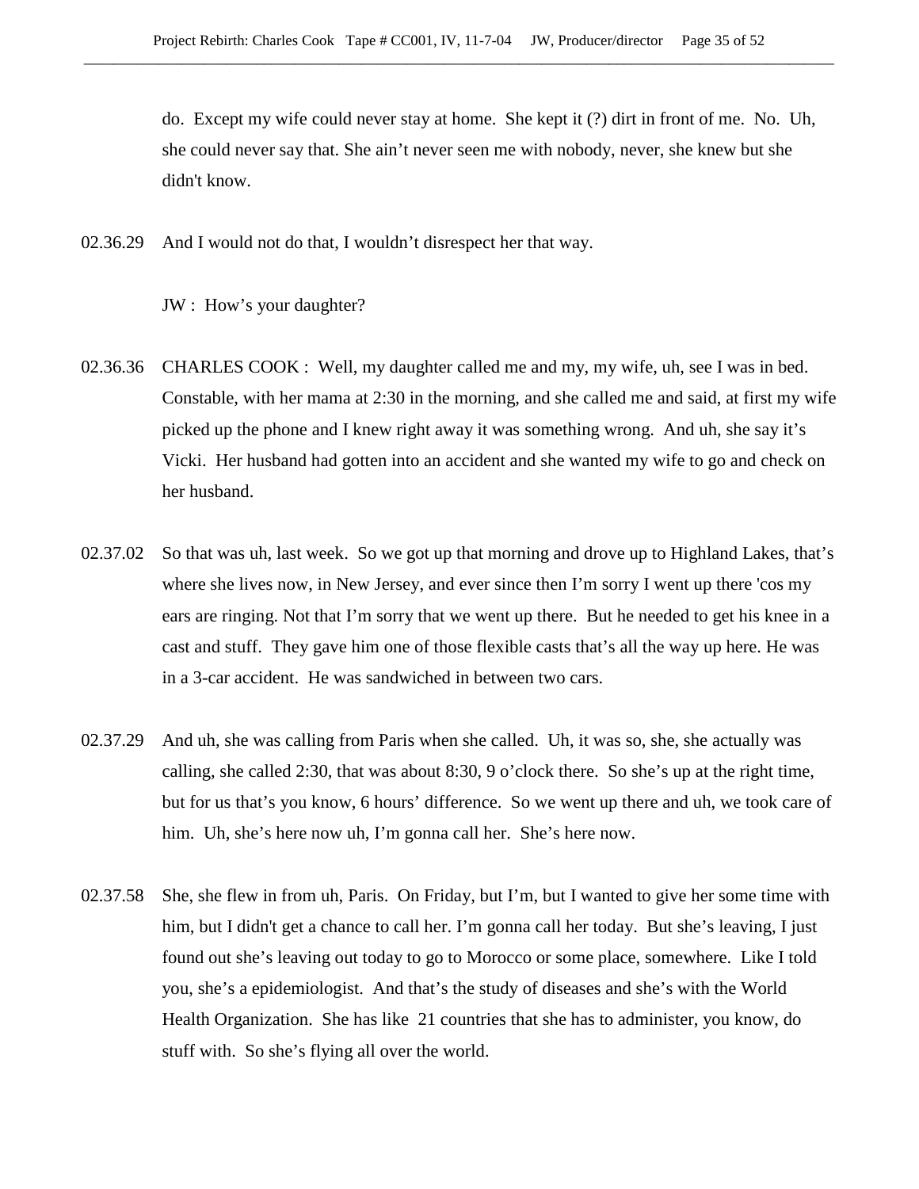do.  Except my wife could never stay at home.  She kept it (?) dirt in front of me.  No.  Uh, she could never say that. She ain't never seen me with nobody, never, she knew but she didn't know.

02.36.29  And I would not do that, I wouldn't disrespect her that way.

JW :  How's your daughter?

02.36.36  CHARLES COOK :  Well, my daughter called me and my, my wife, uh, see I was in bed. Constable, with her mama at 2:30 in the morning, and she called me and said, at first my wife picked up the phone and I knew right away it was something wrong.  And uh, she say it's Vicki.  Her husband had gotten into an accident and she wanted my wife to go and check on her husband.

02.37.02  So that was uh, last week.  So we got up that morning and drove up to Highland Lakes, that's where she lives now, in New Jersey, and ever since then I'm sorry I went up there 'cos my ears are ringing. Not that I'm sorry that we went up there.  But he needed to get his knee in a cast and stuff.  They gave him one of those flexible casts that's all the way up here. He was in a 3-car accident.  He was sandwiched in between two cars.

02.37.29  And uh, she was calling from Paris when she called.  Uh, it was so, she, she actually was calling, she called 2:30, that was about 8:30, 9 o'clock there.  So she's up at the right time, but for us that's you know, 6 hours' difference.  So we went up there and uh, we took care of him.  Uh, she's here now uh, I'm gonna call her.  She's here now.

02.37.58  She, she flew in from uh, Paris.  On Friday, but I'm, but I wanted to give her some time with him, but I didn't get a chance to call her. I'm gonna call her today.  But she's leaving, I just found out she's leaving out today to go to Morocco or some place, somewhere.  Like I told you, she's a epidemiologist.  And that's the study of diseases and she's with the World Health Organization.  She has like  21 countries that she has to administer, you know, do stuff with.  So she's flying all over the world.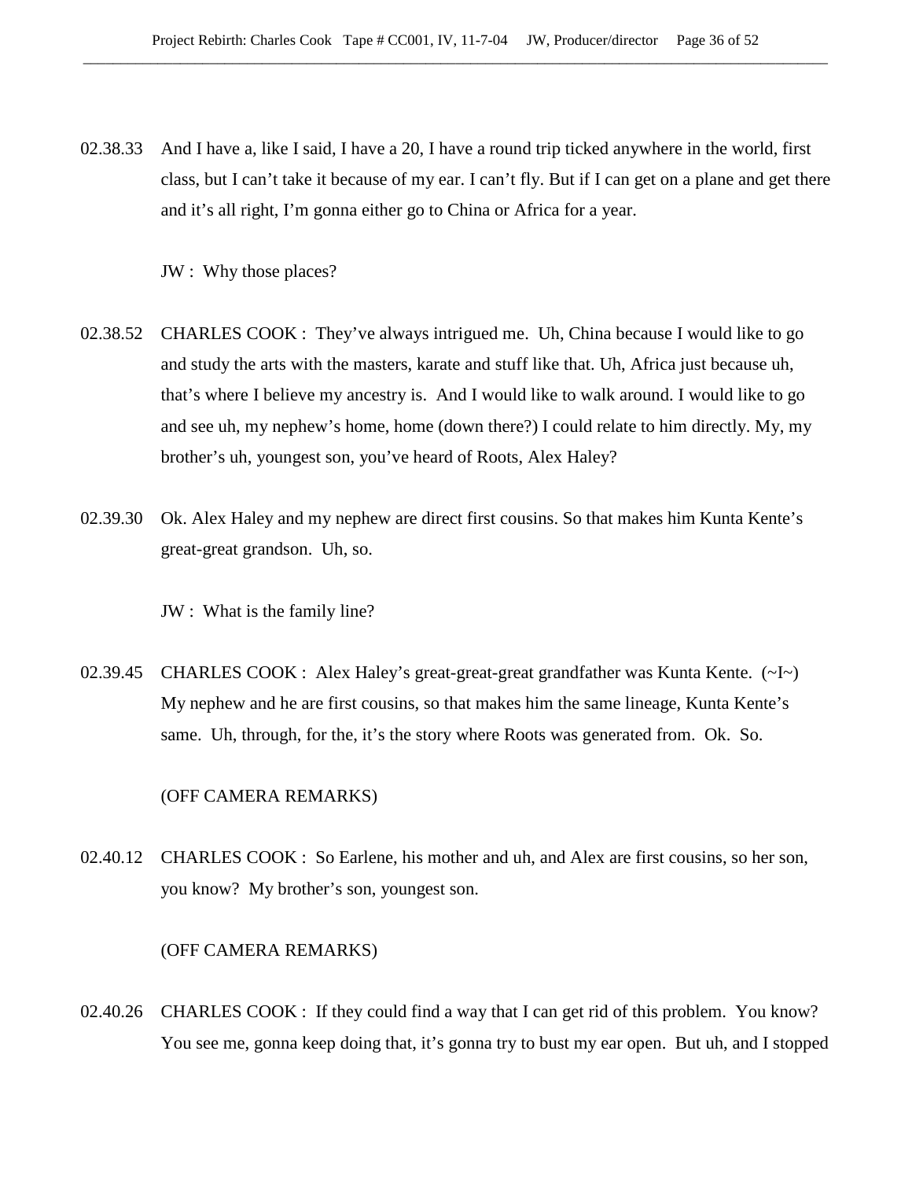02.38.33 And I have a, like I said, I have a 20, I have a round trip ticked anywhere in the world, first class, but I can't take it because of my ear. I can't fly. But if I can get on a plane and get there and it's all right, I'm gonna either go to China or Africa for a year.

JW : Why those places?

02.38.52 CHARLES COOK : They've always intrigued me. Uh, China because I would like to go and study the arts with the masters, karate and stuff like that. Uh, Africa just because uh, that's where I believe my ancestry is. And I would like to walk around. I would like to go and see uh, my nephew's home, home (down there?) I could relate to him directly. My, my brother's uh, youngest son, you've heard of Roots, Alex Haley?

02.39.30 Ok. Alex Haley and my nephew are direct first cousins. So that makes him Kunta Kente's great-great grandson. Uh, so.

JW : What is the family line?

02.39.45 CHARLES COOK : Alex Haley's great-great-great grandfather was Kunta Kente. (~I~) My nephew and he are first cousins, so that makes him the same lineage, Kunta Kente's same. Uh, through, for the, it's the story where Roots was generated from. Ok. So.

(OFF CAMERA REMARKS)

02.40.12 CHARLES COOK : So Earlene, his mother and uh, and Alex are first cousins, so her son, you know? My brother's son, youngest son.

(OFF CAMERA REMARKS)

02.40.26 CHARLES COOK : If they could find a way that I can get rid of this problem. You know? You see me, gonna keep doing that, it's gonna try to bust my ear open. But uh, and I stopped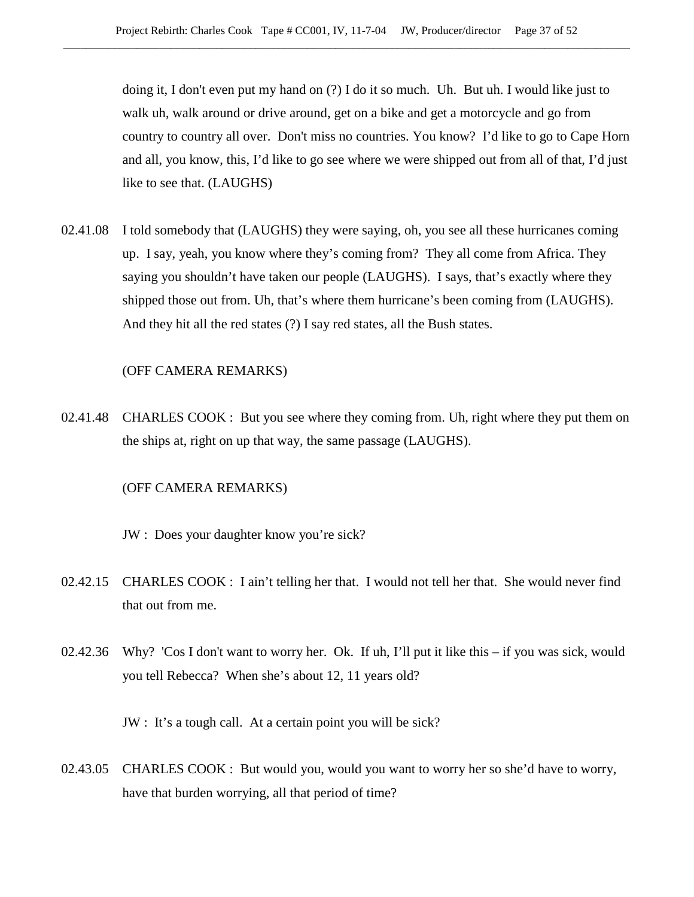doing it, I don't even put my hand on (?) I do it so much.  Uh.  But uh. I would like just to walk uh, walk around or drive around, get on a bike and get a motorcycle and go from country to country all over.  Don't miss no countries. You know?  I'd like to go to Cape Horn and all, you know, this, I'd like to go see where we were shipped out from all of that, I'd just like to see that. (LAUGHS)

02.41.08 I told somebody that (LAUGHS) they were saying, oh, you see all these hurricanes coming up.  I say, yeah, you know where they's coming from?  They all come from Africa. They saying you shouldn't have taken our people (LAUGHS).  I says, that's exactly where they shipped those out from. Uh, that's where them hurricane's been coming from (LAUGHS). And they hit all the red states (?) I say red states, all the Bush states.

(OFF CAMERA REMARKS)

02.41.48 CHARLES COOK :  But you see where they coming from. Uh, right where they put them on the ships at, right on up that way, the same passage (LAUGHS).

(OFF CAMERA REMARKS)

JW :  Does your daughter know you're sick?

02.42.15 CHARLES COOK :  I ain't telling her that.  I would not tell her that.  She would never find that out from me.

02.42.36 Why?  'Cos I don't want to worry her.  Ok.  If uh, I'll put it like this – if you was sick, would you tell Rebecca?  When she's about 12, 11 years old?

JW :  It's a tough call.  At a certain point you will be sick?

02.43.05 CHARLES COOK :  But would you, would you want to worry her so she'd have to worry, have that burden worrying, all that period of time?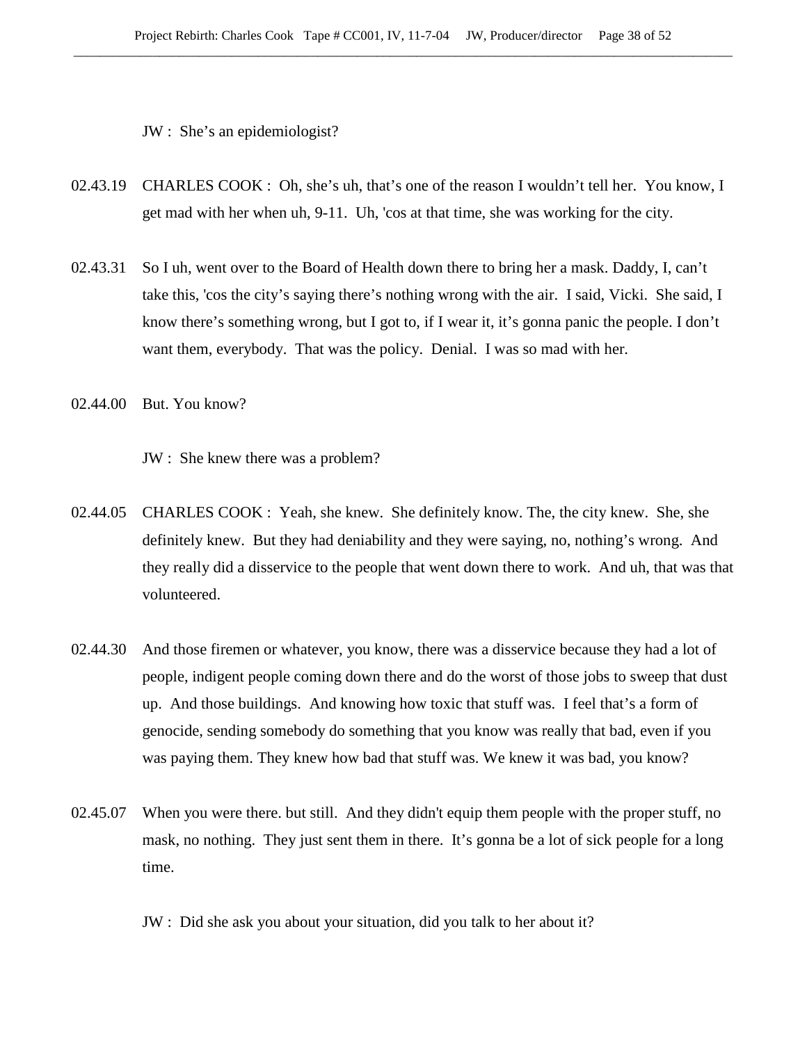JW : She's an epidemiologist?

02.43.19 CHARLES COOK : Oh, she's uh, that's one of the reason I wouldn't tell her. You know, I get mad with her when uh, 9-11. Uh, 'cos at that time, she was working for the city.

02.43.31 So I uh, went over to the Board of Health down there to bring her a mask. Daddy, I, can't take this, 'cos the city's saying there's nothing wrong with the air. I said, Vicki. She said, I know there's something wrong, but I got to, if I wear it, it's gonna panic the people. I don't want them, everybody. That was the policy. Denial. I was so mad with her.

02.44.00 But. You know?

JW : She knew there was a problem?

02.44.05 CHARLES COOK : Yeah, she knew. She definitely know. The, the city knew. She, she definitely knew. But they had deniability and they were saying, no, nothing's wrong. And they really did a disservice to the people that went down there to work. And uh, that was that volunteered.

02.44.30 And those firemen or whatever, you know, there was a disservice because they had a lot of people, indigent people coming down there and do the worst of those jobs to sweep that dust up. And those buildings. And knowing how toxic that stuff was. I feel that's a form of genocide, sending somebody do something that you know was really that bad, even if you was paying them. They knew how bad that stuff was. We knew it was bad, you know?

02.45.07 When you were there. but still. And they didn't equip them people with the proper stuff, no mask, no nothing. They just sent them in there. It's gonna be a lot of sick people for a long time.

JW : Did she ask you about your situation, did you talk to her about it?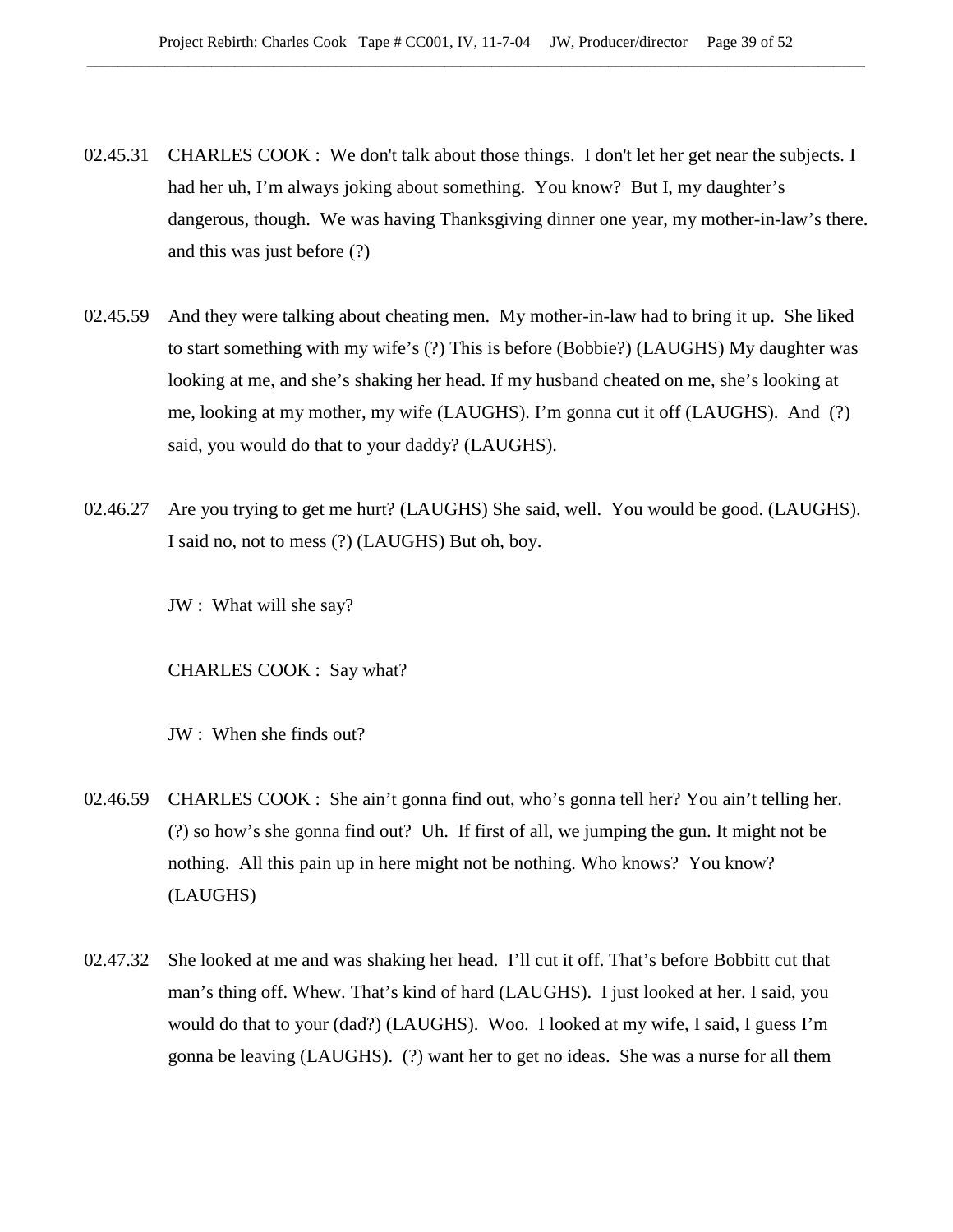02.45.31 CHARLES COOK : We don't talk about those things. I don't let her get near the subjects. I had her uh, I'm always joking about something. You know? But I, my daughter's dangerous, though. We was having Thanksgiving dinner one year, my mother-in-law's there. and this was just before (?)

02.45.59 And they were talking about cheating men. My mother-in-law had to bring it up. She liked to start something with my wife's (?) This is before (Bobbie?) (LAUGHS) My daughter was looking at me, and she's shaking her head. If my husband cheated on me, she's looking at me, looking at my mother, my wife (LAUGHS). I'm gonna cut it off (LAUGHS). And (?) said, you would do that to your daddy? (LAUGHS).

02.46.27 Are you trying to get me hurt? (LAUGHS) She said, well. You would be good. (LAUGHS). I said no, not to mess (?) (LAUGHS) But oh, boy.

JW : What will she say?

CHARLES COOK : Say what?

JW : When she finds out?

02.46.59 CHARLES COOK : She ain't gonna find out, who's gonna tell her? You ain't telling her. (?) so how's she gonna find out? Uh. If first of all, we jumping the gun. It might not be nothing. All this pain up in here might not be nothing. Who knows? You know? (LAUGHS)

02.47.32 She looked at me and was shaking her head. I'll cut it off. That's before Bobbitt cut that man's thing off. Whew. That's kind of hard (LAUGHS). I just looked at her. I said, you would do that to your (dad?) (LAUGHS). Woo. I looked at my wife, I said, I guess I'm gonna be leaving (LAUGHS). (?) want her to get no ideas. She was a nurse for all them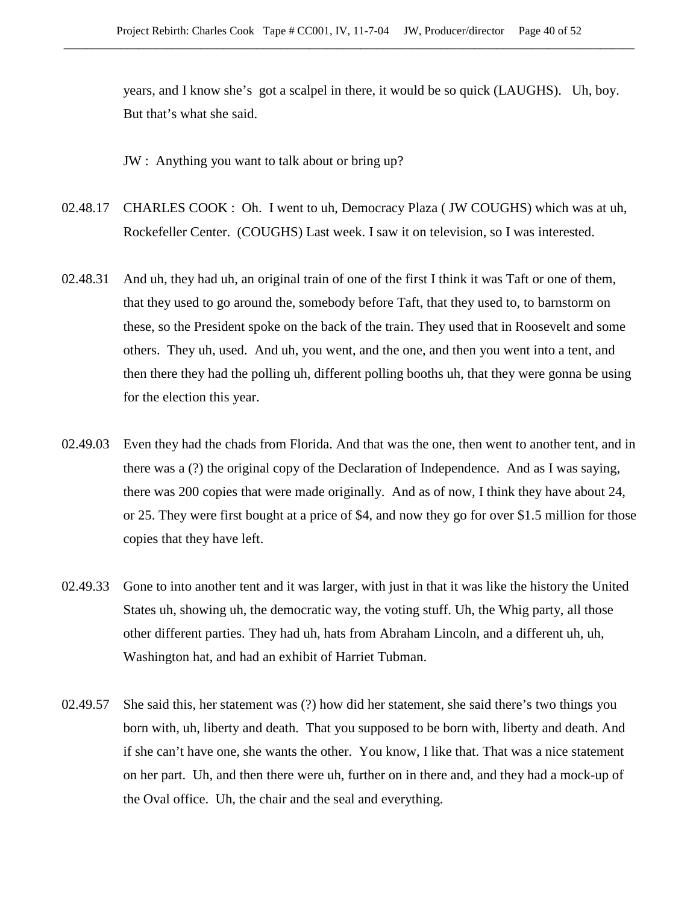years, and I know she's got a scalpel in there, it would be so quick (LAUGHS). Uh, boy. But that's what she said.

JW : Anything you want to talk about or bring up?

02.48.17 CHARLES COOK : Oh. I went to uh, Democracy Plaza ( JW COUGHS) which was at uh, Rockefeller Center. (COUGHS) Last week. I saw it on television, so I was interested.

02.48.31 And uh, they had uh, an original train of one of the first I think it was Taft or one of them, that they used to go around the, somebody before Taft, that they used to, to barnstorm on these, so the President spoke on the back of the train. They used that in Roosevelt and some others. They uh, used. And uh, you went, and the one, and then you went into a tent, and then there they had the polling uh, different polling booths uh, that they were gonna be using for the election this year.

02.49.03 Even they had the chads from Florida. And that was the one, then went to another tent, and in there was a (?) the original copy of the Declaration of Independence. And as I was saying, there was 200 copies that were made originally. And as of now, I think they have about 24, or 25. They were first bought at a price of $4, and now they go for over $1.5 million for those copies that they have left.

02.49.33 Gone to into another tent and it was larger, with just in that it was like the history the United States uh, showing uh, the democratic way, the voting stuff. Uh, the Whig party, all those other different parties. They had uh, hats from Abraham Lincoln, and a different uh, uh, Washington hat, and had an exhibit of Harriet Tubman.

02.49.57 She said this, her statement was (?) how did her statement, she said there's two things you born with, uh, liberty and death. That you supposed to be born with, liberty and death. And if she can't have one, she wants the other. You know, I like that. That was a nice statement on her part. Uh, and then there were uh, further on in there and, and they had a mock-up of the Oval office. Uh, the chair and the seal and everything.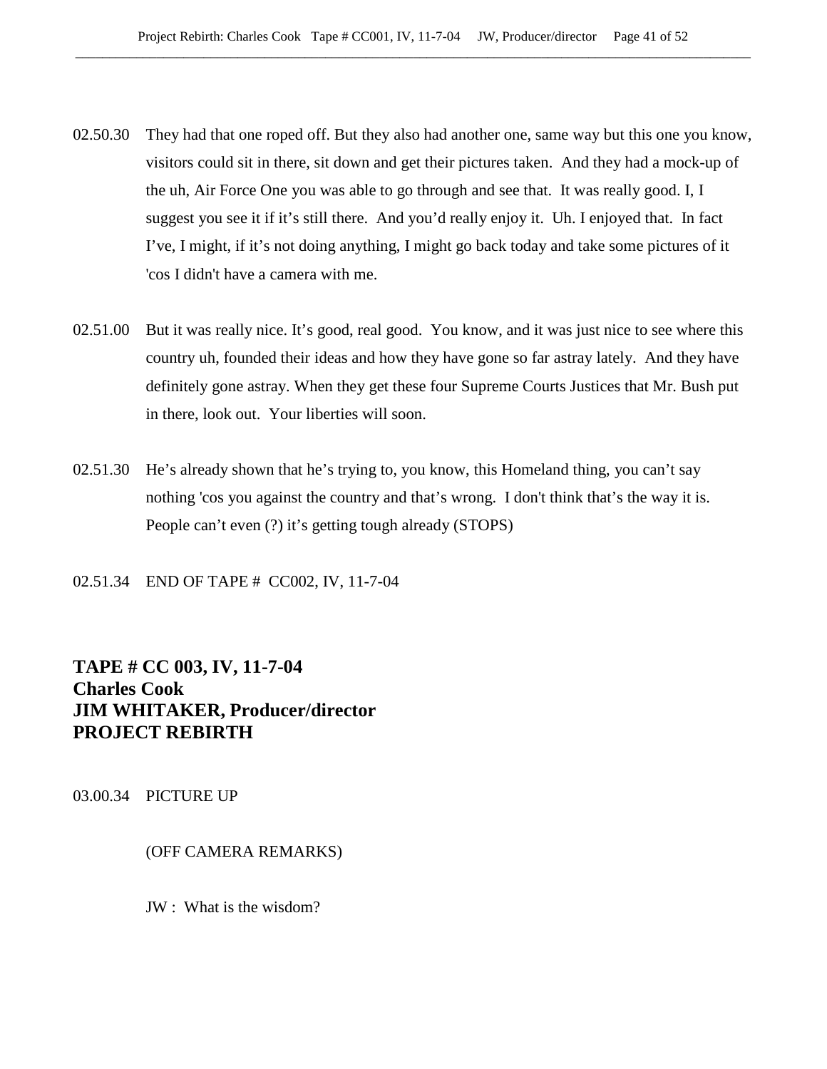02.50.30 They had that one roped off. But they also had another one, same way but this one you know, visitors could sit in there, sit down and get their pictures taken. And they had a mock-up of the uh, Air Force One you was able to go through and see that. It was really good. I, I suggest you see it if it's still there. And you'd really enjoy it. Uh. I enjoyed that. In fact I've, I might, if it's not doing anything, I might go back today and take some pictures of it 'cos I didn't have a camera with me.

02.51.00 But it was really nice. It's good, real good. You know, and it was just nice to see where this country uh, founded their ideas and how they have gone so far astray lately. And they have definitely gone astray. When they get these four Supreme Courts Justices that Mr. Bush put in there, look out. Your liberties will soon.

02.51.30 He's already shown that he's trying to, you know, this Homeland thing, you can't say nothing 'cos you against the country and that's wrong. I don't think that's the way it is. People can't even (?) it's getting tough already (STOPS)

02.51.34 END OF TAPE # CC002, IV, 11-7-04

**TAPE # CC 003, IV, 11-7-04**
**Charles Cook**
**JIM WHITAKER, Producer/director**
**PROJECT REBIRTH**

03.00.34 PICTURE UP

(OFF CAMERA REMARKS)

JW : What is the wisdom?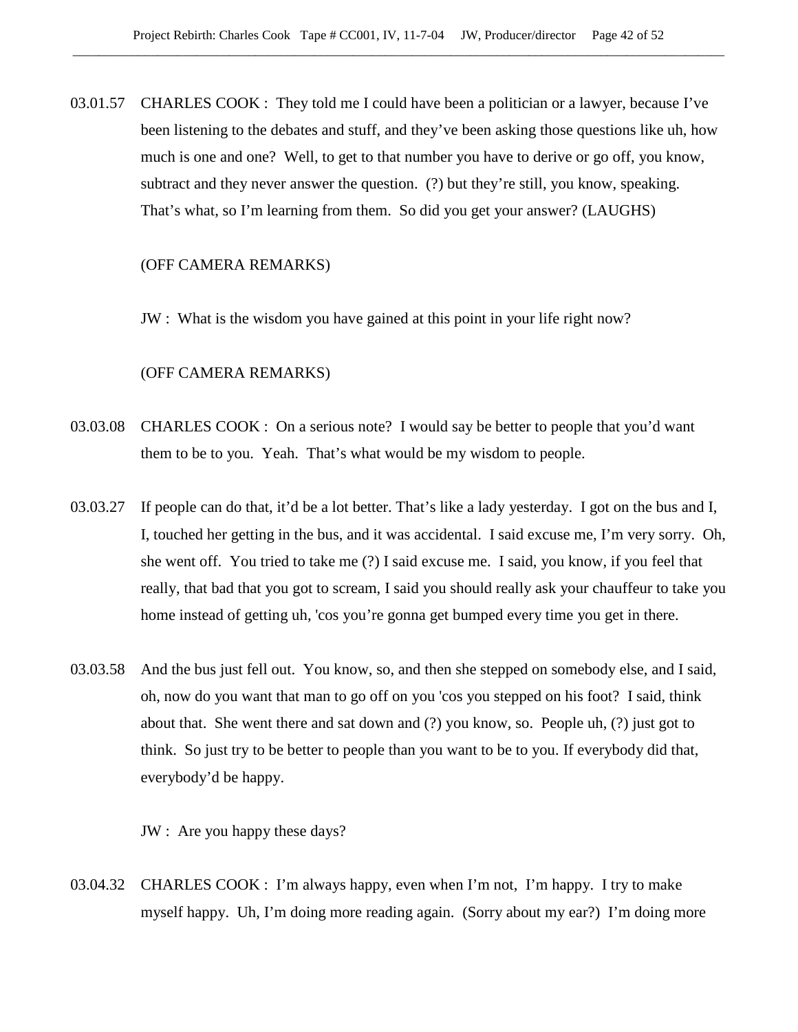03.01.57 CHARLES COOK : They told me I could have been a politician or a lawyer, because I've been listening to the debates and stuff, and they've been asking those questions like uh, how much is one and one? Well, to get to that number you have to derive or go off, you know, subtract and they never answer the question. (?) but they're still, you know, speaking. That's what, so I'm learning from them. So did you get your answer? (LAUGHS)

(OFF CAMERA REMARKS)

JW : What is the wisdom you have gained at this point in your life right now?

(OFF CAMERA REMARKS)

03.03.08 CHARLES COOK : On a serious note? I would say be better to people that you'd want them to be to you. Yeah. That's what would be my wisdom to people.

03.03.27 If people can do that, it'd be a lot better. That's like a lady yesterday. I got on the bus and I, I, touched her getting in the bus, and it was accidental. I said excuse me, I'm very sorry. Oh, she went off. You tried to take me (?) I said excuse me. I said, you know, if you feel that really, that bad that you got to scream, I said you should really ask your chauffeur to take you home instead of getting uh, 'cos you're gonna get bumped every time you get in there.

03.03.58 And the bus just fell out. You know, so, and then she stepped on somebody else, and I said, oh, now do you want that man to go off on you 'cos you stepped on his foot? I said, think about that. She went there and sat down and (?) you know, so. People uh, (?) just got to think. So just try to be better to people than you want to be to you. If everybody did that, everybody'd be happy.

JW : Are you happy these days?

03.04.32 CHARLES COOK : I'm always happy, even when I'm not, I'm happy. I try to make myself happy. Uh, I'm doing more reading again. (Sorry about my ear?) I'm doing more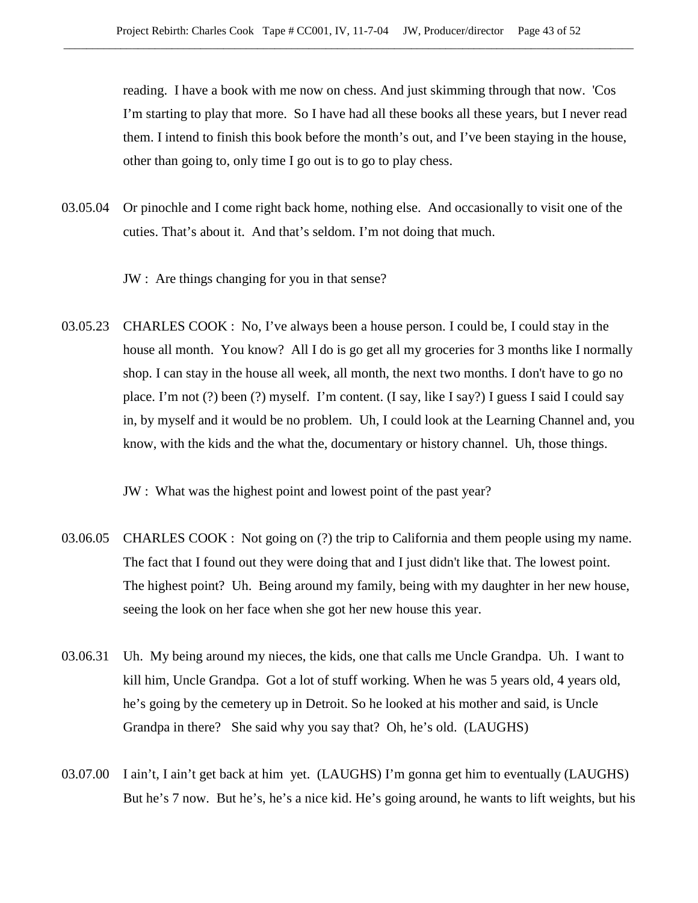reading. I have a book with me now on chess. And just skimming through that now. 'Cos I'm starting to play that more. So I have had all these books all these years, but I never read them. I intend to finish this book before the month's out, and I've been staying in the house, other than going to, only time I go out is to go to play chess.

03.05.04 Or pinochle and I come right back home, nothing else. And occasionally to visit one of the cuties. That's about it. And that's seldom. I'm not doing that much.

JW : Are things changing for you in that sense?

03.05.23 CHARLES COOK : No, I've always been a house person. I could be, I could stay in the house all month. You know? All I do is go get all my groceries for 3 months like I normally shop. I can stay in the house all week, all month, the next two months. I don't have to go no place. I'm not (?) been (?) myself. I'm content. (I say, like I say?) I guess I said I could say in, by myself and it would be no problem. Uh, I could look at the Learning Channel and, you know, with the kids and the what the, documentary or history channel. Uh, those things.

JW : What was the highest point and lowest point of the past year?

03.06.05 CHARLES COOK : Not going on (?) the trip to California and them people using my name. The fact that I found out they were doing that and I just didn't like that. The lowest point. The highest point? Uh. Being around my family, being with my daughter in her new house, seeing the look on her face when she got her new house this year.

03.06.31 Uh. My being around my nieces, the kids, one that calls me Uncle Grandpa. Uh. I want to kill him, Uncle Grandpa. Got a lot of stuff working. When he was 5 years old, 4 years old, he's going by the cemetery up in Detroit. So he looked at his mother and said, is Uncle Grandpa in there? She said why you say that? Oh, he's old. (LAUGHS)

03.07.00 I ain't, I ain't get back at him yet. (LAUGHS) I'm gonna get him to eventually (LAUGHS) But he's 7 now. But he's, he's a nice kid. He's going around, he wants to lift weights, but his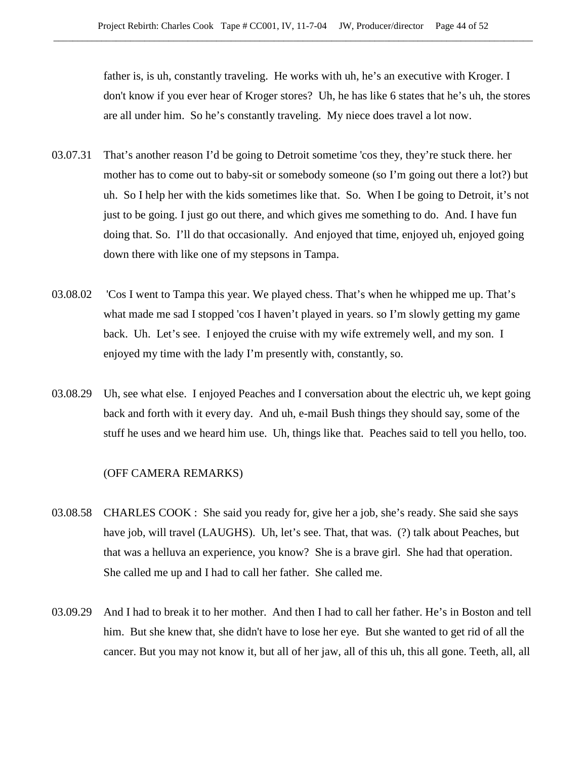father is, is uh, constantly traveling. He works with uh, he's an executive with Kroger. I don't know if you ever hear of Kroger stores? Uh, he has like 6 states that he's uh, the stores are all under him. So he's constantly traveling. My niece does travel a lot now.

03.07.31 That's another reason I'd be going to Detroit sometime 'cos they, they're stuck there. her mother has to come out to baby-sit or somebody someone (so I'm going out there a lot?) but uh. So I help her with the kids sometimes like that. So. When I be going to Detroit, it's not just to be going. I just go out there, and which gives me something to do. And. I have fun doing that. So. I'll do that occasionally. And enjoyed that time, enjoyed uh, enjoyed going down there with like one of my stepsons in Tampa.

03.08.02 'Cos I went to Tampa this year. We played chess. That's when he whipped me up. That's what made me sad I stopped 'cos I haven't played in years. so I'm slowly getting my game back. Uh. Let's see. I enjoyed the cruise with my wife extremely well, and my son. I enjoyed my time with the lady I'm presently with, constantly, so.

03.08.29 Uh, see what else. I enjoyed Peaches and I conversation about the electric uh, we kept going back and forth with it every day. And uh, e-mail Bush things they should say, some of the stuff he uses and we heard him use. Uh, things like that. Peaches said to tell you hello, too.

(OFF CAMERA REMARKS)

03.08.58 CHARLES COOK : She said you ready for, give her a job, she's ready. She said she says have job, will travel (LAUGHS). Uh, let's see. That, that was. (?) talk about Peaches, but that was a helluva an experience, you know? She is a brave girl. She had that operation. She called me up and I had to call her father. She called me.

03.09.29 And I had to break it to her mother. And then I had to call her father. He's in Boston and tell him. But she knew that, she didn't have to lose her eye. But she wanted to get rid of all the cancer. But you may not know it, but all of her jaw, all of this uh, this all gone. Teeth, all, all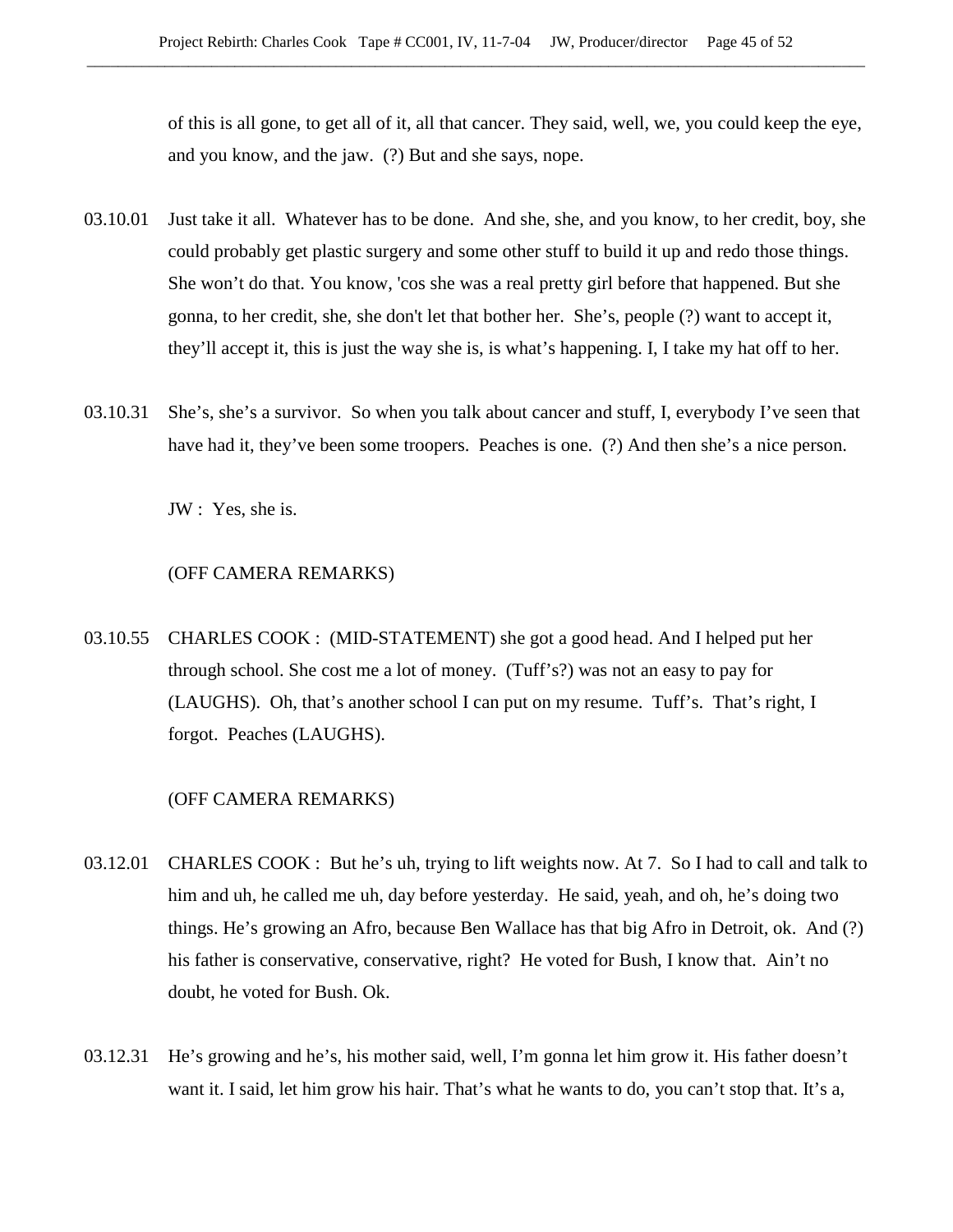of this is all gone, to get all of it, all that cancer. They said, well, we, you could keep the eye, and you know, and the jaw. (?) But and she says, nope.

03.10.01 Just take it all. Whatever has to be done. And she, she, and you know, to her credit, boy, she could probably get plastic surgery and some other stuff to build it up and redo those things. She won't do that. You know, 'cos she was a real pretty girl before that happened. But she gonna, to her credit, she, she don't let that bother her. She's, people (?) want to accept it, they'll accept it, this is just the way she is, is what's happening. I, I take my hat off to her.

03.10.31 She's, she's a survivor. So when you talk about cancer and stuff, I, everybody I've seen that have had it, they've been some troopers. Peaches is one. (?) And then she's a nice person.

JW : Yes, she is.

(OFF CAMERA REMARKS)

03.10.55 CHARLES COOK : (MID-STATEMENT) she got a good head. And I helped put her through school. She cost me a lot of money. (Tuff's?) was not an easy to pay for (LAUGHS). Oh, that's another school I can put on my resume. Tuff's. That's right, I forgot. Peaches (LAUGHS).

(OFF CAMERA REMARKS)

03.12.01 CHARLES COOK : But he's uh, trying to lift weights now. At 7. So I had to call and talk to him and uh, he called me uh, day before yesterday. He said, yeah, and oh, he's doing two things. He's growing an Afro, because Ben Wallace has that big Afro in Detroit, ok. And (?) his father is conservative, conservative, right? He voted for Bush, I know that. Ain't no doubt, he voted for Bush. Ok.

03.12.31 He's growing and he's, his mother said, well, I'm gonna let him grow it. His father doesn't want it. I said, let him grow his hair. That's what he wants to do, you can't stop that. It's a,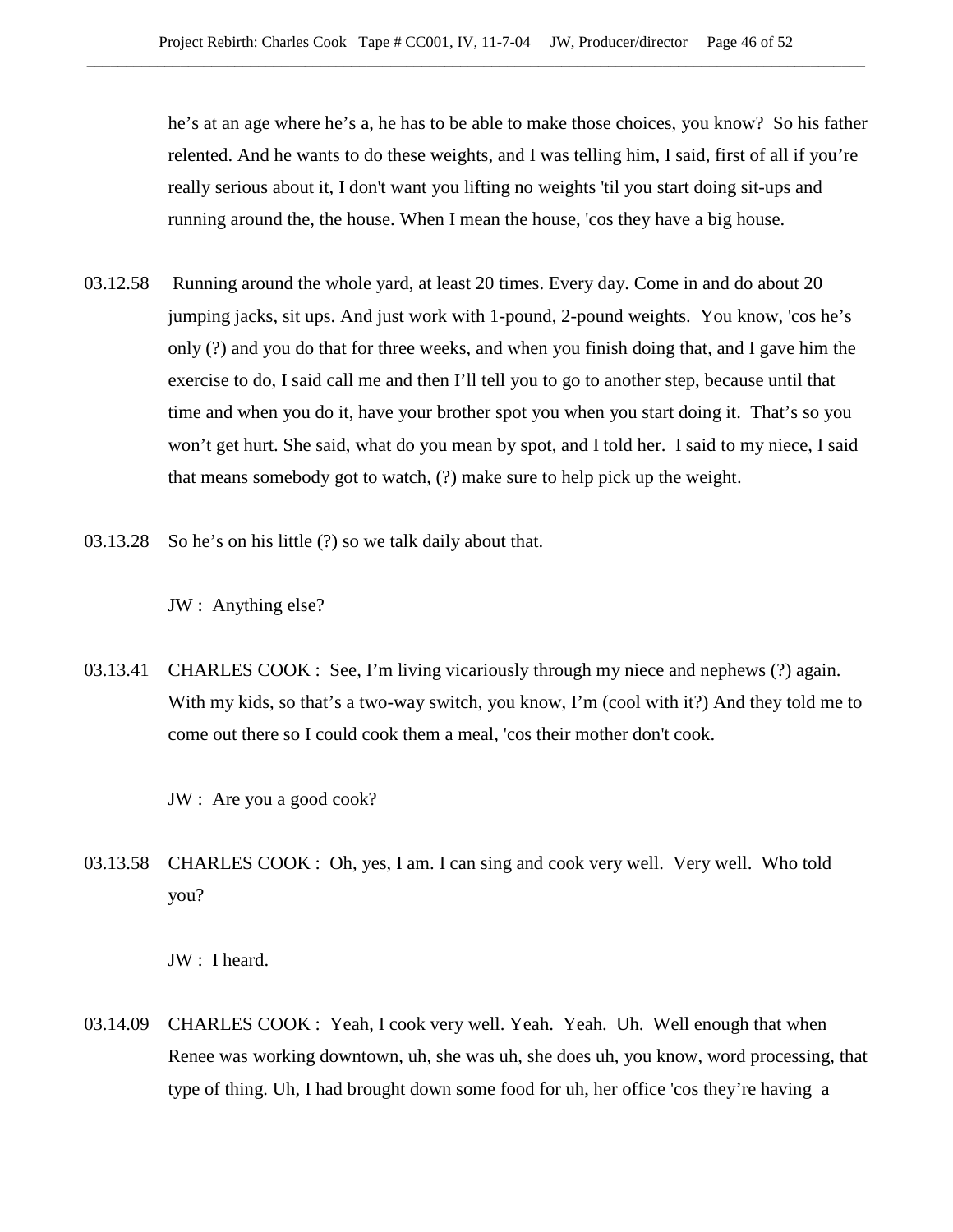he's at an age where he's a, he has to be able to make those choices, you know? So his father relented. And he wants to do these weights, and I was telling him, I said, first of all if you're really serious about it, I don't want you lifting no weights 'til you start doing sit-ups and running around the, the house. When I mean the house, 'cos they have a big house.

03.12.58 Running around the whole yard, at least 20 times. Every day. Come in and do about 20 jumping jacks, sit ups. And just work with 1-pound, 2-pound weights. You know, 'cos he's only (?) and you do that for three weeks, and when you finish doing that, and I gave him the exercise to do, I said call me and then I'll tell you to go to another step, because until that time and when you do it, have your brother spot you when you start doing it. That's so you won't get hurt. She said, what do you mean by spot, and I told her. I said to my niece, I said that means somebody got to watch, (?) make sure to help pick up the weight.

03.13.28 So he's on his little (?) so we talk daily about that.

JW : Anything else?

03.13.41 CHARLES COOK : See, I'm living vicariously through my niece and nephews (?) again. With my kids, so that's a two-way switch, you know, I'm (cool with it?) And they told me to come out there so I could cook them a meal, 'cos their mother don't cook.

JW : Are you a good cook?

03.13.58 CHARLES COOK : Oh, yes, I am. I can sing and cook very well. Very well. Who told you?

JW : I heard.

03.14.09 CHARLES COOK : Yeah, I cook very well. Yeah. Yeah. Uh. Well enough that when Renee was working downtown, uh, she was uh, she does uh, you know, word processing, that type of thing. Uh, I had brought down some food for uh, her office 'cos they're having a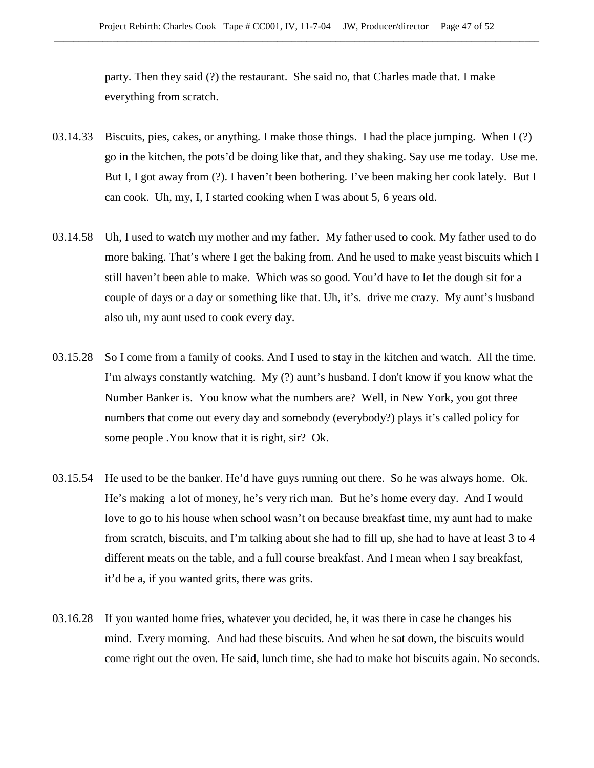party. Then they said (?) the restaurant.  She said no, that Charles made that. I make everything from scratch.

03.14.33 Biscuits, pies, cakes, or anything. I make those things.  I had the place jumping.  When I (?) go in the kitchen, the pots'd be doing like that, and they shaking. Say use me today.  Use me. But I, I got away from (?). I haven't been bothering. I've been making her cook lately.  But I can cook.  Uh, my, I, I started cooking when I was about 5, 6 years old.

03.14.58 Uh, I used to watch my mother and my father.  My father used to cook. My father used to do more baking. That's where I get the baking from. And he used to make yeast biscuits which I still haven't been able to make.  Which was so good. You'd have to let the dough sit for a couple of days or a day or something like that. Uh, it's.  drive me crazy.  My aunt's husband also uh, my aunt used to cook every day.

03.15.28 So I come from a family of cooks. And I used to stay in the kitchen and watch.  All the time. I'm always constantly watching.  My (?) aunt's husband. I don't know if you know what the Number Banker is.  You know what the numbers are?  Well, in New York, you got three numbers that come out every day and somebody (everybody?) plays it's called policy for some people .You know that it is right, sir?  Ok.

03.15.54 He used to be the banker. He'd have guys running out there.  So he was always home.  Ok. He's making  a lot of money, he's very rich man.  But he's home every day.  And I would love to go to his house when school wasn't on because breakfast time, my aunt had to make from scratch, biscuits, and I'm talking about she had to fill up, she had to have at least 3 to 4 different meats on the table, and a full course breakfast. And I mean when I say breakfast, it'd be a, if you wanted grits, there was grits.

03.16.28 If you wanted home fries, whatever you decided, he, it was there in case he changes his mind.  Every morning.  And had these biscuits. And when he sat down, the biscuits would come right out the oven. He said, lunch time, she had to make hot biscuits again. No seconds.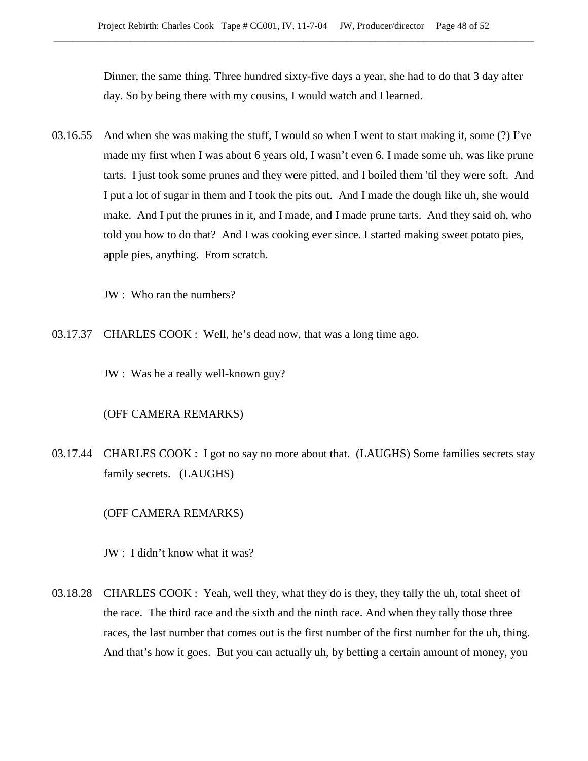Dinner, the same thing. Three hundred sixty-five days a year, she had to do that 3 day after day. So by being there with my cousins, I would watch and I learned.

03.16.55 And when she was making the stuff, I would so when I went to start making it, some (?) I've made my first when I was about 6 years old, I wasn't even 6. I made some uh, was like prune tarts. I just took some prunes and they were pitted, and I boiled them 'til they were soft. And I put a lot of sugar in them and I took the pits out. And I made the dough like uh, she would make. And I put the prunes in it, and I made, and I made prune tarts. And they said oh, who told you how to do that? And I was cooking ever since. I started making sweet potato pies, apple pies, anything. From scratch.

JW : Who ran the numbers?

03.17.37 CHARLES COOK : Well, he's dead now, that was a long time ago.

JW : Was he a really well-known guy?

(OFF CAMERA REMARKS)

03.17.44 CHARLES COOK : I got no say no more about that. (LAUGHS) Some families secrets stay family secrets. (LAUGHS)

(OFF CAMERA REMARKS)

JW : I didn't know what it was?

03.18.28 CHARLES COOK : Yeah, well they, what they do is they, they tally the uh, total sheet of the race. The third race and the sixth and the ninth race. And when they tally those three races, the last number that comes out is the first number of the first number for the uh, thing. And that's how it goes. But you can actually uh, by betting a certain amount of money, you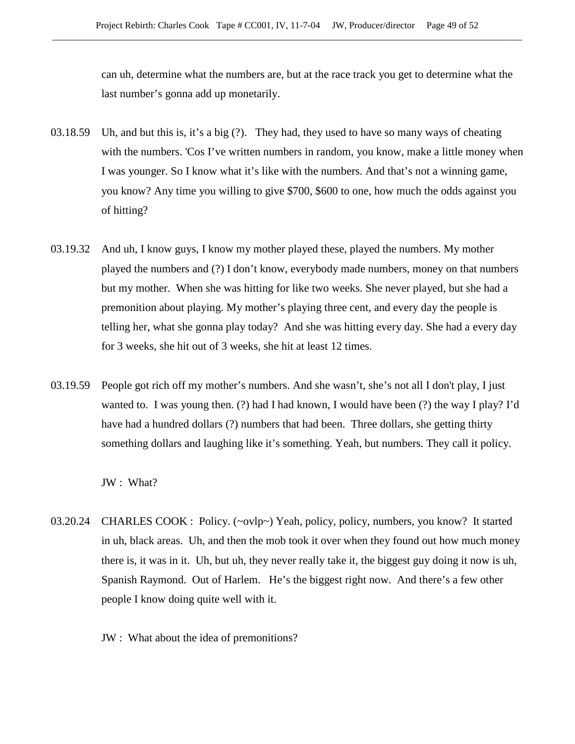can uh, determine what the numbers are, but at the race track you get to determine what the last number's gonna add up monetarily.

03.18.59 Uh, and but this is, it's a big (?). They had, they used to have so many ways of cheating with the numbers. 'Cos I've written numbers in random, you know, make a little money when I was younger. So I know what it's like with the numbers. And that's not a winning game, you know? Any time you willing to give $700, $600 to one, how much the odds against you of hitting?

03.19.32 And uh, I know guys, I know my mother played these, played the numbers. My mother played the numbers and (?) I don't know, everybody made numbers, money on that numbers but my mother. When she was hitting for like two weeks. She never played, but she had a premonition about playing. My mother's playing three cent, and every day the people is telling her, what she gonna play today? And she was hitting every day. She had a every day for 3 weeks, she hit out of 3 weeks, she hit at least 12 times.

03.19.59 People got rich off my mother's numbers. And she wasn't, she's not all I don't play, I just wanted to. I was young then. (?) had I had known, I would have been (?) the way I play? I'd have had a hundred dollars (?) numbers that had been. Three dollars, she getting thirty something dollars and laughing like it's something. Yeah, but numbers. They call it policy.

JW : What?

03.20.24 CHARLES COOK : Policy. (~ovlp~) Yeah, policy, policy, numbers, you know? It started in uh, black areas. Uh, and then the mob took it over when they found out how much money there is, it was in it. Uh, but uh, they never really take it, the biggest guy doing it now is uh, Spanish Raymond. Out of Harlem. He's the biggest right now. And there's a few other people I know doing quite well with it.

JW : What about the idea of premonitions?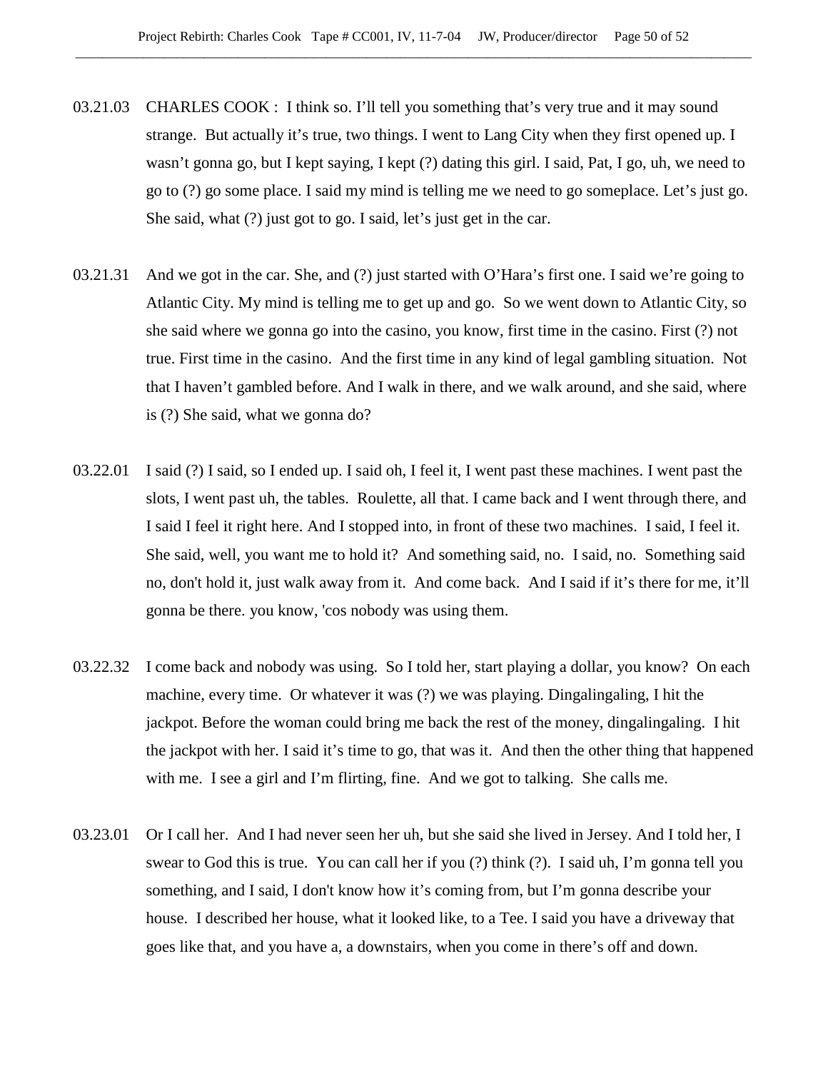03.21.03 CHARLES COOK : I think so. I'll tell you something that's very true and it may sound strange. But actually it's true, two things. I went to Lang City when they first opened up. I wasn't gonna go, but I kept saying, I kept (?) dating this girl. I said, Pat, I go, uh, we need to go to (?) go some place. I said my mind is telling me we need to go someplace. Let's just go. She said, what (?) just got to go. I said, let's just get in the car.

03.21.31 And we got in the car. She, and (?) just started with O'Hara's first one. I said we're going to Atlantic City. My mind is telling me to get up and go. So we went down to Atlantic City, so she said where we gonna go into the casino, you know, first time in the casino. First (?) not true. First time in the casino. And the first time in any kind of legal gambling situation. Not that I haven't gambled before. And I walk in there, and we walk around, and she said, where is (?) She said, what we gonna do?

03.22.01 I said (?) I said, so I ended up. I said oh, I feel it, I went past these machines. I went past the slots, I went past uh, the tables. Roulette, all that. I came back and I went through there, and I said I feel it right here. And I stopped into, in front of these two machines. I said, I feel it. She said, well, you want me to hold it? And something said, no. I said, no. Something said no, don't hold it, just walk away from it. And come back. And I said if it's there for me, it'll gonna be there. you know, 'cos nobody was using them.

03.22.32 I come back and nobody was using. So I told her, start playing a dollar, you know? On each machine, every time. Or whatever it was (?) we was playing. Dingalingaling, I hit the jackpot. Before the woman could bring me back the rest of the money, dingalingaling. I hit the jackpot with her. I said it's time to go, that was it. And then the other thing that happened with me. I see a girl and I'm flirting, fine. And we got to talking. She calls me.

03.23.01 Or I call her. And I had never seen her uh, but she said she lived in Jersey. And I told her, I swear to God this is true. You can call her if you (?) think (?). I said uh, I'm gonna tell you something, and I said, I don't know how it's coming from, but I'm gonna describe your house. I described her house, what it looked like, to a Tee. I said you have a driveway that goes like that, and you have a, a downstairs, when you come in there's off and down.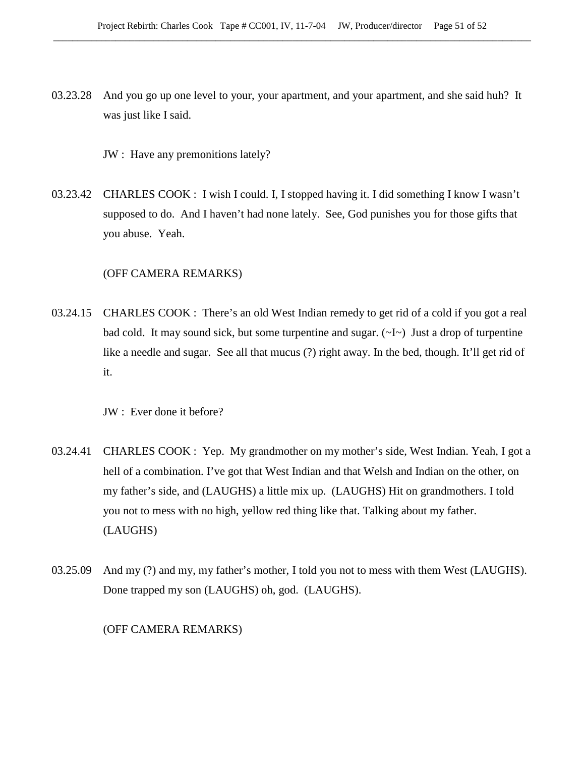03.23.28 And you go up one level to your, your apartment, and your apartment, and she said huh? It was just like I said.

JW : Have any premonitions lately?

03.23.42 CHARLES COOK : I wish I could. I, I stopped having it. I did something I know I wasn't supposed to do. And I haven't had none lately. See, God punishes you for those gifts that you abuse. Yeah.

(OFF CAMERA REMARKS)

03.24.15 CHARLES COOK : There's an old West Indian remedy to get rid of a cold if you got a real bad cold. It may sound sick, but some turpentine and sugar. (~I~) Just a drop of turpentine like a needle and sugar. See all that mucus (?) right away. In the bed, though. It'll get rid of it.

JW : Ever done it before?

03.24.41 CHARLES COOK : Yep. My grandmother on my mother's side, West Indian. Yeah, I got a hell of a combination. I've got that West Indian and that Welsh and Indian on the other, on my father's side, and (LAUGHS) a little mix up. (LAUGHS) Hit on grandmothers. I told you not to mess with no high, yellow red thing like that. Talking about my father. (LAUGHS)

03.25.09 And my (?) and my, my father's mother, I told you not to mess with them West (LAUGHS). Done trapped my son (LAUGHS) oh, god. (LAUGHS).

(OFF CAMERA REMARKS)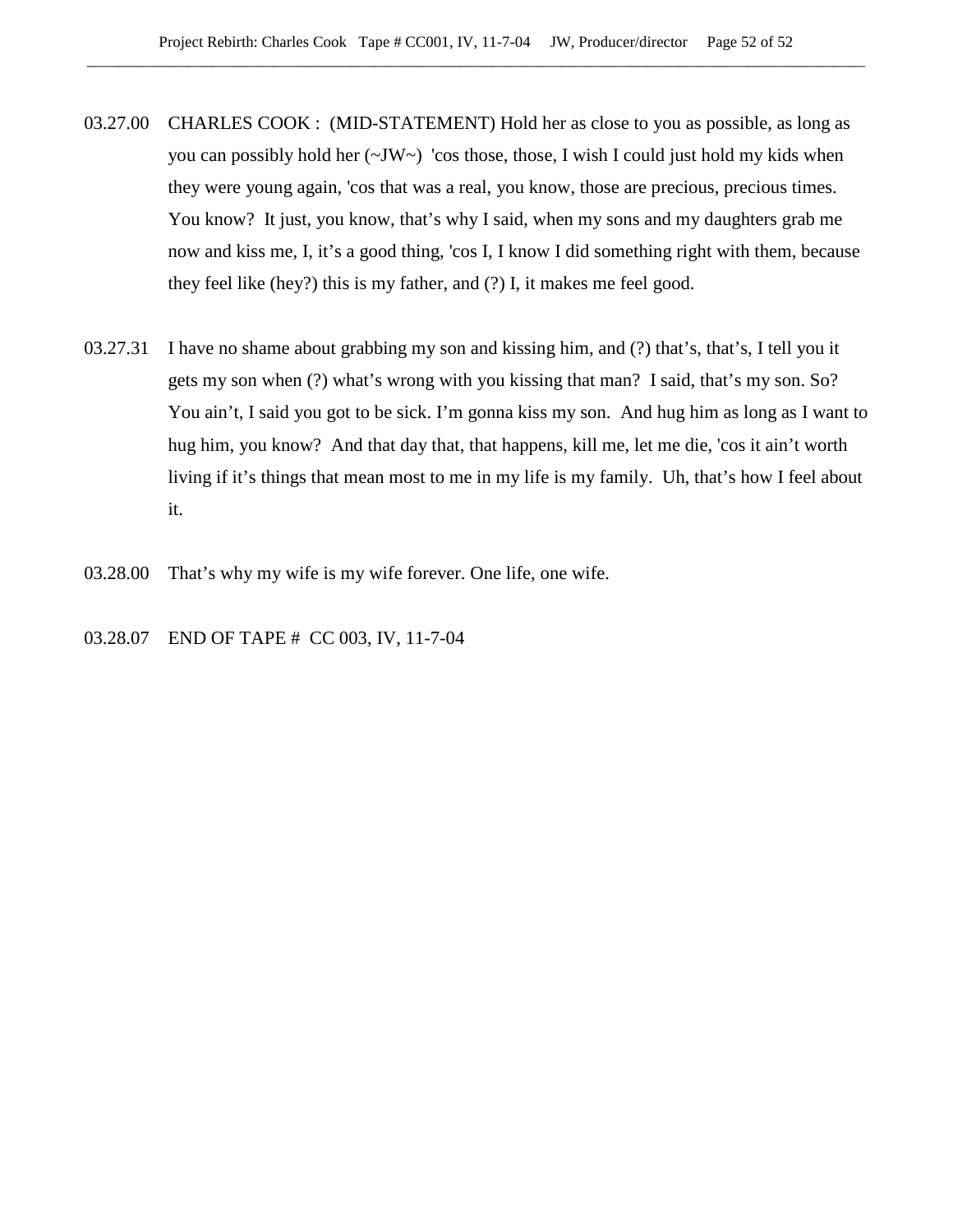03.27.00 CHARLES COOK : (MID-STATEMENT) Hold her as close to you as possible, as long as you can possibly hold her (~JW~) 'cos those, those, I wish I could just hold my kids when they were young again, 'cos that was a real, you know, those are precious, precious times. You know? It just, you know, that's why I said, when my sons and my daughters grab me now and kiss me, I, it's a good thing, 'cos I, I know I did something right with them, because they feel like (hey?) this is my father, and (?) I, it makes me feel good.

03.27.31 I have no shame about grabbing my son and kissing him, and (?) that's, that's, I tell you it gets my son when (?) what's wrong with you kissing that man? I said, that's my son. So? You ain't, I said you got to be sick. I'm gonna kiss my son. And hug him as long as I want to hug him, you know? And that day that, that happens, kill me, let me die, 'cos it ain't worth living if it's things that mean most to me in my life is my family. Uh, that's how I feel about it.

03.28.00 That's why my wife is my wife forever. One life, one wife.

03.28.07 END OF TAPE # CC 003, IV, 11-7-04